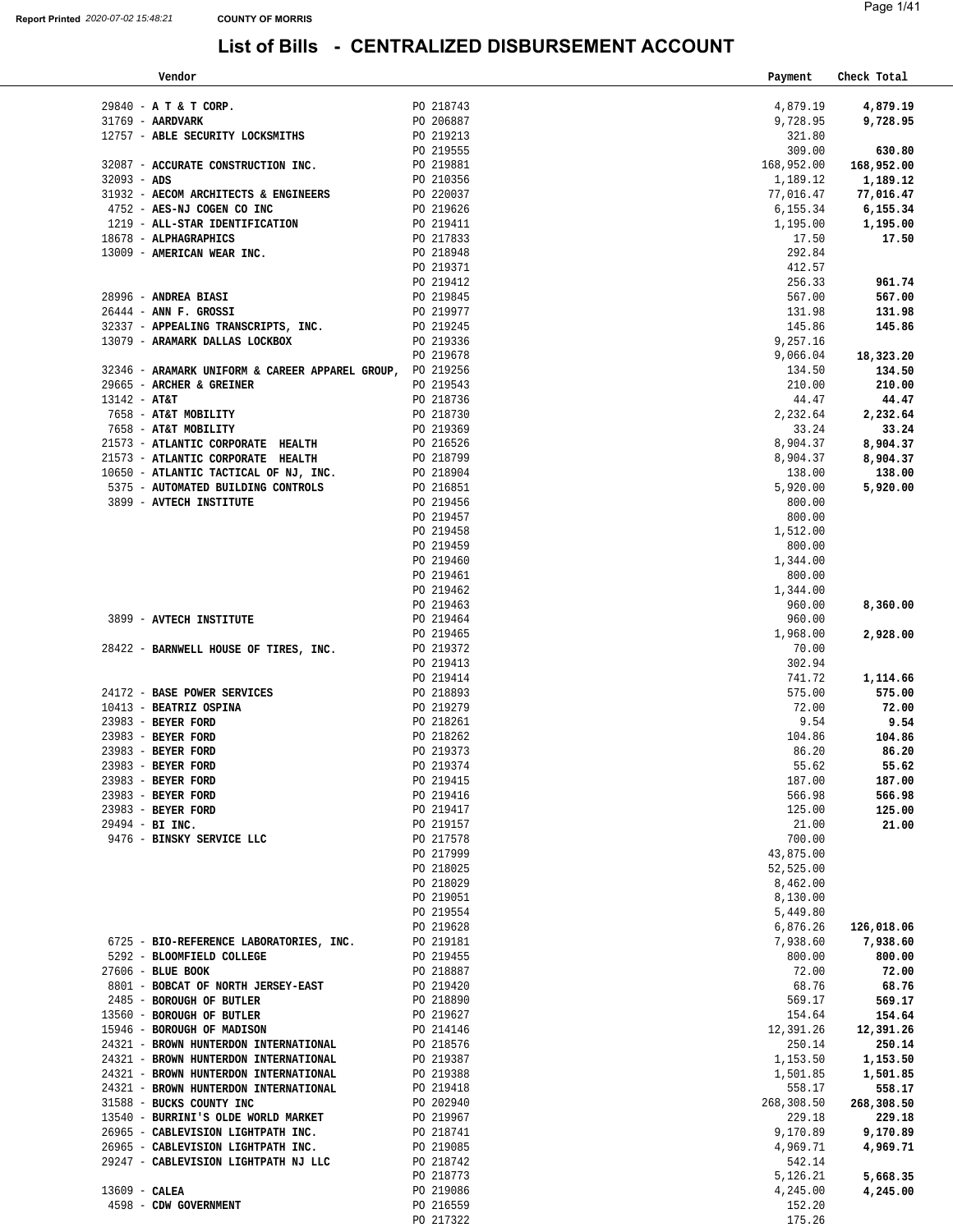Report Printed 2020-07-02 15:48:21 COUNTY OF MORRIS

# List of Bills - CENTRALIZED DISBURSEMENT ACCOUNT

| Vendor | | Payment | Check Total |
|---|---|---|---|
| 29840 - **A T & T CORP.** | PO 218743 | 4,879.19 | **4,879.19** |
| 31769 - **AARDVARK** | PO 206887 | 9,728.95 | **9,728.95** |
| 12757 - **ABLE SECURITY LOCKSMITHS** | PO 219213 | 321.80 | |
| | PO 219555 | 309.00 | **630.80** |
| 32087 - **ACCURATE CONSTRUCTION INC.** | PO 219881 | 168,952.00 | **168,952.00** |
| 32093 - **ADS** | PO 210356 | 1,189.12 | **1,189.12** |
| 31932 - **AECOM ARCHITECTS & ENGINEERS** | PO 220037 | 77,016.47 | **77,016.47** |
| 4752 - **AES-NJ COGEN CO INC** | PO 219626 | 6,155.34 | **6,155.34** |
| 1219 - **ALL-STAR IDENTIFICATION** | PO 219411 | 1,195.00 | **1,195.00** |
| 18678 - **ALPHAGRAPHICS** | PO 217833 | 17.50 | **17.50** |
| 13009 - **AMERICAN WEAR INC.** | PO 218948 | 292.84 | |
| | PO 219371 | 412.57 | |
| | PO 219412 | 256.33 | **961.74** |
| 28996 - **ANDREA BIASI** | PO 219845 | 567.00 | **567.00** |
| 26444 - **ANN F. GROSSI** | PO 219977 | 131.98 | **131.98** |
| 32337 - **APPEALING TRANSCRIPTS, INC.** | PO 219245 | 145.86 | **145.86** |
| 13079 - **ARAMARK DALLAS LOCKBOX** | PO 219336 | 9,257.16 | |
| | PO 219678 | 9,066.04 | **18,323.20** |
| 32346 - **ARAMARK UNIFORM & CAREER APPAREL GROUP,** | PO 219256 | 134.50 | **134.50** |
| 29665 - **ARCHER & GREINER** | PO 219543 | 210.00 | **210.00** |
| 13142 - **AT&T** | PO 218736 | 44.47 | **44.47** |
| 7658 - **AT&T MOBILITY** | PO 218730 | 2,232.64 | **2,232.64** |
| 7658 - **AT&T MOBILITY** | PO 219369 | 33.24 | **33.24** |
| 21573 - **ATLANTIC CORPORATE HEALTH** | PO 216526 | 8,904.37 | **8,904.37** |
| 21573 - **ATLANTIC CORPORATE HEALTH** | PO 218799 | 8,904.37 | **8,904.37** |
| 10650 - **ATLANTIC TACTICAL OF NJ, INC.** | PO 218904 | 138.00 | **138.00** |
| 5375 - **AUTOMATED BUILDING CONTROLS** | PO 216851 | 5,920.00 | **5,920.00** |
| 3899 - **AVTECH INSTITUTE** | PO 219456 | 800.00 | |
| | PO 219457 | 800.00 | |
| | PO 219458 | 1,512.00 | |
| | PO 219459 | 800.00 | |
| | PO 219460 | 1,344.00 | |
| | PO 219461 | 800.00 | |
| | PO 219462 | 1,344.00 | |
| | PO 219463 | 960.00 | **8,360.00** |
| 3899 - **AVTECH INSTITUTE** | PO 219464 | 960.00 | |
| | PO 219465 | 1,968.00 | **2,928.00** |
| 28422 - **BARNWELL HOUSE OF TIRES, INC.** | PO 219372 | 70.00 | |
| | PO 219413 | 302.94 | |
| | PO 219414 | 741.72 | **1,114.66** |
| 24172 - **BASE POWER SERVICES** | PO 218893 | 575.00 | **575.00** |
| 10413 - **BEATRIZ OSPINA** | PO 219279 | 72.00 | **72.00** |
| 23983 - **BEYER FORD** | PO 218261 | 9.54 | **9.54** |
| 23983 - **BEYER FORD** | PO 218262 | 104.86 | **104.86** |
| 23983 - **BEYER FORD** | PO 219373 | 86.20 | **86.20** |
| 23983 - **BEYER FORD** | PO 219374 | 55.62 | **55.62** |
| 23983 - **BEYER FORD** | PO 219415 | 187.00 | **187.00** |
| 23983 - **BEYER FORD** | PO 219416 | 566.98 | **566.98** |
| 23983 - **BEYER FORD** | PO 219417 | 125.00 | **125.00** |
| 29494 - **BI INC.** | PO 219157 | 21.00 | **21.00** |
| 9476 - **BINSKY SERVICE LLC** | PO 217578 | 700.00 | |
| | PO 217999 | 43,875.00 | |
| | PO 218025 | 52,525.00 | |
| | PO 218029 | 8,462.00 | |
| | PO 219051 | 8,130.00 | |
| | PO 219554 | 5,449.80 | |
| | PO 219628 | 6,876.26 | **126,018.06** |
| 6725 - **BIO-REFERENCE LABORATORIES, INC.** | PO 219181 | 7,938.60 | **7,938.60** |
| 5292 - **BLOOMFIELD COLLEGE** | PO 219455 | 800.00 | **800.00** |
| 27606 - **BLUE BOOK** | PO 218887 | 72.00 | **72.00** |
| 8801 - **BOBCAT OF NORTH JERSEY-EAST** | PO 219420 | 68.76 | **68.76** |
| 2485 - **BOROUGH OF BUTLER** | PO 218890 | 569.17 | **569.17** |
| 13560 - **BOROUGH OF BUTLER** | PO 219627 | 154.64 | **154.64** |
| 15946 - **BOROUGH OF MADISON** | PO 214146 | 12,391.26 | **12,391.26** |
| 24321 - **BROWN HUNTERDON INTERNATIONAL** | PO 218576 | 250.14 | **250.14** |
| 24321 - **BROWN HUNTERDON INTERNATIONAL** | PO 219387 | 1,153.50 | **1,153.50** |
| 24321 - **BROWN HUNTERDON INTERNATIONAL** | PO 219388 | 1,501.85 | **1,501.85** |
| 24321 - **BROWN HUNTERDON INTERNATIONAL** | PO 219418 | 558.17 | **558.17** |
| 31588 - **BUCKS COUNTY INC** | PO 202940 | 268,308.50 | **268,308.50** |
| 13540 - **BURRINI'S OLDE WORLD MARKET** | PO 219967 | 229.18 | **229.18** |
| 26965 - **CABLEVISION LIGHTPATH INC.** | PO 218741 | 9,170.89 | **9,170.89** |
| 26965 - **CABLEVISION LIGHTPATH INC.** | PO 219085 | 4,969.71 | **4,969.71** |
| 29247 - **CABLEVISION LIGHTPATH NJ LLC** | PO 218742 | 542.14 | |
| | PO 218773 | 5,126.21 | **5,668.35** |
| 13609 - **CALEA** | PO 219086 | 4,245.00 | **4,245.00** |
| 4598 - **CDW GOVERNMENT** | PO 216559 | 152.20 | |
| | PO 217322 | 175.26 | |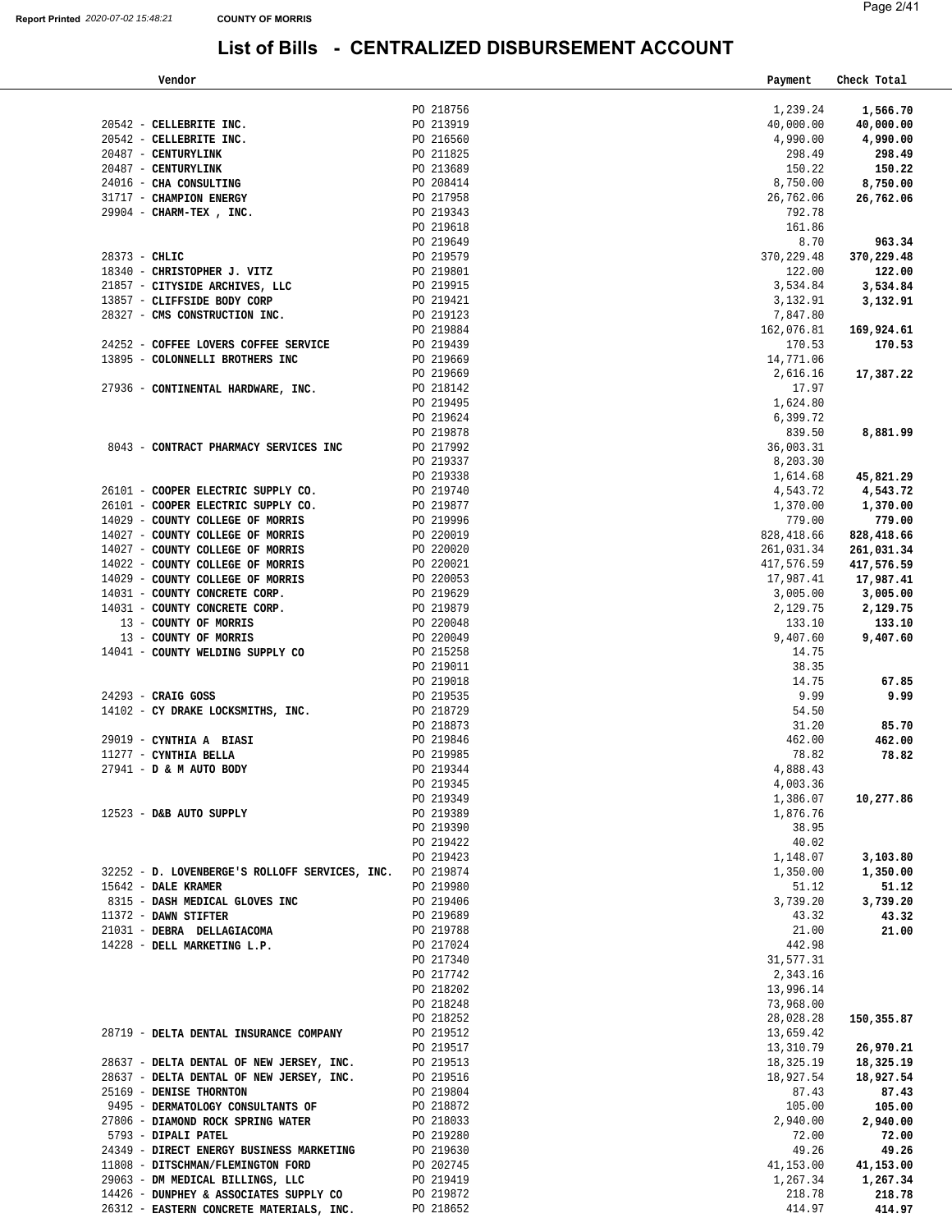Report Printed 2020-07-02 15:48:21 COUNTY OF MORRIS

# List of Bills - CENTRALIZED DISBURSEMENT ACCOUNT

| Vendor | | Payment | Check Total |
|---|---|---|---|
| | PO 218756 | 1,239.24 | **1,566.70** |
| 20542 - **CELLEBRITE INC.** | PO 213919 | 40,000.00 | **40,000.00** |
| 20542 - **CELLEBRITE INC.** | PO 216560 | 4,990.00 | **4,990.00** |
| 20487 - **CENTURYLINK** | PO 211825 | 298.49 | **298.49** |
| 20487 - **CENTURYLINK** | PO 213689 | 150.22 | **150.22** |
| 24016 - **CHA CONSULTING** | PO 208414 | 8,750.00 | **8,750.00** |
| 31717 - **CHAMPION ENERGY** | PO 217958 | 26,762.06 | **26,762.06** |
| 29904 - **CHARM-TEX , INC.** | PO 219343 | 792.78 | |
| | PO 219618 | 161.86 | |
| | PO 219649 | 8.70 | **963.34** |
| 28373 - **CHLIC** | PO 219579 | 370,229.48 | **370,229.48** |
| 18340 - **CHRISTOPHER J. VITZ** | PO 219801 | 122.00 | **122.00** |
| 21857 - **CITYSIDE ARCHIVES, LLC** | PO 219915 | 3,534.84 | **3,534.84** |
| 13857 - **CLIFFSIDE BODY CORP** | PO 219421 | 3,132.91 | **3,132.91** |
| 28327 - **CMS CONSTRUCTION INC.** | PO 219123 | 7,847.80 | |
| | PO 219884 | 162,076.81 | **169,924.61** |
| 24252 - **COFFEE LOVERS COFFEE SERVICE** | PO 219439 | 170.53 | **170.53** |
| 13895 - **COLONNELLI BROTHERS INC** | PO 219669 | 14,771.06 | |
| | PO 219669 | 2,616.16 | **17,387.22** |
| 27936 - **CONTINENTAL HARDWARE, INC.** | PO 218142 | 17.97 | |
| | PO 219495 | 1,624.80 | |
| | PO 219624 | 6,399.72 | |
| | PO 219878 | 839.50 | **8,881.99** |
| 8043 - **CONTRACT PHARMACY SERVICES INC** | PO 217992 | 36,003.31 | |
| | PO 219337 | 8,203.30 | |
| | PO 219338 | 1,614.68 | **45,821.29** |
| 26101 - **COOPER ELECTRIC SUPPLY CO.** | PO 219740 | 4,543.72 | **4,543.72** |
| 26101 - **COOPER ELECTRIC SUPPLY CO.** | PO 219877 | 1,370.00 | **1,370.00** |
| 14029 - **COUNTY COLLEGE OF MORRIS** | PO 219996 | 779.00 | **779.00** |
| 14027 - **COUNTY COLLEGE OF MORRIS** | PO 220019 | 828,418.66 | **828,418.66** |
| 14027 - **COUNTY COLLEGE OF MORRIS** | PO 220020 | 261,031.34 | **261,031.34** |
| 14022 - **COUNTY COLLEGE OF MORRIS** | PO 220021 | 417,576.59 | **417,576.59** |
| 14029 - **COUNTY COLLEGE OF MORRIS** | PO 220053 | 17,987.41 | **17,987.41** |
| 14031 - **COUNTY CONCRETE CORP.** | PO 219629 | 3,005.00 | **3,005.00** |
| 14031 - **COUNTY CONCRETE CORP.** | PO 219879 | 2,129.75 | **2,129.75** |
| 13 - **COUNTY OF MORRIS** | PO 220048 | 133.10 | **133.10** |
| 13 - **COUNTY OF MORRIS** | PO 220049 | 9,407.60 | **9,407.60** |
| 14041 - **COUNTY WELDING SUPPLY CO** | PO 215258 | 14.75 | |
| | PO 219011 | 38.35 | |
| | PO 219018 | 14.75 | **67.85** |
| 24293 - **CRAIG GOSS** | PO 219535 | 9.99 | **9.99** |
| 14102 - **CY DRAKE LOCKSMITHS, INC.** | PO 218729 | 54.50 | |
| | PO 218873 | 31.20 | **85.70** |
| 29019 - **CYNTHIA A BIASI** | PO 219846 | 462.00 | **462.00** |
| 11277 - **CYNTHIA BELLA** | PO 219985 | 78.82 | **78.82** |
| 27941 - **D & M AUTO BODY** | PO 219344 | 4,888.43 | |
| | PO 219345 | 4,003.36 | |
| | PO 219349 | 1,386.07 | **10,277.86** |
| 12523 - **D&B AUTO SUPPLY** | PO 219389 | 1,876.76 | |
| | PO 219390 | 38.95 | |
| | PO 219422 | 40.02 | |
| | PO 219423 | 1,148.07 | **3,103.80** |
| 32252 - **D. LOVENBERGE'S ROLLOFF SERVICES, INC.** | PO 219874 | 1,350.00 | **1,350.00** |
| 15642 - **DALE KRAMER** | PO 219980 | 51.12 | **51.12** |
| 8315 - **DASH MEDICAL GLOVES INC** | PO 219406 | 3,739.20 | **3,739.20** |
| 11372 - **DAWN STIFTER** | PO 219689 | 43.32 | **43.32** |
| 21031 - **DEBRA DELLAGIACOMA** | PO 219788 | 21.00 | **21.00** |
| 14228 - **DELL MARKETING L.P.** | PO 217024 | 442.98 | |
| | PO 217340 | 31,577.31 | |
| | PO 217742 | 2,343.16 | |
| | PO 218202 | 13,996.14 | |
| | PO 218248 | 73,968.00 | |
| | PO 218252 | 28,028.28 | **150,355.87** |
| 28719 - **DELTA DENTAL INSURANCE COMPANY** | PO 219512 | 13,659.42 | |
| | PO 219517 | 13,310.79 | **26,970.21** |
| 28637 - **DELTA DENTAL OF NEW JERSEY, INC.** | PO 219513 | 18,325.19 | **18,325.19** |
| 28637 - **DELTA DENTAL OF NEW JERSEY, INC.** | PO 219516 | 18,927.54 | **18,927.54** |
| 25169 - **DENISE THORNTON** | PO 219804 | 87.43 | **87.43** |
| 9495 - **DERMATOLOGY CONSULTANTS OF** | PO 218872 | 105.00 | **105.00** |
| 27806 - **DIAMOND ROCK SPRING WATER** | PO 218033 | 2,940.00 | **2,940.00** |
| 5793 - **DIPALI PATEL** | PO 219280 | 72.00 | **72.00** |
| 24349 - **DIRECT ENERGY BUSINESS MARKETING** | PO 219630 | 49.26 | **49.26** |
| 11808 - **DITSCHMAN/FLEMINGTON FORD** | PO 202745 | 41,153.00 | **41,153.00** |
| 29063 - **DM MEDICAL BILLINGS, LLC** | PO 219419 | 1,267.34 | **1,267.34** |
| 14426 - **DUNPHEY & ASSOCIATES SUPPLY CO** | PO 219872 | 218.78 | **218.78** |
| 26312 - **EASTERN CONCRETE MATERIALS, INC.** | PO 218652 | 414.97 | **414.97** |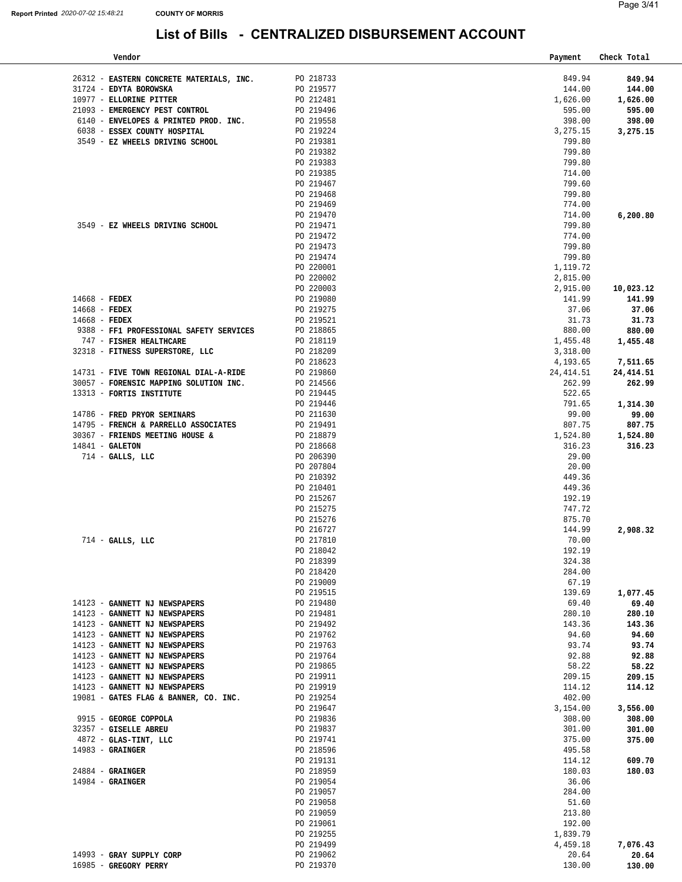Report Printed 2020-07-02 15:48:21 COUNTY OF MORRIS

# List of Bills - CENTRALIZED DISBURSEMENT ACCOUNT

| Vendor | | Payment | Check Total |
|---|---|---|---|
| 26312 - **EASTERN CONCRETE MATERIALS, INC.** | PO 218733 | 849.94 | **849.94** |
| 31724 - **EDYTA BOROWSKA** | PO 219577 | 144.00 | **144.00** |
| 10977 - **ELLORINE PITTER** | PO 212481 | 1,626.00 | **1,626.00** |
| 21093 - **EMERGENCY PEST CONTROL** | PO 219496 | 595.00 | **595.00** |
| 6140 - **ENVELOPES & PRINTED PROD. INC.** | PO 219558 | 398.00 | **398.00** |
| 6038 - **ESSEX COUNTY HOSPITAL** | PO 219224 | 3,275.15 | **3,275.15** |
| 3549 - **EZ WHEELS DRIVING SCHOOL** | PO 219381 | 799.80 | |
| | PO 219382 | 799.80 | |
| | PO 219383 | 799.80 | |
| | PO 219385 | 714.00 | |
| | PO 219467 | 799.60 | |
| | PO 219468 | 799.80 | |
| | PO 219469 | 774.00 | |
| | PO 219470 | 714.00 | **6,200.80** |
| 3549 - **EZ WHEELS DRIVING SCHOOL** | PO 219471 | 799.80 | |
| | PO 219472 | 774.00 | |
| | PO 219473 | 799.80 | |
| | PO 219474 | 799.80 | |
| | PO 220001 | 1,119.72 | |
| | PO 220002 | 2,815.00 | |
| | PO 220003 | 2,915.00 | **10,023.12** |
| 14668 - **FEDEX** | PO 219080 | 141.99 | **141.99** |
| 14668 - **FEDEX** | PO 219275 | 37.06 | **37.06** |
| 14668 - **FEDEX** | PO 219521 | 31.73 | **31.73** |
| 9388 - **FF1 PROFESSIONAL SAFETY SERVICES** | PO 218865 | 880.00 | **880.00** |
| 747 - **FISHER HEALTHCARE** | PO 218119 | 1,455.48 | **1,455.48** |
| 32318 - **FITNESS SUPERSTORE, LLC** | PO 218209 | 3,318.00 | |
| | PO 218623 | 4,193.65 | **7,511.65** |
| 14731 - **FIVE TOWN REGIONAL DIAL-A-RIDE** | PO 219860 | 24,414.51 | **24,414.51** |
| 30057 - **FORENSIC MAPPING SOLUTION INC.** | PO 214566 | 262.99 | **262.99** |
| 13313 - **FORTIS INSTITUTE** | PO 219445 | 522.65 | |
| | PO 219446 | 791.65 | **1,314.30** |
| 14786 - **FRED PRYOR SEMINARS** | PO 211630 | 99.00 | **99.00** |
| 14795 - **FRENCH & PARRELLO ASSOCIATES** | PO 219491 | 807.75 | **807.75** |
| 30367 - **FRIENDS MEETING HOUSE &** | PO 218879 | 1,524.80 | **1,524.80** |
| 14841 - **GALETON** | PO 218668 | 316.23 | **316.23** |
| 714 - **GALLS, LLC** | PO 206390 | 29.00 | |
| | PO 207804 | 20.00 | |
| | PO 210392 | 449.36 | |
| | PO 210401 | 449.36 | |
| | PO 215267 | 192.19 | |
| | PO 215275 | 747.72 | |
| | PO 215276 | 875.70 | |
| | PO 216727 | 144.99 | **2,908.32** |
| 714 - **GALLS, LLC** | PO 217810 | 70.00 | |
| | PO 218042 | 192.19 | |
| | PO 218399 | 324.38 | |
| | PO 218420 | 284.00 | |
| | PO 219009 | 67.19 | |
| | PO 219515 | 139.69 | **1,077.45** |
| 14123 - **GANNETT NJ NEWSPAPERS** | PO 219480 | 69.40 | **69.40** |
| 14123 - **GANNETT NJ NEWSPAPERS** | PO 219481 | 280.10 | **280.10** |
| 14123 - **GANNETT NJ NEWSPAPERS** | PO 219492 | 143.36 | **143.36** |
| 14123 - **GANNETT NJ NEWSPAPERS** | PO 219762 | 94.60 | **94.60** |
| 14123 - **GANNETT NJ NEWSPAPERS** | PO 219763 | 93.74 | **93.74** |
| 14123 - **GANNETT NJ NEWSPAPERS** | PO 219764 | 92.88 | **92.88** |
| 14123 - **GANNETT NJ NEWSPAPERS** | PO 219865 | 58.22 | **58.22** |
| 14123 - **GANNETT NJ NEWSPAPERS** | PO 219911 | 209.15 | **209.15** |
| 14123 - **GANNETT NJ NEWSPAPERS** | PO 219919 | 114.12 | **114.12** |
| 19081 - **GATES FLAG & BANNER, CO. INC.** | PO 219254 | 402.00 | |
| | PO 219647 | 3,154.00 | **3,556.00** |
| 9915 - **GEORGE COPPOLA** | PO 219836 | 308.00 | **308.00** |
| 32357 - **GISELLE ABREU** | PO 219837 | 301.00 | **301.00** |
| 4872 - **GLAS-TINT, LLC** | PO 219741 | 375.00 | **375.00** |
| 14983 - **GRAINGER** | PO 218596 | 495.58 | |
| | PO 219131 | 114.12 | **609.70** |
| 24884 - **GRAINGER** | PO 218959 | 180.03 | **180.03** |
| 14984 - **GRAINGER** | PO 219054 | 36.06 | |
| | PO 219057 | 284.00 | |
| | PO 219058 | 51.60 | |
| | PO 219059 | 213.80 | |
| | PO 219061 | 192.00 | |
| | PO 219255 | 1,839.79 | |
| | PO 219499 | 4,459.18 | **7,076.43** |
| 14993 - **GRAY SUPPLY CORP** | PO 219062 | 20.64 | **20.64** |
| 16985 - **GREGORY PERRY** | PO 219370 | 130.00 | **130.00** |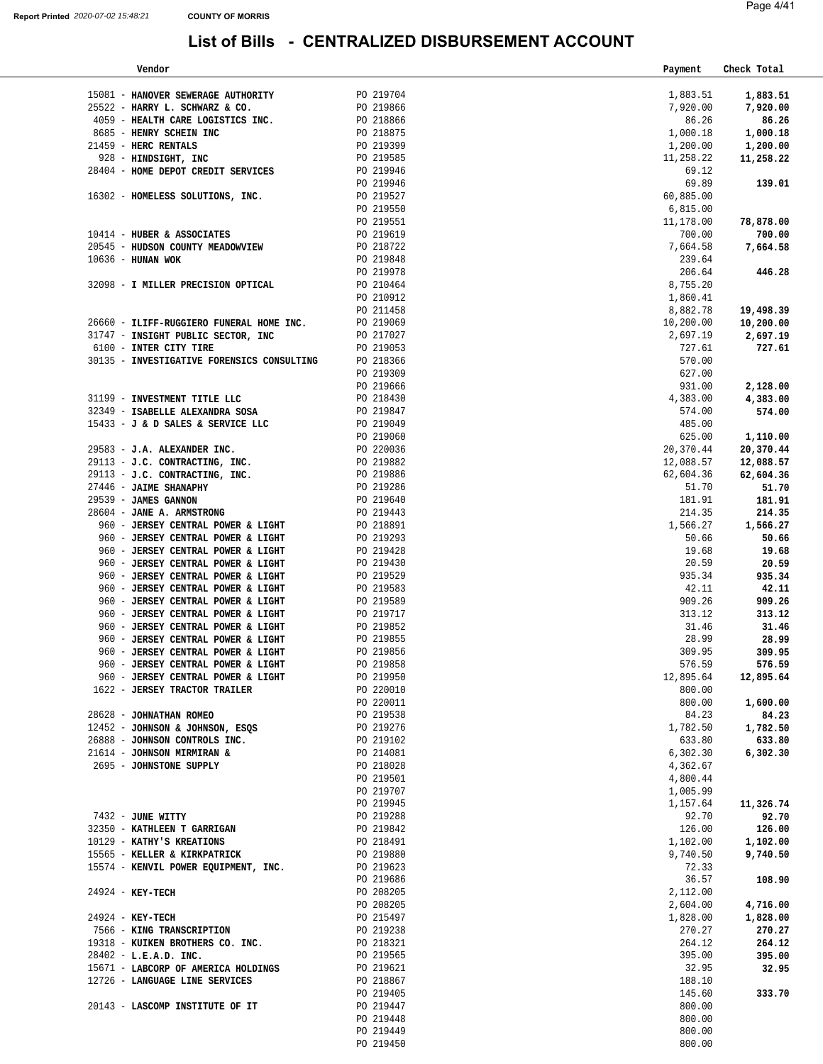Report Printed 2020-07-02 15:48:21 COUNTY OF MORRIS

# List of Bills - CENTRALIZED DISBURSEMENT ACCOUNT

| Vendor | | Payment | Check Total |
|---|---|---|---|
| 15081 - HANOVER SEWERAGE AUTHORITY | PO 219704 | 1,883.51 | 1,883.51 |
| 25522 - HARRY L. SCHWARZ & CO. | PO 219866 | 7,920.00 | 7,920.00 |
| 4059 - HEALTH CARE LOGISTICS INC. | PO 218866 | 86.26 | 86.26 |
| 8685 - HENRY SCHEIN INC | PO 218875 | 1,000.18 | 1,000.18 |
| 21459 - HERC RENTALS | PO 219399 | 1,200.00 | 1,200.00 |
| 928 - HINDSIGHT, INC | PO 219585 | 11,258.22 | 11,258.22 |
| 28404 - HOME DEPOT CREDIT SERVICES | PO 219946 | 69.12 | |
| | PO 219946 | 69.89 | 139.01 |
| 16302 - HOMELESS SOLUTIONS, INC. | PO 219527 | 60,885.00 | |
| | PO 219550 | 6,815.00 | |
| | PO 219551 | 11,178.00 | 78,878.00 |
| 10414 - HUBER & ASSOCIATES | PO 219619 | 700.00 | 700.00 |
| 20545 - HUDSON COUNTY MEADOWVIEW | PO 218722 | 7,664.58 | 7,664.58 |
| 10636 - HUNAN WOK | PO 219848 | 239.64 | |
| | PO 219978 | 206.64 | 446.28 |
| 32098 - I MILLER PRECISION OPTICAL | PO 210464 | 8,755.20 | |
| | PO 210912 | 1,860.41 | |
| | PO 211458 | 8,882.78 | 19,498.39 |
| 26660 - ILIFF-RUGGIERO FUNERAL HOME INC. | PO 219069 | 10,200.00 | 10,200.00 |
| 31747 - INSIGHT PUBLIC SECTOR, INC | PO 217027 | 2,697.19 | 2,697.19 |
| 6100 - INTER CITY TIRE | PO 219053 | 727.61 | 727.61 |
| 30135 - INVESTIGATIVE FORENSICS CONSULTING | PO 218366 | 570.00 | |
| | PO 219309 | 627.00 | |
| | PO 219666 | 931.00 | 2,128.00 |
| 31199 - INVESTMENT TITLE LLC | PO 218430 | 4,383.00 | 4,383.00 |
| 32349 - ISABELLE ALEXANDRA SOSA | PO 219847 | 574.00 | 574.00 |
| 15433 - J & D SALES & SERVICE LLC | PO 219049 | 485.00 | |
| | PO 219060 | 625.00 | 1,110.00 |
| 29583 - J.A. ALEXANDER INC. | PO 220036 | 20,370.44 | 20,370.44 |
| 29113 - J.C. CONTRACTING, INC. | PO 219882 | 12,088.57 | 12,088.57 |
| 29113 - J.C. CONTRACTING, INC. | PO 219886 | 62,604.36 | 62,604.36 |
| 27446 - JAIME SHANAPHY | PO 219286 | 51.70 | 51.70 |
| 29539 - JAMES GANNON | PO 219640 | 181.91 | 181.91 |
| 28604 - JANE A. ARMSTRONG | PO 219443 | 214.35 | 214.35 |
| 960 - JERSEY CENTRAL POWER & LIGHT | PO 218891 | 1,566.27 | 1,566.27 |
| 960 - JERSEY CENTRAL POWER & LIGHT | PO 219293 | 50.66 | 50.66 |
| 960 - JERSEY CENTRAL POWER & LIGHT | PO 219428 | 19.68 | 19.68 |
| 960 - JERSEY CENTRAL POWER & LIGHT | PO 219430 | 20.59 | 20.59 |
| 960 - JERSEY CENTRAL POWER & LIGHT | PO 219529 | 935.34 | 935.34 |
| 960 - JERSEY CENTRAL POWER & LIGHT | PO 219583 | 42.11 | 42.11 |
| 960 - JERSEY CENTRAL POWER & LIGHT | PO 219589 | 909.26 | 909.26 |
| 960 - JERSEY CENTRAL POWER & LIGHT | PO 219717 | 313.12 | 313.12 |
| 960 - JERSEY CENTRAL POWER & LIGHT | PO 219852 | 31.46 | 31.46 |
| 960 - JERSEY CENTRAL POWER & LIGHT | PO 219855 | 28.99 | 28.99 |
| 960 - JERSEY CENTRAL POWER & LIGHT | PO 219856 | 309.95 | 309.95 |
| 960 - JERSEY CENTRAL POWER & LIGHT | PO 219858 | 576.59 | 576.59 |
| 960 - JERSEY CENTRAL POWER & LIGHT | PO 219950 | 12,895.64 | 12,895.64 |
| 1622 - JERSEY TRACTOR TRAILER | PO 220010 | 800.00 | |
| | PO 220011 | 800.00 | 1,600.00 |
| 28628 - JOHNATHAN ROMEO | PO 219538 | 84.23 | 84.23 |
| 12452 - JOHNSON & JOHNSON, ESQS | PO 219276 | 1,782.50 | 1,782.50 |
| 26888 - JOHNSON CONTROLS INC. | PO 219102 | 633.80 | 633.80 |
| 21614 - JOHNSON MIRMIRAN & | PO 214081 | 6,302.30 | 6,302.30 |
| 2695 - JOHNSTONE SUPPLY | PO 218028 | 4,362.67 | |
| | PO 219501 | 4,800.44 | |
| | PO 219707 | 1,005.99 | |
| | PO 219945 | 1,157.64 | 11,326.74 |
| 7432 - JUNE WITTY | PO 219288 | 92.70 | 92.70 |
| 32350 - KATHLEEN T GARRIGAN | PO 219842 | 126.00 | 126.00 |
| 10129 - KATHY'S KREATIONS | PO 218491 | 1,102.00 | 1,102.00 |
| 15565 - KELLER & KIRKPATRICK | PO 219880 | 9,740.50 | 9,740.50 |
| 15574 - KENVIL POWER EQUIPMENT, INC. | PO 219623 | 72.33 | |
| | PO 219686 | 36.57 | 108.90 |
| 24924 - KEY-TECH | PO 208205 | 2,112.00 | |
| | PO 208205 | 2,604.00 | 4,716.00 |
| 24924 - KEY-TECH | PO 215497 | 1,828.00 | 1,828.00 |
| 7566 - KING TRANSCRIPTION | PO 219238 | 270.27 | 270.27 |
| 19318 - KUIKEN BROTHERS CO. INC. | PO 218321 | 264.12 | 264.12 |
| 28402 - L.E.A.D. INC. | PO 219565 | 395.00 | 395.00 |
| 15671 - LABCORP OF AMERICA HOLDINGS | PO 219621 | 32.95 | 32.95 |
| 12726 - LANGUAGE LINE SERVICES | PO 218867 | 188.10 | |
| | PO 219405 | 145.60 | 333.70 |
| 20143 - LASCOMP INSTITUTE OF IT | PO 219447 | 800.00 | |
| | PO 219448 | 800.00 | |
| | PO 219449 | 800.00 | |
| | PO 219450 | 800.00 | |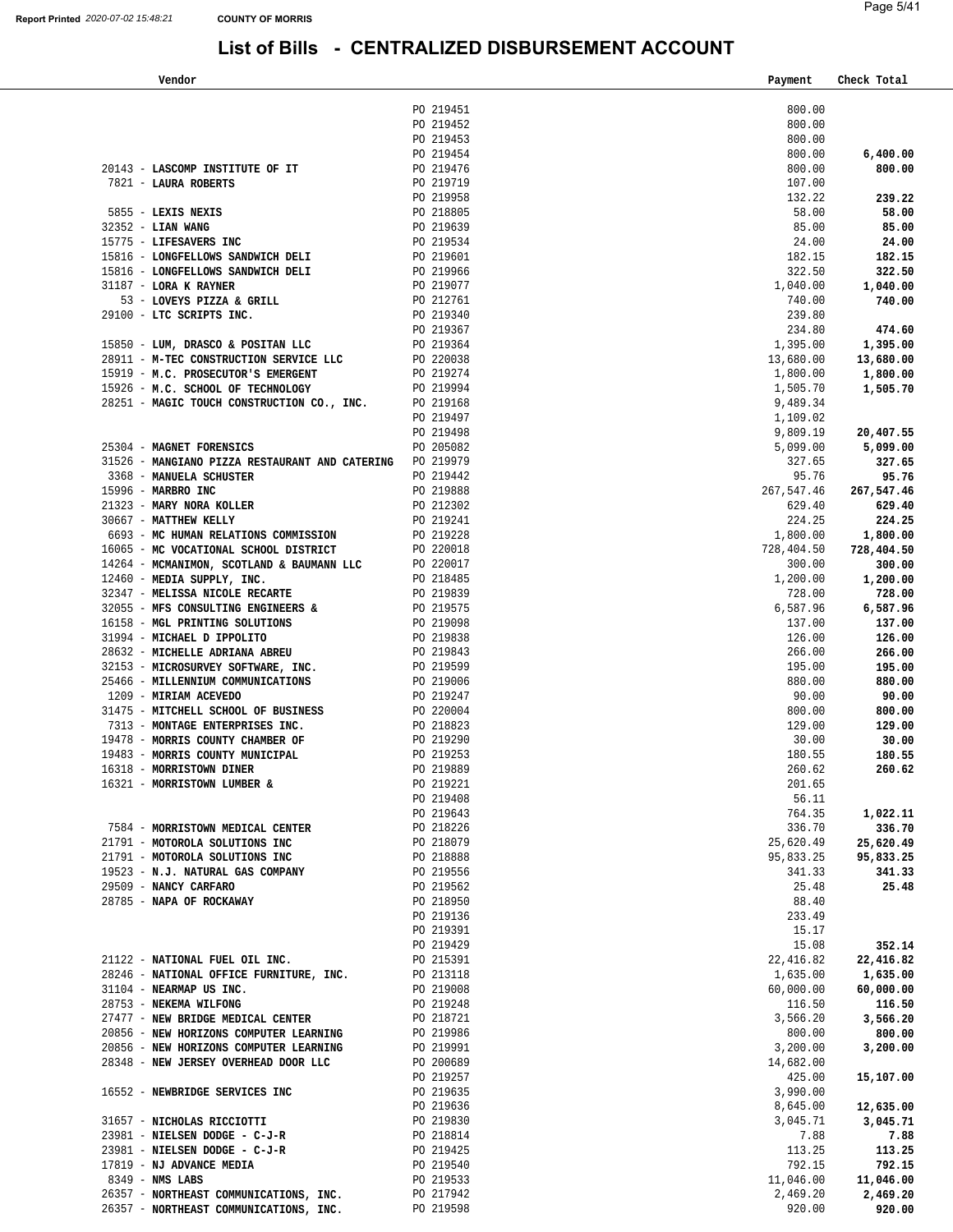Report Printed 2020-07-02 15:48:21 COUNTY OF MORRIS

# List of Bills - CENTRALIZED DISBURSEMENT ACCOUNT

| Vendor | | Payment | Check Total |
|---|---|---|---|
| | PO 219451 | 800.00 | |
| | PO 219452 | 800.00 | |
| | PO 219453 | 800.00 | |
| | PO 219454 | 800.00 | **6,400.00** |
| 20143 - **LASCOMP INSTITUTE OF IT** | PO 219476 | 800.00 | **800.00** |
| 7821 - **LAURA ROBERTS** | PO 219719 | 107.00 | |
| | PO 219958 | 132.22 | **239.22** |
| 5855 - **LEXIS NEXIS** | PO 218805 | 58.00 | **58.00** |
| 32352 - **LIAN WANG** | PO 219639 | 85.00 | **85.00** |
| 15775 - **LIFESAVERS INC** | PO 219534 | 24.00 | **24.00** |
| 15816 - **LONGFELLOWS SANDWICH DELI** | PO 219601 | 182.15 | **182.15** |
| 15816 - **LONGFELLOWS SANDWICH DELI** | PO 219966 | 322.50 | **322.50** |
| 31187 - **LORA K RAYNER** | PO 219077 | 1,040.00 | **1,040.00** |
| 53 - **LOVEYS PIZZA & GRILL** | PO 212761 | 740.00 | **740.00** |
| 29100 - **LTC SCRIPTS INC.** | PO 219340 | 239.80 | |
| | PO 219367 | 234.80 | **474.60** |
| 15850 - **LUM, DRASCO & POSITAN LLC** | PO 219364 | 1,395.00 | **1,395.00** |
| 28911 - **M-TEC CONSTRUCTION SERVICE LLC** | PO 220038 | 13,680.00 | **13,680.00** |
| 15919 - **M.C. PROSECUTOR'S EMERGENT** | PO 219274 | 1,800.00 | **1,800.00** |
| 15926 - **M.C. SCHOOL OF TECHNOLOGY** | PO 219994 | 1,505.70 | **1,505.70** |
| 28251 - **MAGIC TOUCH CONSTRUCTION CO., INC.** | PO 219168 | 9,489.34 | |
| | PO 219497 | 1,109.02 | |
| | PO 219498 | 9,809.19 | **20,407.55** |
| 25304 - **MAGNET FORENSICS** | PO 205082 | 5,099.00 | **5,099.00** |
| 31526 - **MANGIANO PIZZA RESTAURANT AND CATERING** | PO 219979 | 327.65 | **327.65** |
| 3368 - **MANUELA SCHUSTER** | PO 219442 | 95.76 | **95.76** |
| 15996 - **MARBRO INC** | PO 219888 | 267,547.46 | **267,547.46** |
| 21323 - **MARY NORA KOLLER** | PO 212302 | 629.40 | **629.40** |
| 30667 - **MATTHEW KELLY** | PO 219241 | 224.25 | **224.25** |
| 6693 - **MC HUMAN RELATIONS COMMISSION** | PO 219228 | 1,800.00 | **1,800.00** |
| 16065 - **MC VOCATIONAL SCHOOL DISTRICT** | PO 220018 | 728,404.50 | **728,404.50** |
| 14264 - **MCMANIMON, SCOTLAND & BAUMANN LLC** | PO 220017 | 300.00 | **300.00** |
| 12460 - **MEDIA SUPPLY, INC.** | PO 218485 | 1,200.00 | **1,200.00** |
| 32347 - **MELISSA NICOLE RECARTE** | PO 219839 | 728.00 | **728.00** |
| 32055 - **MFS CONSULTING ENGINEERS &** | PO 219575 | 6,587.96 | **6,587.96** |
| 16158 - **MGL PRINTING SOLUTIONS** | PO 219098 | 137.00 | **137.00** |
| 31994 - **MICHAEL D IPPOLITO** | PO 219838 | 126.00 | **126.00** |
| 28632 - **MICHELLE ADRIANA ABREU** | PO 219843 | 266.00 | **266.00** |
| 32153 - **MICROSURVEY SOFTWARE, INC.** | PO 219599 | 195.00 | **195.00** |
| 25466 - **MILLENNIUM COMMUNICATIONS** | PO 219006 | 880.00 | **880.00** |
| 1209 - **MIRIAM ACEVEDO** | PO 219247 | 90.00 | **90.00** |
| 31475 - **MITCHELL SCHOOL OF BUSINESS** | PO 220004 | 800.00 | **800.00** |
| 7313 - **MONTAGE ENTERPRISES INC.** | PO 218823 | 129.00 | **129.00** |
| 19478 - **MORRIS COUNTY CHAMBER OF** | PO 219290 | 30.00 | **30.00** |
| 19483 - **MORRIS COUNTY MUNICIPAL** | PO 219253 | 180.55 | **180.55** |
| 16318 - **MORRISTOWN DINER** | PO 219889 | 260.62 | **260.62** |
| 16321 - **MORRISTOWN LUMBER &** | PO 219221 | 201.65 | |
| | PO 219408 | 56.11 | |
| | PO 219643 | 764.35 | **1,022.11** |
| 7584 - **MORRISTOWN MEDICAL CENTER** | PO 218226 | 336.70 | **336.70** |
| 21791 - **MOTOROLA SOLUTIONS INC** | PO 218079 | 25,620.49 | **25,620.49** |
| 21791 - **MOTOROLA SOLUTIONS INC** | PO 218888 | 95,833.25 | **95,833.25** |
| 19523 - **N.J. NATURAL GAS COMPANY** | PO 219556 | 341.33 | **341.33** |
| 29509 - **NANCY CARFARO** | PO 219562 | 25.48 | **25.48** |
| 28785 - **NAPA OF ROCKAWAY** | PO 218950 | 88.40 | |
| | PO 219136 | 233.49 | |
| | PO 219391 | 15.17 | |
| | PO 219429 | 15.08 | **352.14** |
| 21122 - **NATIONAL FUEL OIL INC.** | PO 215391 | 22,416.82 | **22,416.82** |
| 28246 - **NATIONAL OFFICE FURNITURE, INC.** | PO 213118 | 1,635.00 | **1,635.00** |
| 31104 - **NEARMAP US INC.** | PO 219008 | 60,000.00 | **60,000.00** |
| 28753 - **NEKEMA WILFONG** | PO 219248 | 116.50 | **116.50** |
| 27477 - **NEW BRIDGE MEDICAL CENTER** | PO 218721 | 3,566.20 | **3,566.20** |
| 20856 - **NEW HORIZONS COMPUTER LEARNING** | PO 219986 | 800.00 | **800.00** |
| 20856 - **NEW HORIZONS COMPUTER LEARNING** | PO 219991 | 3,200.00 | **3,200.00** |
| 28348 - **NEW JERSEY OVERHEAD DOOR LLC** | PO 200689 | 14,682.00 | |
| | PO 219257 | 425.00 | **15,107.00** |
| 16552 - **NEWBRIDGE SERVICES INC** | PO 219635 | 3,990.00 | |
| | PO 219636 | 8,645.00 | **12,635.00** |
| 31657 - **NICHOLAS RICCIOTTI** | PO 219830 | 3,045.71 | **3,045.71** |
| 23981 - **NIELSEN DODGE - C-J-R** | PO 218814 | 7.88 | **7.88** |
| 23981 - **NIELSEN DODGE - C-J-R** | PO 219425 | 113.25 | **113.25** |
| 17819 - **NJ ADVANCE MEDIA** | PO 219540 | 792.15 | **792.15** |
| 8349 - **NMS LABS** | PO 219533 | 11,046.00 | **11,046.00** |
| 26357 - **NORTHEAST COMMUNICATIONS, INC.** | PO 217942 | 2,469.20 | **2,469.20** |
| 26357 - **NORTHEAST COMMUNICATIONS, INC.** | PO 219598 | 920.00 | **920.00** |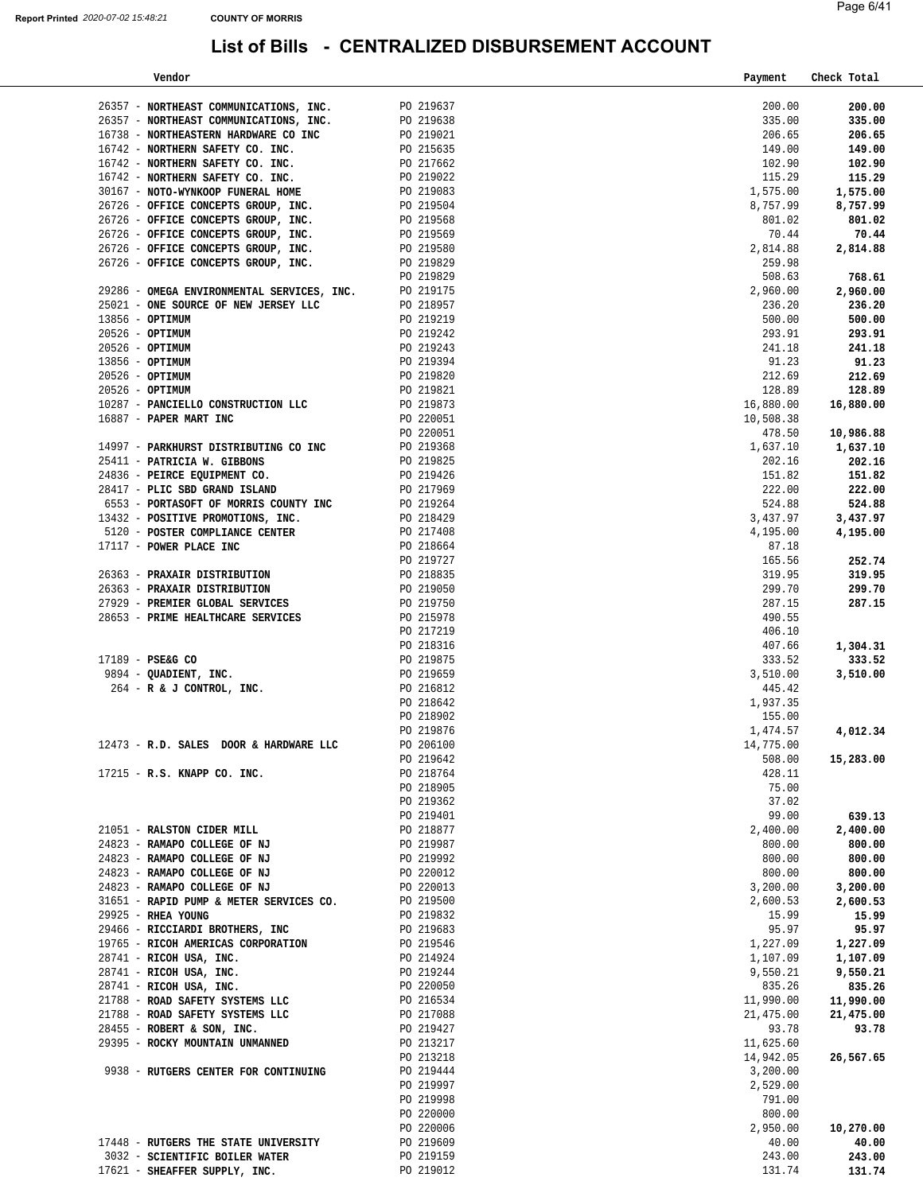Report Printed 2020-07-02 15:48:21 COUNTY OF MORRIS

# List of Bills - CENTRALIZED DISBURSEMENT ACCOUNT

| Vendor | | Payment | Check Total |
|---|---|---|---|
| 26357 - **NORTHEAST COMMUNICATIONS, INC.** | PO 219637 | 200.00 | **200.00** |
| 26357 - **NORTHEAST COMMUNICATIONS, INC.** | PO 219638 | 335.00 | **335.00** |
| 16738 - **NORTHEASTERN HARDWARE CO INC** | PO 219021 | 206.65 | **206.65** |
| 16742 - **NORTHERN SAFETY CO. INC.** | PO 215635 | 149.00 | **149.00** |
| 16742 - **NORTHERN SAFETY CO. INC.** | PO 217662 | 102.90 | **102.90** |
| 16742 - **NORTHERN SAFETY CO. INC.** | PO 219022 | 115.29 | **115.29** |
| 30167 - **NOTO-WYNKOOP FUNERAL HOME** | PO 219083 | 1,575.00 | **1,575.00** |
| 26726 - **OFFICE CONCEPTS GROUP, INC.** | PO 219504 | 8,757.99 | **8,757.99** |
| 26726 - **OFFICE CONCEPTS GROUP, INC.** | PO 219568 | 801.02 | **801.02** |
| 26726 - **OFFICE CONCEPTS GROUP, INC.** | PO 219569 | 70.44 | **70.44** |
| 26726 - **OFFICE CONCEPTS GROUP, INC.** | PO 219580 | 2,814.88 | **2,814.88** |
| 26726 - **OFFICE CONCEPTS GROUP, INC.** | PO 219829 | 259.98 | |
| | PO 219829 | 508.63 | **768.61** |
| 29286 - **OMEGA ENVIRONMENTAL SERVICES, INC.** | PO 219175 | 2,960.00 | **2,960.00** |
| 25021 - **ONE SOURCE OF NEW JERSEY LLC** | PO 218957 | 236.20 | **236.20** |
| 13856 - **OPTIMUM** | PO 219219 | 500.00 | **500.00** |
| 20526 - **OPTIMUM** | PO 219242 | 293.91 | **293.91** |
| 20526 - **OPTIMUM** | PO 219243 | 241.18 | **241.18** |
| 13856 - **OPTIMUM** | PO 219394 | 91.23 | **91.23** |
| 20526 - **OPTIMUM** | PO 219820 | 212.69 | **212.69** |
| 20526 - **OPTIMUM** | PO 219821 | 128.89 | **128.89** |
| 10287 - **PANCIELLO CONSTRUCTION LLC** | PO 219873 | 16,880.00 | **16,880.00** |
| 16887 - **PAPER MART INC** | PO 220051 | 10,508.38 | |
| | PO 220051 | 478.50 | **10,986.88** |
| 14997 - **PARKHURST DISTRIBUTING CO INC** | PO 219368 | 1,637.10 | **1,637.10** |
| 25411 - **PATRICIA W. GIBBONS** | PO 219825 | 202.16 | **202.16** |
| 24836 - **PEIRCE EQUIPMENT CO.** | PO 219426 | 151.82 | **151.82** |
| 28417 - **PLIC SBD GRAND ISLAND** | PO 217969 | 222.00 | **222.00** |
| 6553 - **PORTASOFT OF MORRIS COUNTY INC** | PO 219264 | 524.88 | **524.88** |
| 13432 - **POSITIVE PROMOTIONS, INC.** | PO 218429 | 3,437.97 | **3,437.97** |
| 5120 - **POSTER COMPLIANCE CENTER** | PO 217408 | 4,195.00 | **4,195.00** |
| 17117 - **POWER PLACE INC** | PO 218664 | 87.18 | |
| | PO 219727 | 165.56 | **252.74** |
| 26363 - **PRAXAIR DISTRIBUTION** | PO 218835 | 319.95 | **319.95** |
| 26363 - **PRAXAIR DISTRIBUTION** | PO 219050 | 299.70 | **299.70** |
| 27929 - **PREMIER GLOBAL SERVICES** | PO 219750 | 287.15 | **287.15** |
| 28653 - **PRIME HEALTHCARE SERVICES** | PO 215978 | 490.55 | |
| | PO 217219 | 406.10 | |
| | PO 218316 | 407.66 | **1,304.31** |
| 17189 - **PSE&G CO** | PO 219875 | 333.52 | **333.52** |
| 9894 - **QUADIENT, INC.** | PO 219659 | 3,510.00 | **3,510.00** |
| 264 - **R & J CONTROL, INC.** | PO 216812 | 445.42 | |
| | PO 218642 | 1,937.35 | |
| | PO 218902 | 155.00 | |
| | PO 219876 | 1,474.57 | **4,012.34** |
| 12473 - **R.D. SALES DOOR & HARDWARE LLC** | PO 206100 | 14,775.00 | |
| | PO 219642 | 508.00 | **15,283.00** |
| 17215 - **R.S. KNAPP CO. INC.** | PO 218764 | 428.11 | |
| | PO 218905 | 75.00 | |
| | PO 219362 | 37.02 | |
| | PO 219401 | 99.00 | **639.13** |
| 21051 - **RALSTON CIDER MILL** | PO 218877 | 2,400.00 | **2,400.00** |
| 24823 - **RAMAPO COLLEGE OF NJ** | PO 219987 | 800.00 | **800.00** |
| 24823 - **RAMAPO COLLEGE OF NJ** | PO 219992 | 800.00 | **800.00** |
| 24823 - **RAMAPO COLLEGE OF NJ** | PO 220012 | 800.00 | **800.00** |
| 24823 - **RAMAPO COLLEGE OF NJ** | PO 220013 | 3,200.00 | **3,200.00** |
| 31651 - **RAPID PUMP & METER SERVICES CO.** | PO 219500 | 2,600.53 | **2,600.53** |
| 29925 - **RHEA YOUNG** | PO 219832 | 15.99 | **15.99** |
| 29466 - **RICCIARDI BROTHERS, INC** | PO 219683 | 95.97 | **95.97** |
| 19765 - **RICOH AMERICAS CORPORATION** | PO 219546 | 1,227.09 | **1,227.09** |
| 28741 - **RICOH USA, INC.** | PO 214924 | 1,107.09 | **1,107.09** |
| 28741 - **RICOH USA, INC.** | PO 219244 | 9,550.21 | **9,550.21** |
| 28741 - **RICOH USA, INC.** | PO 220050 | 835.26 | **835.26** |
| 21788 - **ROAD SAFETY SYSTEMS LLC** | PO 216534 | 11,990.00 | **11,990.00** |
| 21788 - **ROAD SAFETY SYSTEMS LLC** | PO 217088 | 21,475.00 | **21,475.00** |
| 28455 - **ROBERT & SON, INC.** | PO 219427 | 93.78 | **93.78** |
| 29395 - **ROCKY MOUNTAIN UNMANNED** | PO 213217 | 11,625.60 | |
| | PO 213218 | 14,942.05 | **26,567.65** |
| 9938 - **RUTGERS CENTER FOR CONTINUING** | PO 219444 | 3,200.00 | |
| | PO 219997 | 2,529.00 | |
| | PO 219998 | 791.00 | |
| | PO 220000 | 800.00 | |
| | PO 220006 | 2,950.00 | **10,270.00** |
| 17448 - **RUTGERS THE STATE UNIVERSITY** | PO 219609 | 40.00 | **40.00** |
| 3032 - **SCIENTIFIC BOILER WATER** | PO 219159 | 243.00 | **243.00** |
| 17621 - **SHEAFFER SUPPLY, INC.** | PO 219012 | 131.74 | **131.74** |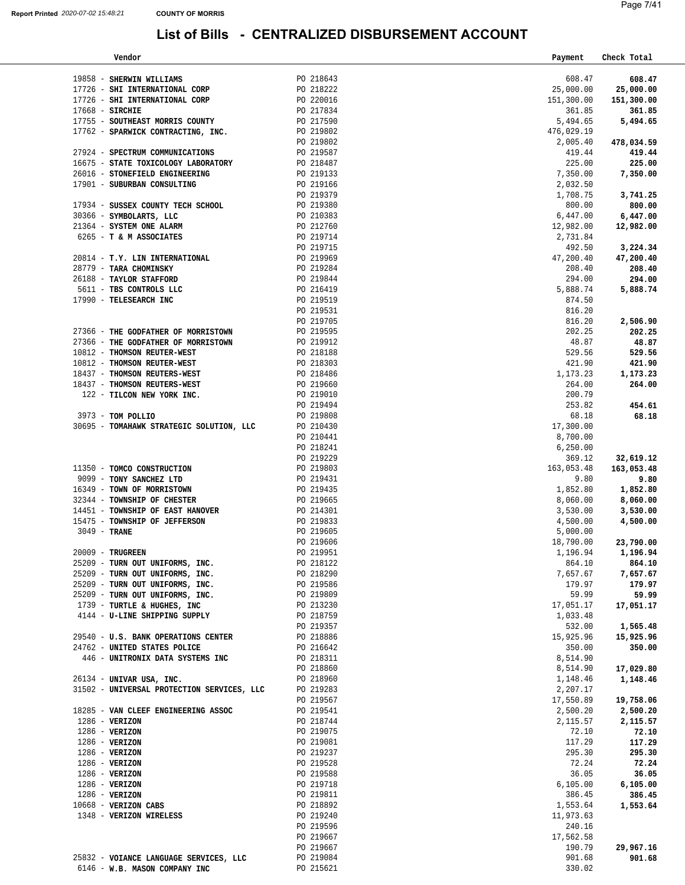Report Printed 2020-07-02 15:48:21 COUNTY OF MORRIS

# List of Bills - CENTRALIZED DISBURSEMENT ACCOUNT

| Vendor | | Payment | Check Total |
|---|---|---|---|
| 19858 - **SHERWIN WILLIAMS** | PO 218643 | 608.47 | **608.47** |
| 17726 - **SHI INTERNATIONAL CORP** | PO 218222 | 25,000.00 | **25,000.00** |
| 17726 - **SHI INTERNATIONAL CORP** | PO 220016 | 151,300.00 | **151,300.00** |
| 17668 - **SIRCHIE** | PO 217834 | 361.85 | **361.85** |
| 17755 - **SOUTHEAST MORRIS COUNTY** | PO 217590 | 5,494.65 | **5,494.65** |
| 17762 - **SPARWICK CONTRACTING, INC.** | PO 219802 | 476,029.19 | |
| | PO 219802 | 2,005.40 | **478,034.59** |
| 27924 - **SPECTRUM COMMUNICATIONS** | PO 219587 | 419.44 | **419.44** |
| 16675 - **STATE TOXICOLOGY LABORATORY** | PO 218487 | 225.00 | **225.00** |
| 26016 - **STONEFIELD ENGINEERING** | PO 219133 | 7,350.00 | **7,350.00** |
| 17901 - **SUBURBAN CONSULTING** | PO 219166 | 2,032.50 | |
| | PO 219379 | 1,708.75 | **3,741.25** |
| 17934 - **SUSSEX COUNTY TECH SCHOOL** | PO 219380 | 800.00 | **800.00** |
| 30366 - **SYMBOLARTS, LLC** | PO 210383 | 6,447.00 | **6,447.00** |
| 21364 - **SYSTEM ONE ALARM** | PO 212760 | 12,982.00 | **12,982.00** |
| 6265 - **T & M ASSOCIATES** | PO 219714 | 2,731.84 | |
| | PO 219715 | 492.50 | **3,224.34** |
| 20814 - **T.Y. LIN INTERNATIONAL** | PO 219969 | 47,200.40 | **47,200.40** |
| 28779 - **TARA CHOMINSKY** | PO 219284 | 208.40 | **208.40** |
| 26188 - **TAYLOR STAFFORD** | PO 219844 | 294.00 | **294.00** |
| 5611 - **TBS CONTROLS LLC** | PO 216419 | 5,888.74 | **5,888.74** |
| 17990 - **TELESEARCH INC** | PO 219519 | 874.50 | |
| | PO 219531 | 816.20 | |
| | PO 219705 | 816.20 | **2,506.90** |
| 27366 - **THE GODFATHER OF MORRISTOWN** | PO 219595 | 202.25 | **202.25** |
| 27366 - **THE GODFATHER OF MORRISTOWN** | PO 219912 | 48.87 | **48.87** |
| 10812 - **THOMSON REUTER-WEST** | PO 218188 | 529.56 | **529.56** |
| 10812 - **THOMSON REUTER-WEST** | PO 218303 | 421.90 | **421.90** |
| 18437 - **THOMSON REUTERS-WEST** | PO 218486 | 1,173.23 | **1,173.23** |
| 18437 - **THOMSON REUTERS-WEST** | PO 219660 | 264.00 | **264.00** |
| 122 - **TILCON NEW YORK INC.** | PO 219010 | 200.79 | |
| | PO 219494 | 253.82 | **454.61** |
| 3973 - **TOM POLLIO** | PO 219808 | 68.18 | **68.18** |
| 30695 - **TOMAHAWK STRATEGIC SOLUTION, LLC** | PO 210430 | 17,300.00 | |
| | PO 210441 | 8,700.00 | |
| | PO 218241 | 6,250.00 | |
| | PO 219229 | 369.12 | **32,619.12** |
| 11350 - **TOMCO CONSTRUCTION** | PO 219803 | 163,053.48 | **163,053.48** |
| 9099 - **TONY SANCHEZ LTD** | PO 219431 | 9.80 | **9.80** |
| 16349 - **TOWN OF MORRISTOWN** | PO 219435 | 1,852.80 | **1,852.80** |
| 32344 - **TOWNSHIP OF CHESTER** | PO 219665 | 8,060.00 | **8,060.00** |
| 14451 - **TOWNSHIP OF EAST HANOVER** | PO 214301 | 3,530.00 | **3,530.00** |
| 15475 - **TOWNSHIP OF JEFFERSON** | PO 219833 | 4,500.00 | **4,500.00** |
| 3049 - **TRANE** | PO 219605 | 5,000.00 | |
| | PO 219606 | 18,790.00 | **23,790.00** |
| 20009 - **TRUGREEN** | PO 219951 | 1,196.94 | **1,196.94** |
| 25209 - **TURN OUT UNIFORMS, INC.** | PO 218122 | 864.10 | **864.10** |
| 25209 - **TURN OUT UNIFORMS, INC.** | PO 218290 | 7,657.67 | **7,657.67** |
| 25209 - **TURN OUT UNIFORMS, INC.** | PO 219586 | 179.97 | **179.97** |
| 25209 - **TURN OUT UNIFORMS, INC.** | PO 219809 | 59.99 | **59.99** |
| 1739 - **TURTLE & HUGHES, INC** | PO 213230 | 17,051.17 | **17,051.17** |
| 4144 - **U-LINE SHIPPING SUPPLY** | PO 218759 | 1,033.48 | |
| | PO 219357 | 532.00 | **1,565.48** |
| 29540 - **U.S. BANK OPERATIONS CENTER** | PO 218886 | 15,925.96 | **15,925.96** |
| 24762 - **UNITED STATES POLICE** | PO 216642 | 350.00 | **350.00** |
| 446 - **UNITRONIX DATA SYSTEMS INC** | PO 218311 | 8,514.90 | |
| | PO 218860 | 8,514.90 | **17,029.80** |
| 26134 - **UNIVAR USA, INC.** | PO 218960 | 1,148.46 | **1,148.46** |
| 31502 - **UNIVERSAL PROTECTION SERVICES, LLC** | PO 219283 | 2,207.17 | |
| | PO 219567 | 17,550.89 | **19,758.06** |
| 18285 - **VAN CLEEF ENGINEERING ASSOC** | PO 219541 | 2,500.20 | **2,500.20** |
| 1286 - **VERIZON** | PO 218744 | 2,115.57 | **2,115.57** |
| 1286 - **VERIZON** | PO 219075 | 72.10 | **72.10** |
| 1286 - **VERIZON** | PO 219081 | 117.29 | **117.29** |
| 1286 - **VERIZON** | PO 219237 | 295.30 | **295.30** |
| 1286 - **VERIZON** | PO 219528 | 72.24 | **72.24** |
| 1286 - **VERIZON** | PO 219588 | 36.05 | **36.05** |
| 1286 - **VERIZON** | PO 219718 | 6,105.00 | **6,105.00** |
| 1286 - **VERIZON** | PO 219811 | 386.45 | **386.45** |
| 10668 - **VERIZON CABS** | PO 218892 | 1,553.64 | **1,553.64** |
| 1348 - **VERIZON WIRELESS** | PO 219240 | 11,973.63 | |
| | PO 219596 | 240.16 | |
| | PO 219667 | 17,562.58 | |
| | PO 219667 | 190.79 | **29,967.16** |
| 25832 - **VOIANCE LANGUAGE SERVICES, LLC** | PO 219084 | 901.68 | **901.68** |
| 6146 - **W.B. MASON COMPANY INC** | PO 215621 | 330.02 | |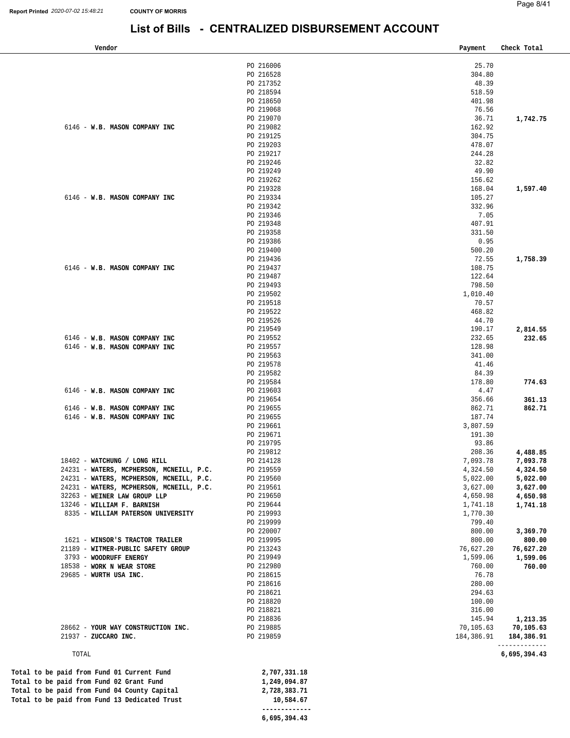Report Printed 2020-07-02 15:48:21 COUNTY OF MORRIS

# List of Bills - CENTRALIZED DISBURSEMENT ACCOUNT

| Vendor | | Payment | Check Total |
|---|---|---|---|
| | PO 216006 | 25.70 | |
| | PO 216528 | 304.80 | |
| | PO 217352 | 48.39 | |
| | PO 218594 | 518.59 | |
| | PO 218650 | 401.98 | |
| | PO 219068 | 76.56 | |
| | PO 219070 | 36.71 | **1,742.75** |
| 6146 - **W.B. MASON COMPANY INC** | PO 219082 | 162.92 | |
| | PO 219125 | 304.75 | |
| | PO 219203 | 478.07 | |
| | PO 219217 | 244.28 | |
| | PO 219246 | 32.82 | |
| | PO 219249 | 49.90 | |
| | PO 219262 | 156.62 | |
| | PO 219328 | 168.04 | **1,597.40** |
| 6146 - **W.B. MASON COMPANY INC** | PO 219334 | 105.27 | |
| | PO 219342 | 332.96 | |
| | PO 219346 | 7.05 | |
| | PO 219348 | 407.91 | |
| | PO 219358 | 331.50 | |
| | PO 219386 | 0.95 | |
| | PO 219400 | 500.20 | |
| | PO 219436 | 72.55 | **1,758.39** |
| 6146 - **W.B. MASON COMPANY INC** | PO 219437 | 108.75 | |
| | PO 219487 | 122.64 | |
| | PO 219493 | 798.50 | |
| | PO 219502 | 1,010.40 | |
| | PO 219518 | 70.57 | |
| | PO 219522 | 468.82 | |
| | PO 219526 | 44.70 | |
| | PO 219549 | 190.17 | **2,814.55** |
| 6146 - **W.B. MASON COMPANY INC** | PO 219552 | 232.65 | **232.65** |
| 6146 - **W.B. MASON COMPANY INC** | PO 219557 | 128.98 | |
| | PO 219563 | 341.00 | |
| | PO 219578 | 41.46 | |
| | PO 219582 | 84.39 | |
| | PO 219584 | 178.80 | **774.63** |
| 6146 - **W.B. MASON COMPANY INC** | PO 219603 | 4.47 | |
| | PO 219654 | 356.66 | **361.13** |
| 6146 - **W.B. MASON COMPANY INC** | PO 219655 | 862.71 | **862.71** |
| 6146 - **W.B. MASON COMPANY INC** | PO 219655 | 187.74 | |
| | PO 219661 | 3,807.59 | |
| | PO 219671 | 191.30 | |
| | PO 219795 | 93.86 | |
| | PO 219812 | 208.36 | **4,488.85** |
| 18402 - **WATCHUNG / LONG HILL** | PO 214128 | 7,093.78 | **7,093.78** |
| 24231 - **WATERS, MCPHERSON, MCNEILL, P.C.** | PO 219559 | 4,324.50 | **4,324.50** |
| 24231 - **WATERS, MCPHERSON, MCNEILL, P.C.** | PO 219560 | 5,022.00 | **5,022.00** |
| 24231 - **WATERS, MCPHERSON, MCNEILL, P.C.** | PO 219561 | 3,627.00 | **3,627.00** |
| 32263 - **WEINER LAW GROUP LLP** | PO 219650 | 4,650.98 | **4,650.98** |
| 13246 - **WILLIAM F. BARNISH** | PO 219644 | 1,741.18 | **1,741.18** |
| 8335 - **WILLIAM PATERSON UNIVERSITY** | PO 219993 | 1,770.30 | |
| | PO 219999 | 799.40 | |
| | PO 220007 | 800.00 | **3,369.70** |
| 1621 - **WINSOR'S TRACTOR TRAILER** | PO 219995 | 800.00 | **800.00** |
| 21189 - **WITMER-PUBLIC SAFETY GROUP** | PO 213243 | 76,627.20 | **76,627.20** |
| 3793 - **WOODRUFF ENERGY** | PO 219949 | 1,599.06 | **1,599.06** |
| 18538 - **WORK N WEAR STORE** | PO 212980 | 760.00 | **760.00** |
| 29685 - **WURTH USA INC.** | PO 218615 | 76.78 | |
| | PO 218616 | 280.00 | |
| | PO 218621 | 294.63 | |
| | PO 218820 | 100.00 | |
| | PO 218821 | 316.00 | |
| | PO 218836 | 145.94 | **1,213.35** |
| 28662 - **YOUR WAY CONSTRUCTION INC.** | PO 219885 | 70,105.63 | **70,105.63** |
| 21937 - **ZUCCARO INC.** | PO 219859 | 184,386.91 | **184,386.91** |
| TOTAL | | | **6,695,394.43** |

| | |
|---|---|
| **Total to be paid from Fund 01 Current Fund** | **2,707,331.18** |
| **Total to be paid from Fund 02 Grant Fund** | **1,249,094.87** |
| **Total to be paid from Fund 04 County Capital** | **2,728,383.71** |
| **Total to be paid from Fund 13 Dedicated Trust** | **10,584.67** |
| | **6,695,394.43** |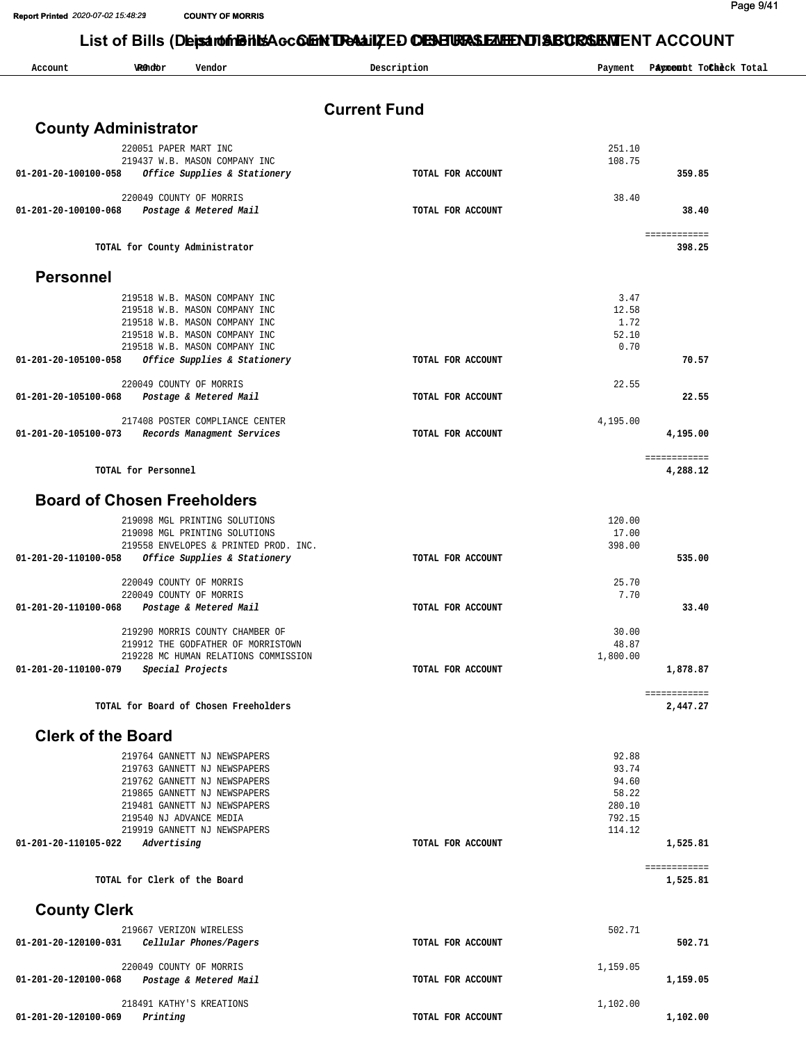# List of Bills (Dept/Acct) - CENTRALIZED DISBURSEMENT ACCOUNT

## Current Fund

### County Administrator

| Account | PO # | Vendor | Description | Payment | Account Total |
|---|---|---|---|---|---|
| | 220051 | PAPER MART INC | | 251.10 | |
| | 219437 | W.B. MASON COMPANY INC | | 108.75 | |
| 01-201-20-100100-058 | | *Office Supplies & Stationery* | TOTAL FOR ACCOUNT | | 359.85 |
| | 220049 | COUNTY OF MORRIS | | 38.40 | |
| 01-201-20-100100-068 | | *Postage & Metered Mail* | TOTAL FOR ACCOUNT | | 38.40 |
| | | TOTAL for County Administrator | | | 398.25 |

### Personnel

| Account | PO # | Vendor | Description | Payment | Account Total |
|---|---|---|---|---|---|
| | 219518 | W.B. MASON COMPANY INC | | 3.47 | |
| | 219518 | W.B. MASON COMPANY INC | | 12.58 | |
| | 219518 | W.B. MASON COMPANY INC | | 1.72 | |
| | 219518 | W.B. MASON COMPANY INC | | 52.10 | |
| | 219518 | W.B. MASON COMPANY INC | | 0.70 | |
| 01-201-20-105100-058 | | *Office Supplies & Stationery* | TOTAL FOR ACCOUNT | | 70.57 |
| | 220049 | COUNTY OF MORRIS | | 22.55 | |
| 01-201-20-105100-068 | | *Postage & Metered Mail* | TOTAL FOR ACCOUNT | | 22.55 |
| | 217408 | POSTER COMPLIANCE CENTER | | 4,195.00 | |
| 01-201-20-105100-073 | | *Records Managment Services* | TOTAL FOR ACCOUNT | | 4,195.00 |
| | | TOTAL for Personnel | | | 4,288.12 |

### Board of Chosen Freeholders

| Account | PO # | Vendor | Description | Payment | Account Total |
|---|---|---|---|---|---|
| | 219098 | MGL PRINTING SOLUTIONS | | 120.00 | |
| | 219098 | MGL PRINTING SOLUTIONS | | 17.00 | |
| | 219558 | ENVELOPES & PRINTED PROD. INC. | | 398.00 | |
| 01-201-20-110100-058 | | *Office Supplies & Stationery* | TOTAL FOR ACCOUNT | | 535.00 |
| | 220049 | COUNTY OF MORRIS | | 25.70 | |
| | 220049 | COUNTY OF MORRIS | | 7.70 | |
| 01-201-20-110100-068 | | *Postage & Metered Mail* | TOTAL FOR ACCOUNT | | 33.40 |
| | 219290 | MORRIS COUNTY CHAMBER OF | | 30.00 | |
| | 219912 | THE GODFATHER OF MORRISTOWN | | 48.87 | |
| | 219228 | MC HUMAN RELATIONS COMMISSION | | 1,800.00 | |
| 01-201-20-110100-079 | | *Special Projects* | TOTAL FOR ACCOUNT | | 1,878.87 |
| | | TOTAL for Board of Chosen Freeholders | | | 2,447.27 |

### Clerk of the Board

| Account | PO # | Vendor | Description | Payment | Account Total |
|---|---|---|---|---|---|
| | 219764 | GANNETT NJ NEWSPAPERS | | 92.88 | |
| | 219763 | GANNETT NJ NEWSPAPERS | | 93.74 | |
| | 219762 | GANNETT NJ NEWSPAPERS | | 94.60 | |
| | 219865 | GANNETT NJ NEWSPAPERS | | 58.22 | |
| | 219481 | GANNETT NJ NEWSPAPERS | | 280.10 | |
| | 219540 | NJ ADVANCE MEDIA | | 792.15 | |
| | 219919 | GANNETT NJ NEWSPAPERS | | 114.12 | |
| 01-201-20-110105-022 | | *Advertising* | TOTAL FOR ACCOUNT | | 1,525.81 |
| | | TOTAL for Clerk of the Board | | | 1,525.81 |

### County Clerk

| Account | PO # | Vendor | Description | Payment | Account Total |
|---|---|---|---|---|---|
| | 219667 | VERIZON WIRELESS | | 502.71 | |
| 01-201-20-120100-031 | | *Cellular Phones/Pagers* | TOTAL FOR ACCOUNT | | 502.71 |
| | 220049 | COUNTY OF MORRIS | | 1,159.05 | |
| 01-201-20-120100-068 | | *Postage & Metered Mail* | TOTAL FOR ACCOUNT | | 1,159.05 |
| | 218491 | KATHY'S KREATIONS | | 1,102.00 | |
| 01-201-20-120100-069 | | *Printing* | TOTAL FOR ACCOUNT | | 1,102.00 |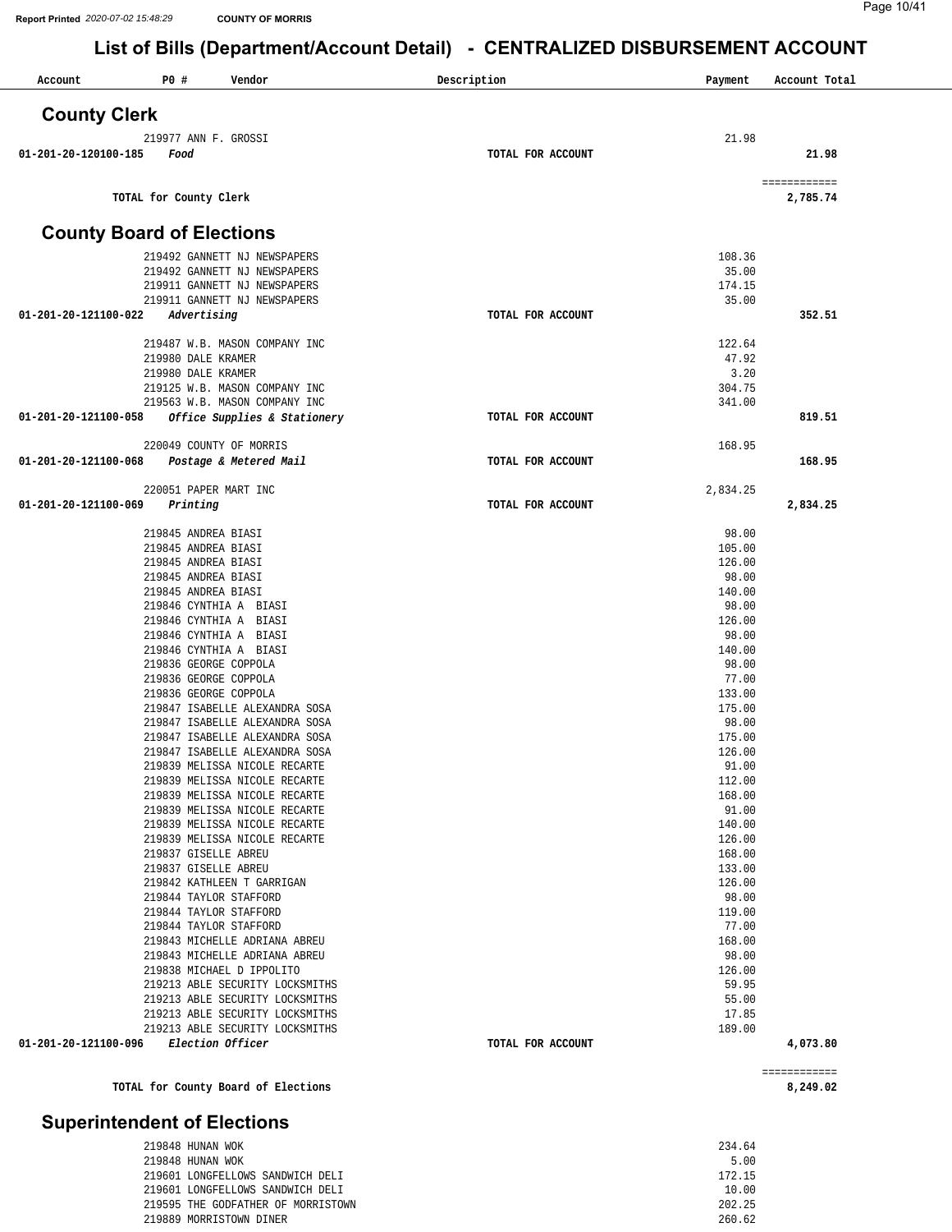# List of Bills (Department/Account Detail) - CENTRALIZED DISBURSEMENT ACCOUNT

| Account | PO # | Vendor | Description | Payment | Account Total |
|---|---|---|---|---|---|

## County Clerk

| Account | PO # | Vendor | Description | Payment | Account Total |
|---|---|---|---|---|---|
| | 219977 | ANN F. GROSSI | | 21.98 | |
| 01-201-20-120100-185 | | *Food* | TOTAL FOR ACCOUNT | | 21.98 |
| | | | | | ============ |
| | | TOTAL for County Clerk | | | 2,785.74 |

## County Board of Elections

| Account | PO # | Vendor | Description | Payment | Account Total |
|---|---|---|---|---|---|
| | 219492 | GANNETT NJ NEWSPAPERS | | 108.36 | |
| | 219492 | GANNETT NJ NEWSPAPERS | | 35.00 | |
| | 219911 | GANNETT NJ NEWSPAPERS | | 174.15 | |
| | 219911 | GANNETT NJ NEWSPAPERS | | 35.00 | |
| 01-201-20-121100-022 | | *Advertising* | TOTAL FOR ACCOUNT | | 352.51 |
| | 219487 | W.B. MASON COMPANY INC | | 122.64 | |
| | 219980 | DALE KRAMER | | 47.92 | |
| | 219980 | DALE KRAMER | | 3.20 | |
| | 219125 | W.B. MASON COMPANY INC | | 304.75 | |
| | 219563 | W.B. MASON COMPANY INC | | 341.00 | |
| 01-201-20-121100-058 | | *Office Supplies & Stationery* | TOTAL FOR ACCOUNT | | 819.51 |
| | 220049 | COUNTY OF MORRIS | | 168.95 | |
| 01-201-20-121100-068 | | *Postage & Metered Mail* | TOTAL FOR ACCOUNT | | 168.95 |
| | 220051 | PAPER MART INC | | 2,834.25 | |
| 01-201-20-121100-069 | | *Printing* | TOTAL FOR ACCOUNT | | 2,834.25 |
| | 219845 | ANDREA BIASI | | 98.00 | |
| | 219845 | ANDREA BIASI | | 105.00 | |
| | 219845 | ANDREA BIASI | | 126.00 | |
| | 219845 | ANDREA BIASI | | 98.00 | |
| | 219845 | ANDREA BIASI | | 140.00 | |
| | 219846 | CYNTHIA A BIASI | | 98.00 | |
| | 219846 | CYNTHIA A BIASI | | 126.00 | |
| | 219846 | CYNTHIA A BIASI | | 98.00 | |
| | 219846 | CYNTHIA A BIASI | | 140.00 | |
| | 219836 | GEORGE COPPOLA | | 98.00 | |
| | 219836 | GEORGE COPPOLA | | 77.00 | |
| | 219836 | GEORGE COPPOLA | | 133.00 | |
| | 219847 | ISABELLE ALEXANDRA SOSA | | 175.00 | |
| | 219847 | ISABELLE ALEXANDRA SOSA | | 98.00 | |
| | 219847 | ISABELLE ALEXANDRA SOSA | | 175.00 | |
| | 219847 | ISABELLE ALEXANDRA SOSA | | 126.00 | |
| | 219839 | MELISSA NICOLE RECARTE | | 91.00 | |
| | 219839 | MELISSA NICOLE RECARTE | | 112.00 | |
| | 219839 | MELISSA NICOLE RECARTE | | 168.00 | |
| | 219839 | MELISSA NICOLE RECARTE | | 91.00 | |
| | 219839 | MELISSA NICOLE RECARTE | | 140.00 | |
| | 219839 | MELISSA NICOLE RECARTE | | 126.00 | |
| | 219837 | GISELLE ABREU | | 168.00 | |
| | 219837 | GISELLE ABREU | | 133.00 | |
| | 219842 | KATHLEEN T GARRIGAN | | 126.00 | |
| | 219844 | TAYLOR STAFFORD | | 98.00 | |
| | 219844 | TAYLOR STAFFORD | | 119.00 | |
| | 219844 | TAYLOR STAFFORD | | 77.00 | |
| | 219843 | MICHELLE ADRIANA ABREU | | 168.00 | |
| | 219843 | MICHELLE ADRIANA ABREU | | 98.00 | |
| | 219838 | MICHAEL D IPPOLITO | | 126.00 | |
| | 219213 | ABLE SECURITY LOCKSMITHS | | 59.95 | |
| | 219213 | ABLE SECURITY LOCKSMITHS | | 55.00 | |
| | 219213 | ABLE SECURITY LOCKSMITHS | | 17.85 | |
| | 219213 | ABLE SECURITY LOCKSMITHS | | 189.00 | |
| 01-201-20-121100-096 | | *Election Officer* | TOTAL FOR ACCOUNT | | 4,073.80 |
| | | | | | ============ |
| | | TOTAL for County Board of Elections | | | 8,249.02 |

## Superintendent of Elections

| Account | PO # | Vendor | Description | Payment | Account Total |
|---|---|---|---|---|---|
| | 219848 | HUNAN WOK | | 234.64 | |
| | 219848 | HUNAN WOK | | 5.00 | |
| | 219601 | LONGFELLOWS SANDWICH DELI | | 172.15 | |
| | 219601 | LONGFELLOWS SANDWICH DELI | | 10.00 | |
| | 219595 | THE GODFATHER OF MORRISTOWN | | 202.25 | |
| | 219889 | MORRISTOWN DINER | | 260.62 | |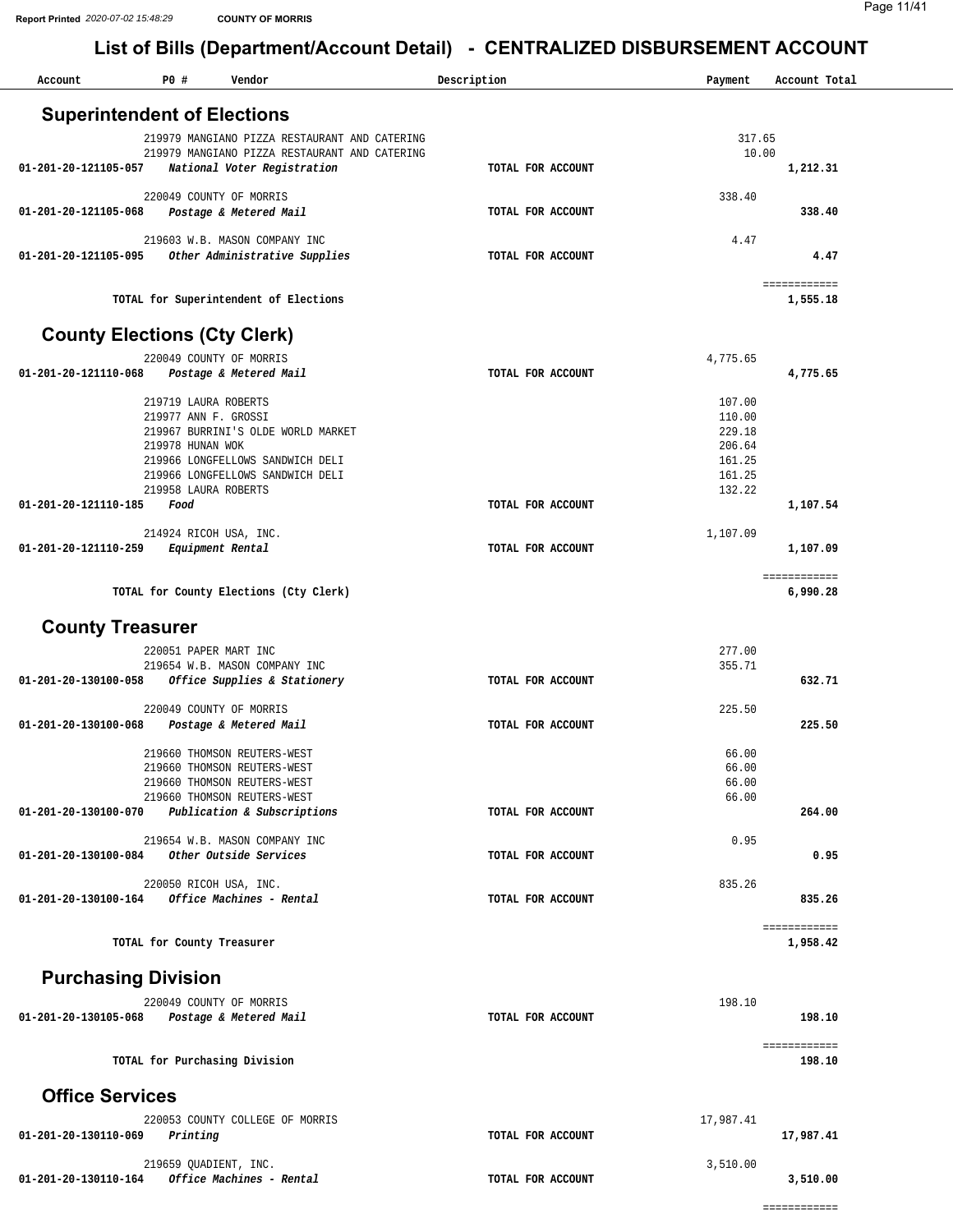# List of Bills (Department/Account Detail) - CENTRALIZED DISBURSEMENT ACCOUNT

| Account | PO # | Vendor | Description | Payment | Account Total |
|---|---|---|---|---|---|

## Superintendent of Elections

| Account | PO # | Vendor | Description | Payment | Account Total |
|---|---|---|---|---|---|
| | 219979 | MANGIANO PIZZA RESTAURANT AND CATERING | | 317.65 | |
| | 219979 | MANGIANO PIZZA RESTAURANT AND CATERING | | 10.00 | |
| 01-201-20-121105-057 | | *National Voter Registration* | TOTAL FOR ACCOUNT | | 1,212.31 |
| | 220049 | COUNTY OF MORRIS | | 338.40 | |
| 01-201-20-121105-068 | | *Postage & Metered Mail* | TOTAL FOR ACCOUNT | | 338.40 |
| | 219603 | W.B. MASON COMPANY INC | | 4.47 | |
| 01-201-20-121105-095 | | *Other Administrative Supplies* | TOTAL FOR ACCOUNT | | 4.47 |
| | | TOTAL for Superintendent of Elections | | | 1,555.18 |

## County Elections (Cty Clerk)

| Account | PO # | Vendor | Description | Payment | Account Total |
|---|---|---|---|---|---|
| | 220049 | COUNTY OF MORRIS | | 4,775.65 | |
| 01-201-20-121110-068 | | *Postage & Metered Mail* | TOTAL FOR ACCOUNT | | 4,775.65 |
| | 219719 | LAURA ROBERTS | | 107.00 | |
| | 219977 | ANN F. GROSSI | | 110.00 | |
| | 219967 | BURRINI'S OLDE WORLD MARKET | | 229.18 | |
| | 219978 | HUNAN WOK | | 206.64 | |
| | 219966 | LONGFELLOWS SANDWICH DELI | | 161.25 | |
| | 219966 | LONGFELLOWS SANDWICH DELI | | 161.25 | |
| | 219958 | LAURA ROBERTS | | 132.22 | |
| 01-201-20-121110-185 | | *Food* | TOTAL FOR ACCOUNT | | 1,107.54 |
| | 214924 | RICOH USA, INC. | | 1,107.09 | |
| 01-201-20-121110-259 | | *Equipment Rental* | TOTAL FOR ACCOUNT | | 1,107.09 |
| | | TOTAL for County Elections (Cty Clerk) | | | 6,990.28 |

## County Treasurer

| Account | PO # | Vendor | Description | Payment | Account Total |
|---|---|---|---|---|---|
| | 220051 | PAPER MART INC | | 277.00 | |
| | 219654 | W.B. MASON COMPANY INC | | 355.71 | |
| 01-201-20-130100-058 | | *Office Supplies & Stationery* | TOTAL FOR ACCOUNT | | 632.71 |
| | 220049 | COUNTY OF MORRIS | | 225.50 | |
| 01-201-20-130100-068 | | *Postage & Metered Mail* | TOTAL FOR ACCOUNT | | 225.50 |
| | 219660 | THOMSON REUTERS-WEST | | 66.00 | |
| | 219660 | THOMSON REUTERS-WEST | | 66.00 | |
| | 219660 | THOMSON REUTERS-WEST | | 66.00 | |
| | 219660 | THOMSON REUTERS-WEST | | 66.00 | |
| 01-201-20-130100-070 | | *Publication & Subscriptions* | TOTAL FOR ACCOUNT | | 264.00 |
| | 219654 | W.B. MASON COMPANY INC | | 0.95 | |
| 01-201-20-130100-084 | | *Other Outside Services* | TOTAL FOR ACCOUNT | | 0.95 |
| | 220050 | RICOH USA, INC. | | 835.26 | |
| 01-201-20-130100-164 | | *Office Machines - Rental* | TOTAL FOR ACCOUNT | | 835.26 |
| | | TOTAL for County Treasurer | | | 1,958.42 |

## Purchasing Division

| Account | PO # | Vendor | Description | Payment | Account Total |
|---|---|---|---|---|---|
| | 220049 | COUNTY OF MORRIS | | 198.10 | |
| 01-201-20-130105-068 | | *Postage & Metered Mail* | TOTAL FOR ACCOUNT | | 198.10 |
| | | TOTAL for Purchasing Division | | | 198.10 |

## Office Services

| Account | PO # | Vendor | Description | Payment | Account Total |
|---|---|---|---|---|---|
| | 220053 | COUNTY COLLEGE OF MORRIS | | 17,987.41 | |
| 01-201-20-130110-069 | | *Printing* | TOTAL FOR ACCOUNT | | 17,987.41 |
| | 219659 | QUADIENT, INC. | | 3,510.00 | |
| 01-201-20-130110-164 | | *Office Machines - Rental* | TOTAL FOR ACCOUNT | | 3,510.00 |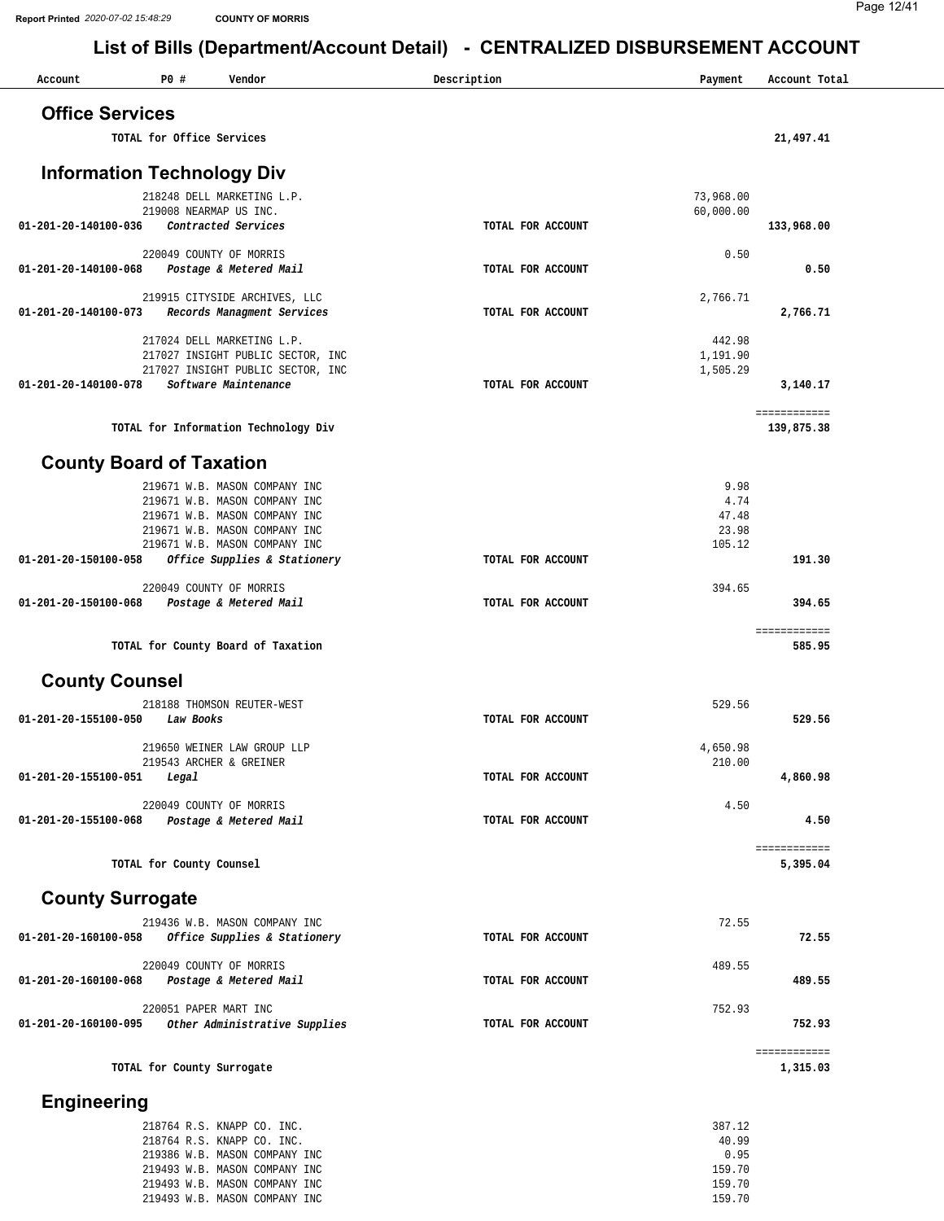## List of Bills (Department/Account Detail) - CENTRALIZED DISBURSEMENT ACCOUNT

Report Printed 2020-07-02 15:48:29 COUNTY OF MORRIS

| Account | PO # | Vendor | Description | Payment | Account Total |
|---|---|---|---|---|---|

### Office Services

| Account | PO # | Vendor | Description | Payment | Account Total |
|---|---|---|---|---|---|
| | | TOTAL for Office Services | | | 21,497.41 |

### Information Technology Div

| Account | PO # | Vendor | Description | Payment | Account Total |
|---|---|---|---|---|---|
| | 218248 | DELL MARKETING L.P. | | 73,968.00 | |
| | 219008 | NEARMAP US INC. | | 60,000.00 | |
| 01-201-20-140100-036 | | *Contracted Services* | TOTAL FOR ACCOUNT | | 133,968.00 |
| | 220049 | COUNTY OF MORRIS | | 0.50 | |
| 01-201-20-140100-068 | | *Postage & Metered Mail* | TOTAL FOR ACCOUNT | | 0.50 |
| | 219915 | CITYSIDE ARCHIVES, LLC | | 2,766.71 | |
| 01-201-20-140100-073 | | *Records Managment Services* | TOTAL FOR ACCOUNT | | 2,766.71 |
| | 217024 | DELL MARKETING L.P. | | 442.98 | |
| | 217027 | INSIGHT PUBLIC SECTOR, INC | | 1,191.90 | |
| | 217027 | INSIGHT PUBLIC SECTOR, INC | | 1,505.29 | |
| 01-201-20-140100-078 | | *Software Maintenance* | TOTAL FOR ACCOUNT | | 3,140.17 |
| | | TOTAL for Information Technology Div | | | 139,875.38 |

### County Board of Taxation

| Account | PO # | Vendor | Description | Payment | Account Total |
|---|---|---|---|---|---|
| | 219671 | W.B. MASON COMPANY INC | | 9.98 | |
| | 219671 | W.B. MASON COMPANY INC | | 4.74 | |
| | 219671 | W.B. MASON COMPANY INC | | 47.48 | |
| | 219671 | W.B. MASON COMPANY INC | | 23.98 | |
| | 219671 | W.B. MASON COMPANY INC | | 105.12 | |
| 01-201-20-150100-058 | | *Office Supplies & Stationery* | TOTAL FOR ACCOUNT | | 191.30 |
| | 220049 | COUNTY OF MORRIS | | 394.65 | |
| 01-201-20-150100-068 | | *Postage & Metered Mail* | TOTAL FOR ACCOUNT | | 394.65 |
| | | TOTAL for County Board of Taxation | | | 585.95 |

### County Counsel

| Account | PO # | Vendor | Description | Payment | Account Total |
|---|---|---|---|---|---|
| | 218188 | THOMSON REUTER-WEST | | 529.56 | |
| 01-201-20-155100-050 | | *Law Books* | TOTAL FOR ACCOUNT | | 529.56 |
| | 219650 | WEINER LAW GROUP LLP | | 4,650.98 | |
| | 219543 | ARCHER & GREINER | | 210.00 | |
| 01-201-20-155100-051 | | *Legal* | TOTAL FOR ACCOUNT | | 4,860.98 |
| | 220049 | COUNTY OF MORRIS | | 4.50 | |
| 01-201-20-155100-068 | | *Postage & Metered Mail* | TOTAL FOR ACCOUNT | | 4.50 |
| | | TOTAL for County Counsel | | | 5,395.04 |

### County Surrogate

| Account | PO # | Vendor | Description | Payment | Account Total |
|---|---|---|---|---|---|
| | 219436 | W.B. MASON COMPANY INC | | 72.55 | |
| 01-201-20-160100-058 | | *Office Supplies & Stationery* | TOTAL FOR ACCOUNT | | 72.55 |
| | 220049 | COUNTY OF MORRIS | | 489.55 | |
| 01-201-20-160100-068 | | *Postage & Metered Mail* | TOTAL FOR ACCOUNT | | 489.55 |
| | 220051 | PAPER MART INC | | 752.93 | |
| 01-201-20-160100-095 | | *Other Administrative Supplies* | TOTAL FOR ACCOUNT | | 752.93 |
| | | TOTAL for County Surrogate | | | 1,315.03 |

### Engineering

| Account | PO # | Vendor | Description | Payment | Account Total |
|---|---|---|---|---|---|
| | 218764 | R.S. KNAPP CO. INC. | | 387.12 | |
| | 218764 | R.S. KNAPP CO. INC. | | 40.99 | |
| | 219386 | W.B. MASON COMPANY INC | | 0.95 | |
| | 219493 | W.B. MASON COMPANY INC | | 159.70 | |
| | 219493 | W.B. MASON COMPANY INC | | 159.70 | |
| | 219493 | W.B. MASON COMPANY INC | | 159.70 | |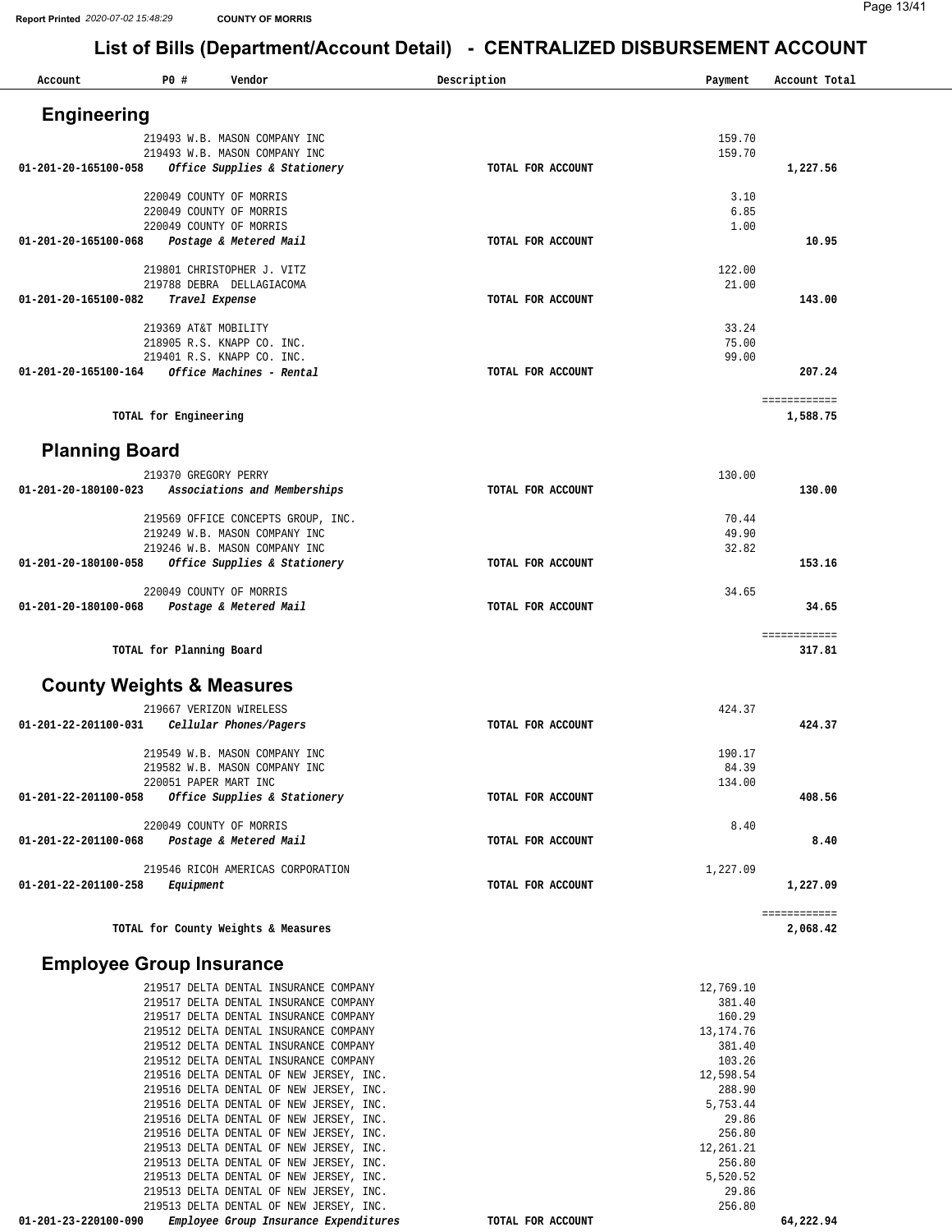# List of Bills (Department/Account Detail) - CENTRALIZED DISBURSEMENT ACCOUNT

| Account | PO # | Vendor | Description | Payment | Account Total |
|---|---|---|---|---|---|

## Engineering

| Account | PO # | Vendor | Description | Payment | Account Total |
|---|---|---|---|---|---|
| | 219493 | W.B. MASON COMPANY INC | | 159.70 | |
| | 219493 | W.B. MASON COMPANY INC | | 159.70 | |
| 01-201-20-165100-058 | | *Office Supplies & Stationery* | TOTAL FOR ACCOUNT | | 1,227.56 |
| | 220049 | COUNTY OF MORRIS | | 3.10 | |
| | 220049 | COUNTY OF MORRIS | | 6.85 | |
| | 220049 | COUNTY OF MORRIS | | 1.00 | |
| 01-201-20-165100-068 | | *Postage & Metered Mail* | TOTAL FOR ACCOUNT | | 10.95 |
| | 219801 | CHRISTOPHER J. VITZ | | 122.00 | |
| | 219788 | DEBRA DELLAGIACOMA | | 21.00 | |
| 01-201-20-165100-082 | | *Travel Expense* | TOTAL FOR ACCOUNT | | 143.00 |
| | 219369 | AT&T MOBILITY | | 33.24 | |
| | 218905 | R.S. KNAPP CO. INC. | | 75.00 | |
| | 219401 | R.S. KNAPP CO. INC. | | 99.00 | |
| 01-201-20-165100-164 | | *Office Machines - Rental* | TOTAL FOR ACCOUNT | | 207.24 |
| | | TOTAL for Engineering | | | 1,588.75 |

## Planning Board

| Account | PO # | Vendor | Description | Payment | Account Total |
|---|---|---|---|---|---|
| | 219370 | GREGORY PERRY | | 130.00 | |
| 01-201-20-180100-023 | | *Associations and Memberships* | TOTAL FOR ACCOUNT | | 130.00 |
| | 219569 | OFFICE CONCEPTS GROUP, INC. | | 70.44 | |
| | 219249 | W.B. MASON COMPANY INC | | 49.90 | |
| | 219246 | W.B. MASON COMPANY INC | | 32.82 | |
| 01-201-20-180100-058 | | *Office Supplies & Stationery* | TOTAL FOR ACCOUNT | | 153.16 |
| | 220049 | COUNTY OF MORRIS | | 34.65 | |
| 01-201-20-180100-068 | | *Postage & Metered Mail* | TOTAL FOR ACCOUNT | | 34.65 |
| | | TOTAL for Planning Board | | | 317.81 |

## County Weights & Measures

| Account | PO # | Vendor | Description | Payment | Account Total |
|---|---|---|---|---|---|
| | 219667 | VERIZON WIRELESS | | 424.37 | |
| 01-201-22-201100-031 | | *Cellular Phones/Pagers* | TOTAL FOR ACCOUNT | | 424.37 |
| | 219549 | W.B. MASON COMPANY INC | | 190.17 | |
| | 219582 | W.B. MASON COMPANY INC | | 84.39 | |
| | 220051 | PAPER MART INC | | 134.00 | |
| 01-201-22-201100-058 | | *Office Supplies & Stationery* | TOTAL FOR ACCOUNT | | 408.56 |
| | 220049 | COUNTY OF MORRIS | | 8.40 | |
| 01-201-22-201100-068 | | *Postage & Metered Mail* | TOTAL FOR ACCOUNT | | 8.40 |
| | 219546 | RICOH AMERICAS CORPORATION | | 1,227.09 | |
| 01-201-22-201100-258 | | *Equipment* | TOTAL FOR ACCOUNT | | 1,227.09 |
| | | TOTAL for County Weights & Measures | | | 2,068.42 |

## Employee Group Insurance

| Account | PO # | Vendor | Description | Payment | Account Total |
|---|---|---|---|---|---|
| | 219517 | DELTA DENTAL INSURANCE COMPANY | | 12,769.10 | |
| | 219517 | DELTA DENTAL INSURANCE COMPANY | | 381.40 | |
| | 219517 | DELTA DENTAL INSURANCE COMPANY | | 160.29 | |
| | 219512 | DELTA DENTAL INSURANCE COMPANY | | 13,174.76 | |
| | 219512 | DELTA DENTAL INSURANCE COMPANY | | 381.40 | |
| | 219512 | DELTA DENTAL INSURANCE COMPANY | | 103.26 | |
| | 219516 | DELTA DENTAL OF NEW JERSEY, INC. | | 12,598.54 | |
| | 219516 | DELTA DENTAL OF NEW JERSEY, INC. | | 288.90 | |
| | 219516 | DELTA DENTAL OF NEW JERSEY, INC. | | 5,753.44 | |
| | 219516 | DELTA DENTAL OF NEW JERSEY, INC. | | 29.86 | |
| | 219516 | DELTA DENTAL OF NEW JERSEY, INC. | | 256.80 | |
| | 219513 | DELTA DENTAL OF NEW JERSEY, INC. | | 12,261.21 | |
| | 219513 | DELTA DENTAL OF NEW JERSEY, INC. | | 256.80 | |
| | 219513 | DELTA DENTAL OF NEW JERSEY, INC. | | 5,520.52 | |
| | 219513 | DELTA DENTAL OF NEW JERSEY, INC. | | 29.86 | |
| | 219513 | DELTA DENTAL OF NEW JERSEY, INC. | | 256.80 | |
| 01-201-23-220100-090 | | *Employee Group Insurance Expenditures* | TOTAL FOR ACCOUNT | | 64,222.94 |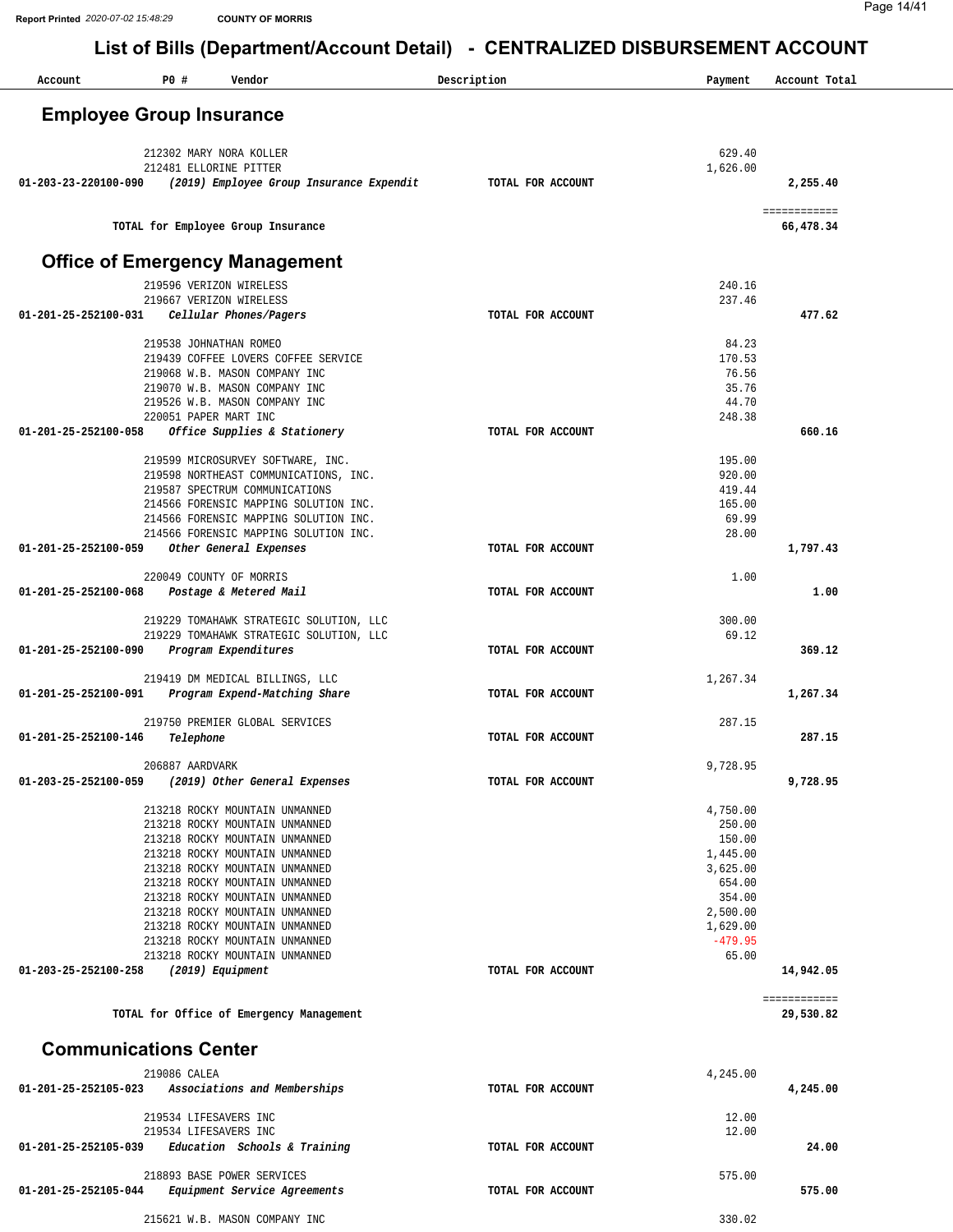# List of Bills (Department/Account Detail) - CENTRALIZED DISBURSEMENT ACCOUNT

Report Printed 2020-07-02 15:48:29 COUNTY OF MORRIS

| Account | PO # | Vendor | Description | Payment | Account Total |
|---|---|---|---|---|---|

## Employee Group Insurance

| Account | PO # | Vendor | Description | Payment | Account Total |
|---|---|---|---|---|---|
| | 212302 | MARY NORA KOLLER | | 629.40 | |
| | 212481 | ELLORINE PITTER | | 1,626.00 | |
| **01-203-23-220100-090** | | ***(2019) Employee Group Insurance Expendit*** | **TOTAL FOR ACCOUNT** | | **2,255.40** |
| | | **TOTAL for Employee Group Insurance** | | | **66,478.34** |

## Office of Emergency Management

| Account | PO # | Vendor | Description | Payment | Account Total |
|---|---|---|---|---|---|
| | 219596 | VERIZON WIRELESS | | 240.16 | |
| | 219667 | VERIZON WIRELESS | | 237.46 | |
| **01-201-25-252100-031** | | ***Cellular Phones/Pagers*** | **TOTAL FOR ACCOUNT** | | **477.62** |
| | 219538 | JOHNATHAN ROMEO | | 84.23 | |
| | 219439 | COFFEE LOVERS COFFEE SERVICE | | 170.53 | |
| | 219068 | W.B. MASON COMPANY INC | | 76.56 | |
| | 219070 | W.B. MASON COMPANY INC | | 35.76 | |
| | 219526 | W.B. MASON COMPANY INC | | 44.70 | |
| | 220051 | PAPER MART INC | | 248.38 | |
| **01-201-25-252100-058** | | ***Office Supplies & Stationery*** | **TOTAL FOR ACCOUNT** | | **660.16** |
| | 219599 | MICROSURVEY SOFTWARE, INC. | | 195.00 | |
| | 219598 | NORTHEAST COMMUNICATIONS, INC. | | 920.00 | |
| | 219587 | SPECTRUM COMMUNICATIONS | | 419.44 | |
| | 214566 | FORENSIC MAPPING SOLUTION INC. | | 165.00 | |
| | 214566 | FORENSIC MAPPING SOLUTION INC. | | 69.99 | |
| | 214566 | FORENSIC MAPPING SOLUTION INC. | | 28.00 | |
| **01-201-25-252100-059** | | ***Other General Expenses*** | **TOTAL FOR ACCOUNT** | | **1,797.43** |
| | 220049 | COUNTY OF MORRIS | | 1.00 | |
| **01-201-25-252100-068** | | ***Postage & Metered Mail*** | **TOTAL FOR ACCOUNT** | | **1.00** |
| | 219229 | TOMAHAWK STRATEGIC SOLUTION, LLC | | 300.00 | |
| | 219229 | TOMAHAWK STRATEGIC SOLUTION, LLC | | 69.12 | |
| **01-201-25-252100-090** | | ***Program Expenditures*** | **TOTAL FOR ACCOUNT** | | **369.12** |
| | 219419 | DM MEDICAL BILLINGS, LLC | | 1,267.34 | |
| **01-201-25-252100-091** | | ***Program Expend-Matching Share*** | **TOTAL FOR ACCOUNT** | | **1,267.34** |
| | 219750 | PREMIER GLOBAL SERVICES | | 287.15 | |
| **01-201-25-252100-146** | | ***Telephone*** | **TOTAL FOR ACCOUNT** | | **287.15** |
| | 206887 | AARDVARK | | 9,728.95 | |
| **01-203-25-252100-059** | | ***(2019) Other General Expenses*** | **TOTAL FOR ACCOUNT** | | **9,728.95** |
| | 213218 | ROCKY MOUNTAIN UNMANNED | | 4,750.00 | |
| | 213218 | ROCKY MOUNTAIN UNMANNED | | 250.00 | |
| | 213218 | ROCKY MOUNTAIN UNMANNED | | 150.00 | |
| | 213218 | ROCKY MOUNTAIN UNMANNED | | 1,445.00 | |
| | 213218 | ROCKY MOUNTAIN UNMANNED | | 3,625.00 | |
| | 213218 | ROCKY MOUNTAIN UNMANNED | | 654.00 | |
| | 213218 | ROCKY MOUNTAIN UNMANNED | | 354.00 | |
| | 213218 | ROCKY MOUNTAIN UNMANNED | | 2,500.00 | |
| | 213218 | ROCKY MOUNTAIN UNMANNED | | 1,629.00 | |
| | 213218 | ROCKY MOUNTAIN UNMANNED | | -479.95 | |
| | 213218 | ROCKY MOUNTAIN UNMANNED | | 65.00 | |
| **01-203-25-252100-258** | | ***(2019) Equipment*** | **TOTAL FOR ACCOUNT** | | **14,942.05** |
| | | **TOTAL for Office of Emergency Management** | | | **29,530.82** |

## Communications Center

| Account | PO # | Vendor | Description | Payment | Account Total |
|---|---|---|---|---|---|
| | 219086 | CALEA | | 4,245.00 | |
| **01-201-25-252105-023** | | ***Associations and Memberships*** | **TOTAL FOR ACCOUNT** | | **4,245.00** |
| | 219534 | LIFESAVERS INC | | 12.00 | |
| | 219534 | LIFESAVERS INC | | 12.00 | |
| **01-201-25-252105-039** | | ***Education Schools & Training*** | **TOTAL FOR ACCOUNT** | | **24.00** |
| | 218893 | BASE POWER SERVICES | | 575.00 | |
| **01-201-25-252105-044** | | ***Equipment Service Agreements*** | **TOTAL FOR ACCOUNT** | | **575.00** |
| | 215621 | W.B. MASON COMPANY INC | | 330.02 | |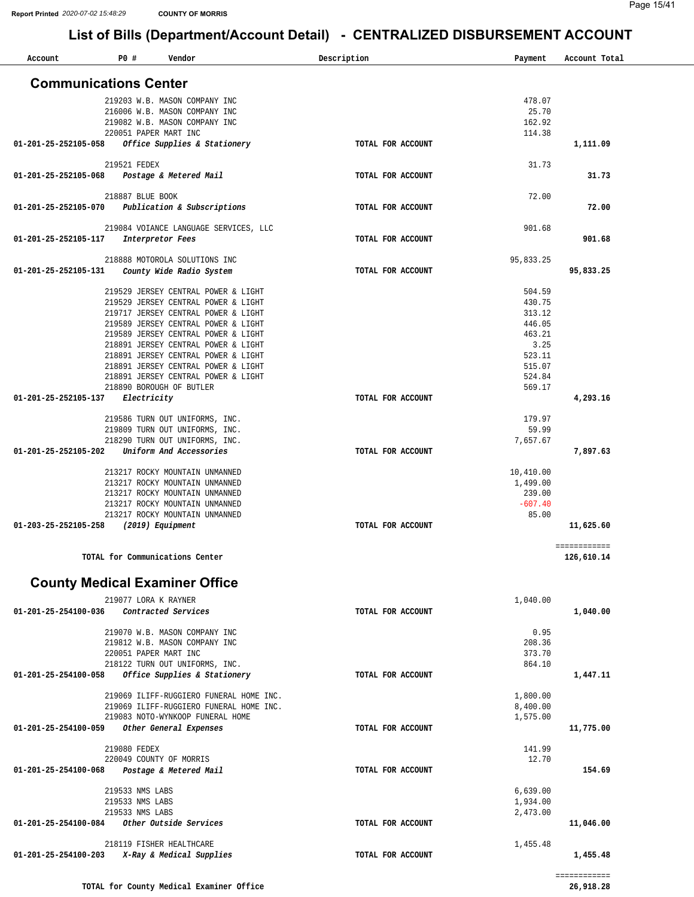Report Printed 2020-07-02 15:48:29 COUNTY OF MORRIS

# List of Bills (Department/Account Detail) - CENTRALIZED DISBURSEMENT ACCOUNT

## Communications Center

| Account | PO # | Vendor | Description | Payment | Account Total |
|---|---|---|---|---|---|
| | 219203 | W.B. MASON COMPANY INC | | 478.07 | |
| | 216006 | W.B. MASON COMPANY INC | | 25.70 | |
| | 219082 | W.B. MASON COMPANY INC | | 162.92 | |
| | 220051 | PAPER MART INC | | 114.38 | |
| **01-201-25-252105-058** | | ***Office Supplies & Stationery*** | **TOTAL FOR ACCOUNT** | | **1,111.09** |
| | 219521 | FEDEX | | 31.73 | |
| **01-201-25-252105-068** | | ***Postage & Metered Mail*** | **TOTAL FOR ACCOUNT** | | **31.73** |
| | 218887 | BLUE BOOK | | 72.00 | |
| **01-201-25-252105-070** | | ***Publication & Subscriptions*** | **TOTAL FOR ACCOUNT** | | **72.00** |
| | 219084 | VOIANCE LANGUAGE SERVICES, LLC | | 901.68 | |
| **01-201-25-252105-117** | | ***Interpretor Fees*** | **TOTAL FOR ACCOUNT** | | **901.68** |
| | 218888 | MOTOROLA SOLUTIONS INC | | 95,833.25 | |
| **01-201-25-252105-131** | | ***County Wide Radio System*** | **TOTAL FOR ACCOUNT** | | **95,833.25** |
| | 219529 | JERSEY CENTRAL POWER & LIGHT | | 504.59 | |
| | 219529 | JERSEY CENTRAL POWER & LIGHT | | 430.75 | |
| | 219717 | JERSEY CENTRAL POWER & LIGHT | | 313.12 | |
| | 219589 | JERSEY CENTRAL POWER & LIGHT | | 446.05 | |
| | 219589 | JERSEY CENTRAL POWER & LIGHT | | 463.21 | |
| | 218891 | JERSEY CENTRAL POWER & LIGHT | | 3.25 | |
| | 218891 | JERSEY CENTRAL POWER & LIGHT | | 523.11 | |
| | 218891 | JERSEY CENTRAL POWER & LIGHT | | 515.07 | |
| | 218891 | JERSEY CENTRAL POWER & LIGHT | | 524.84 | |
| | 218890 | BOROUGH OF BUTLER | | 569.17 | |
| **01-201-25-252105-137** | | ***Electricity*** | **TOTAL FOR ACCOUNT** | | **4,293.16** |
| | 219586 | TURN OUT UNIFORMS, INC. | | 179.97 | |
| | 219809 | TURN OUT UNIFORMS, INC. | | 59.99 | |
| | 218290 | TURN OUT UNIFORMS, INC. | | 7,657.67 | |
| **01-201-25-252105-202** | | ***Uniform And Accessories*** | **TOTAL FOR ACCOUNT** | | **7,897.63** |
| | 213217 | ROCKY MOUNTAIN UNMANNED | | 10,410.00 | |
| | 213217 | ROCKY MOUNTAIN UNMANNED | | 1,499.00 | |
| | 213217 | ROCKY MOUNTAIN UNMANNED | | 239.00 | |
| | 213217 | ROCKY MOUNTAIN UNMANNED | | -607.40 | |
| | 213217 | ROCKY MOUNTAIN UNMANNED | | 85.00 | |
| **01-203-25-252105-258** | | ***(2019) Equipment*** | **TOTAL FOR ACCOUNT** | | **11,625.60** |
| | | **TOTAL for Communications Center** | | | **126,610.14** |

## County Medical Examiner Office

| Account | PO # | Vendor | Description | Payment | Account Total |
|---|---|---|---|---|---|
| | 219077 | LORA K RAYNER | | 1,040.00 | |
| **01-201-25-254100-036** | | ***Contracted Services*** | **TOTAL FOR ACCOUNT** | | **1,040.00** |
| | 219070 | W.B. MASON COMPANY INC | | 0.95 | |
| | 219812 | W.B. MASON COMPANY INC | | 208.36 | |
| | 220051 | PAPER MART INC | | 373.70 | |
| | 218122 | TURN OUT UNIFORMS, INC. | | 864.10 | |
| **01-201-25-254100-058** | | ***Office Supplies & Stationery*** | **TOTAL FOR ACCOUNT** | | **1,447.11** |
| | 219069 | ILIFF-RUGGIERO FUNERAL HOME INC. | | 1,800.00 | |
| | 219069 | ILIFF-RUGGIERO FUNERAL HOME INC. | | 8,400.00 | |
| | 219083 | NOTO-WYNKOOP FUNERAL HOME | | 1,575.00 | |
| **01-201-25-254100-059** | | ***Other General Expenses*** | **TOTAL FOR ACCOUNT** | | **11,775.00** |
| | 219080 | FEDEX | | 141.99 | |
| | 220049 | COUNTY OF MORRIS | | 12.70 | |
| **01-201-25-254100-068** | | ***Postage & Metered Mail*** | **TOTAL FOR ACCOUNT** | | **154.69** |
| | 219533 | NMS LABS | | 6,639.00 | |
| | 219533 | NMS LABS | | 1,934.00 | |
| | 219533 | NMS LABS | | 2,473.00 | |
| **01-201-25-254100-084** | | ***Other Outside Services*** | **TOTAL FOR ACCOUNT** | | **11,046.00** |
| | 218119 | FISHER HEALTHCARE | | 1,455.48 | |
| **01-201-25-254100-203** | | ***X-Ray & Medical Supplies*** | **TOTAL FOR ACCOUNT** | | **1,455.48** |
| | | **TOTAL for County Medical Examiner Office** | | | **26,918.28** |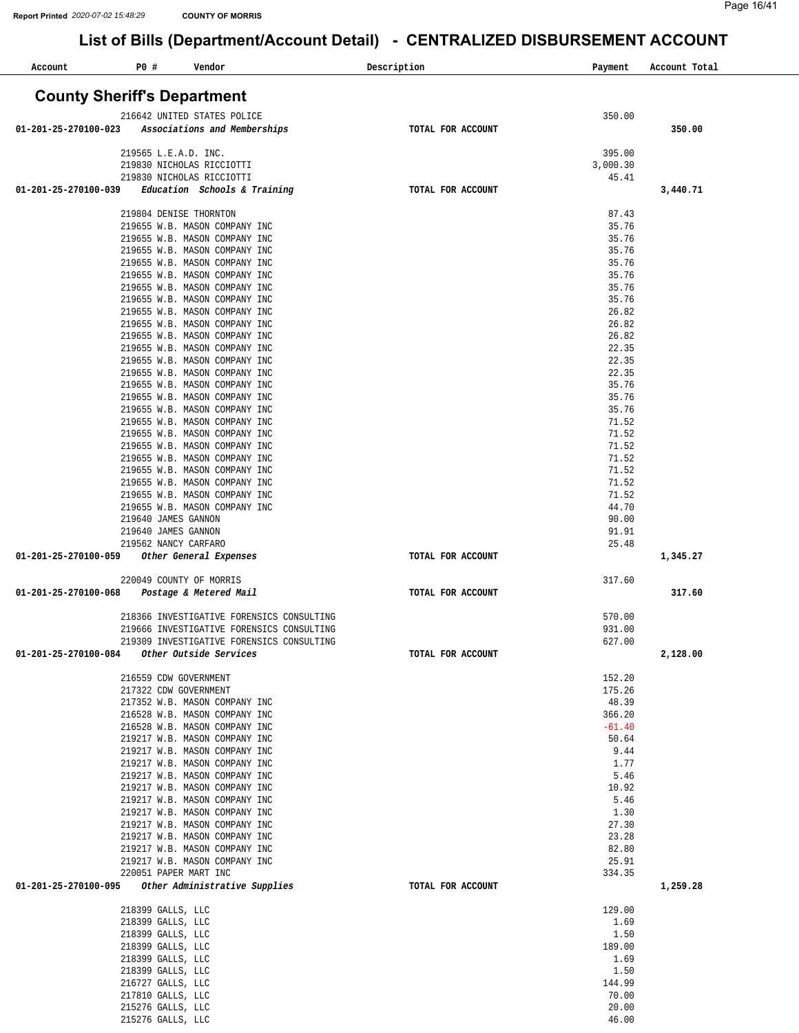# List of Bills (Department/Account Detail) - CENTRALIZED DISBURSEMENT ACCOUNT

| Account | PO # | Vendor | Description | Payment | Account Total |
|---|---|---|---|---|---|

## County Sheriff's Department

| Account | PO # | Vendor | Description | Payment | Account Total |
|---|---|---|---|---|---|
| | 216642 | UNITED STATES POLICE | | 350.00 | |
| 01-201-25-270100-023 | | *Associations and Memberships* | TOTAL FOR ACCOUNT | | 350.00 |
| | 219565 | L.E.A.D. INC. | | 395.00 | |
| | 219830 | NICHOLAS RICCIOTTI | | 3,000.30 | |
| | 219830 | NICHOLAS RICCIOTTI | | 45.41 | |
| 01-201-25-270100-039 | | *Education Schools & Training* | TOTAL FOR ACCOUNT | | 3,440.71 |
| | 219804 | DENISE THORNTON | | 87.43 | |
| | 219655 | W.B. MASON COMPANY INC | | 35.76 | |
| | 219655 | W.B. MASON COMPANY INC | | 35.76 | |
| | 219655 | W.B. MASON COMPANY INC | | 35.76 | |
| | 219655 | W.B. MASON COMPANY INC | | 35.76 | |
| | 219655 | W.B. MASON COMPANY INC | | 35.76 | |
| | 219655 | W.B. MASON COMPANY INC | | 35.76 | |
| | 219655 | W.B. MASON COMPANY INC | | 35.76 | |
| | 219655 | W.B. MASON COMPANY INC | | 26.82 | |
| | 219655 | W.B. MASON COMPANY INC | | 26.82 | |
| | 219655 | W.B. MASON COMPANY INC | | 26.82 | |
| | 219655 | W.B. MASON COMPANY INC | | 22.35 | |
| | 219655 | W.B. MASON COMPANY INC | | 22.35 | |
| | 219655 | W.B. MASON COMPANY INC | | 22.35 | |
| | 219655 | W.B. MASON COMPANY INC | | 35.76 | |
| | 219655 | W.B. MASON COMPANY INC | | 35.76 | |
| | 219655 | W.B. MASON COMPANY INC | | 35.76 | |
| | 219655 | W.B. MASON COMPANY INC | | 71.52 | |
| | 219655 | W.B. MASON COMPANY INC | | 71.52 | |
| | 219655 | W.B. MASON COMPANY INC | | 71.52 | |
| | 219655 | W.B. MASON COMPANY INC | | 71.52 | |
| | 219655 | W.B. MASON COMPANY INC | | 71.52 | |
| | 219655 | W.B. MASON COMPANY INC | | 71.52 | |
| | 219655 | W.B. MASON COMPANY INC | | 71.52 | |
| | 219655 | W.B. MASON COMPANY INC | | 44.70 | |
| | 219640 | JAMES GANNON | | 90.00 | |
| | 219640 | JAMES GANNON | | 91.91 | |
| | 219562 | NANCY CARFARO | | 25.48 | |
| 01-201-25-270100-059 | | *Other General Expenses* | TOTAL FOR ACCOUNT | | 1,345.27 |
| | 220049 | COUNTY OF MORRIS | | 317.60 | |
| 01-201-25-270100-068 | | *Postage & Metered Mail* | TOTAL FOR ACCOUNT | | 317.60 |
| | 218366 | INVESTIGATIVE FORENSICS CONSULTING | | 570.00 | |
| | 219666 | INVESTIGATIVE FORENSICS CONSULTING | | 931.00 | |
| | 219309 | INVESTIGATIVE FORENSICS CONSULTING | | 627.00 | |
| 01-201-25-270100-084 | | *Other Outside Services* | TOTAL FOR ACCOUNT | | 2,128.00 |
| | 216559 | CDW GOVERNMENT | | 152.20 | |
| | 217322 | CDW GOVERNMENT | | 175.26 | |
| | 217352 | W.B. MASON COMPANY INC | | 48.39 | |
| | 216528 | W.B. MASON COMPANY INC | | 366.20 | |
| | 216528 | W.B. MASON COMPANY INC | | -61.40 | |
| | 219217 | W.B. MASON COMPANY INC | | 50.64 | |
| | 219217 | W.B. MASON COMPANY INC | | 9.44 | |
| | 219217 | W.B. MASON COMPANY INC | | 1.77 | |
| | 219217 | W.B. MASON COMPANY INC | | 5.46 | |
| | 219217 | W.B. MASON COMPANY INC | | 10.92 | |
| | 219217 | W.B. MASON COMPANY INC | | 5.46 | |
| | 219217 | W.B. MASON COMPANY INC | | 1.30 | |
| | 219217 | W.B. MASON COMPANY INC | | 27.30 | |
| | 219217 | W.B. MASON COMPANY INC | | 23.28 | |
| | 219217 | W.B. MASON COMPANY INC | | 82.80 | |
| | 219217 | W.B. MASON COMPANY INC | | 25.91 | |
| | 220051 | PAPER MART INC | | 334.35 | |
| 01-201-25-270100-095 | | *Other Administrative Supplies* | TOTAL FOR ACCOUNT | | 1,259.28 |
| | 218399 | GALLS, LLC | | 129.00 | |
| | 218399 | GALLS, LLC | | 1.69 | |
| | 218399 | GALLS, LLC | | 1.50 | |
| | 218399 | GALLS, LLC | | 189.00 | |
| | 218399 | GALLS, LLC | | 1.69 | |
| | 218399 | GALLS, LLC | | 1.50 | |
| | 216727 | GALLS, LLC | | 144.99 | |
| | 217810 | GALLS, LLC | | 70.00 | |
| | 215276 | GALLS, LLC | | 20.00 | |
| | 215276 | GALLS, LLC | | 46.00 | |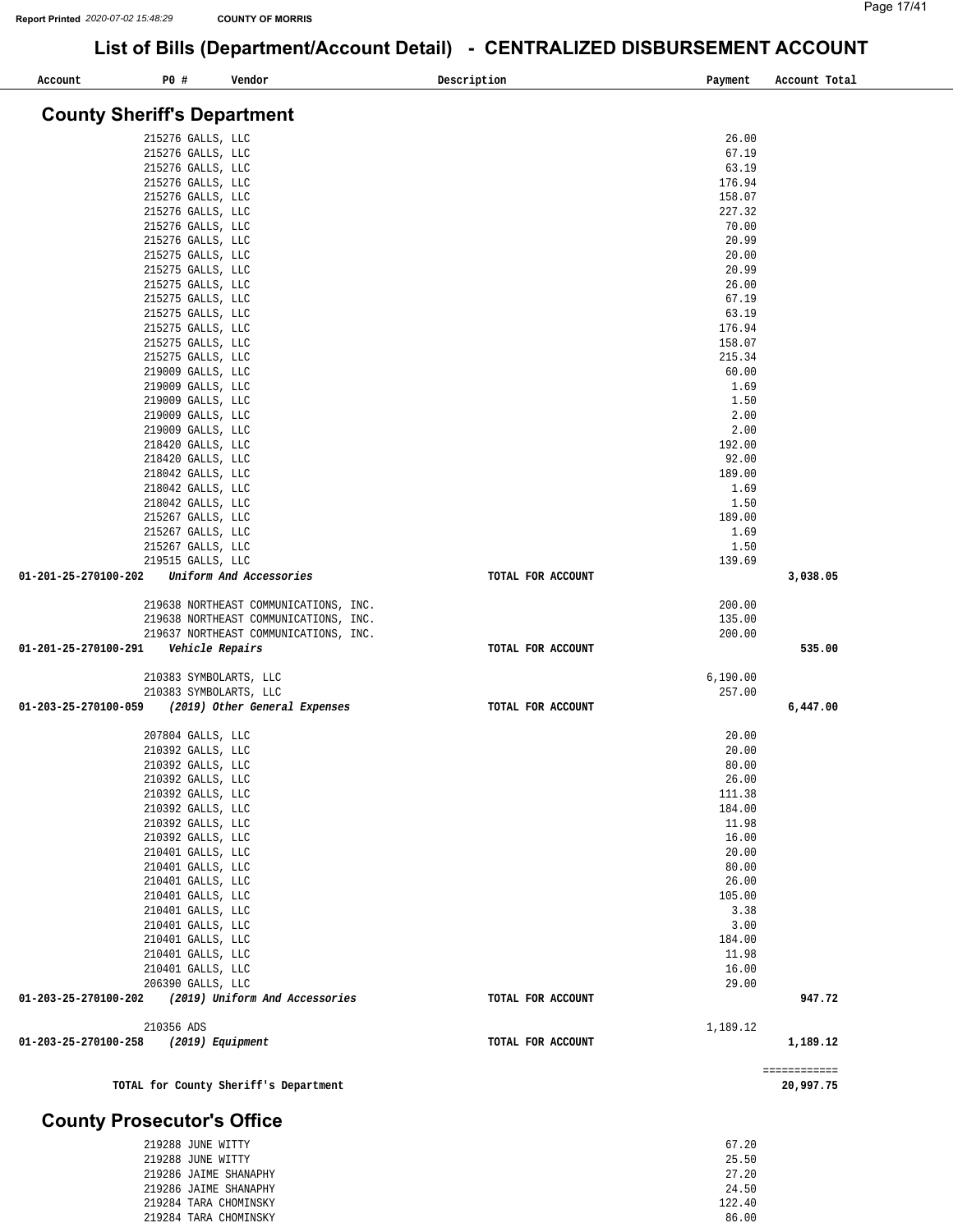## List of Bills (Department/Account Detail) - CENTRALIZED DISBURSEMENT ACCOUNT

| Account | PO # | Vendor | Description | Payment | Account Total |
|---|---|---|---|---|---|

## County Sheriff's Department

| Account | PO # | Vendor | Description | Payment | Account Total |
|---|---|---|---|---|---|
| | 215276 | GALLS, LLC | | 26.00 | |
| | 215276 | GALLS, LLC | | 67.19 | |
| | 215276 | GALLS, LLC | | 63.19 | |
| | 215276 | GALLS, LLC | | 176.94 | |
| | 215276 | GALLS, LLC | | 158.07 | |
| | 215276 | GALLS, LLC | | 227.32 | |
| | 215276 | GALLS, LLC | | 70.00 | |
| | 215276 | GALLS, LLC | | 20.99 | |
| | 215275 | GALLS, LLC | | 20.00 | |
| | 215275 | GALLS, LLC | | 20.99 | |
| | 215275 | GALLS, LLC | | 26.00 | |
| | 215275 | GALLS, LLC | | 67.19 | |
| | 215275 | GALLS, LLC | | 63.19 | |
| | 215275 | GALLS, LLC | | 176.94 | |
| | 215275 | GALLS, LLC | | 158.07 | |
| | 215275 | GALLS, LLC | | 215.34 | |
| | 219009 | GALLS, LLC | | 60.00 | |
| | 219009 | GALLS, LLC | | 1.69 | |
| | 219009 | GALLS, LLC | | 1.50 | |
| | 219009 | GALLS, LLC | | 2.00 | |
| | 219009 | GALLS, LLC | | 2.00 | |
| | 218420 | GALLS, LLC | | 192.00 | |
| | 218420 | GALLS, LLC | | 92.00 | |
| | 218042 | GALLS, LLC | | 189.00 | |
| | 218042 | GALLS, LLC | | 1.69 | |
| | 218042 | GALLS, LLC | | 1.50 | |
| | 215267 | GALLS, LLC | | 189.00 | |
| | 215267 | GALLS, LLC | | 1.69 | |
| | 215267 | GALLS, LLC | | 1.50 | |
| | 219515 | GALLS, LLC | | 139.69 | |
| **01-201-25-270100-202** | | ***Uniform And Accessories*** | **TOTAL FOR ACCOUNT** | | **3,038.05** |
| | 219638 | NORTHEAST COMMUNICATIONS, INC. | | 200.00 | |
| | 219638 | NORTHEAST COMMUNICATIONS, INC. | | 135.00 | |
| | 219637 | NORTHEAST COMMUNICATIONS, INC. | | 200.00 | |
| **01-201-25-270100-291** | | ***Vehicle Repairs*** | **TOTAL FOR ACCOUNT** | | **535.00** |
| | 210383 | SYMBOLARTS, LLC | | 6,190.00 | |
| | 210383 | SYMBOLARTS, LLC | | 257.00 | |
| **01-203-25-270100-059** | | ***(2019) Other General Expenses*** | **TOTAL FOR ACCOUNT** | | **6,447.00** |
| | 207804 | GALLS, LLC | | 20.00 | |
| | 210392 | GALLS, LLC | | 20.00 | |
| | 210392 | GALLS, LLC | | 80.00 | |
| | 210392 | GALLS, LLC | | 26.00 | |
| | 210392 | GALLS, LLC | | 111.38 | |
| | 210392 | GALLS, LLC | | 184.00 | |
| | 210392 | GALLS, LLC | | 11.98 | |
| | 210392 | GALLS, LLC | | 16.00 | |
| | 210401 | GALLS, LLC | | 20.00 | |
| | 210401 | GALLS, LLC | | 80.00 | |
| | 210401 | GALLS, LLC | | 26.00 | |
| | 210401 | GALLS, LLC | | 105.00 | |
| | 210401 | GALLS, LLC | | 3.38 | |
| | 210401 | GALLS, LLC | | 3.00 | |
| | 210401 | GALLS, LLC | | 184.00 | |
| | 210401 | GALLS, LLC | | 11.98 | |
| | 210401 | GALLS, LLC | | 16.00 | |
| | 206390 | GALLS, LLC | | 29.00 | |
| **01-203-25-270100-202** | | ***(2019) Uniform And Accessories*** | **TOTAL FOR ACCOUNT** | | **947.72** |
| | 210356 | ADS | | 1,189.12 | |
| **01-203-25-270100-258** | | ***(2019) Equipment*** | **TOTAL FOR ACCOUNT** | | **1,189.12** |
| | | **TOTAL for County Sheriff's Department** | | | **20,997.75** |

## County Prosecutor's Office

| Account | PO # | Vendor | Description | Payment | Account Total |
|---|---|---|---|---|---|
| | 219288 | JUNE WITTY | | 67.20 | |
| | 219288 | JUNE WITTY | | 25.50 | |
| | 219286 | JAIME SHANAPHY | | 27.20 | |
| | 219286 | JAIME SHANAPHY | | 24.50 | |
| | 219284 | TARA CHOMINSKY | | 122.40 | |
| | 219284 | TARA CHOMINSKY | | 86.00 | |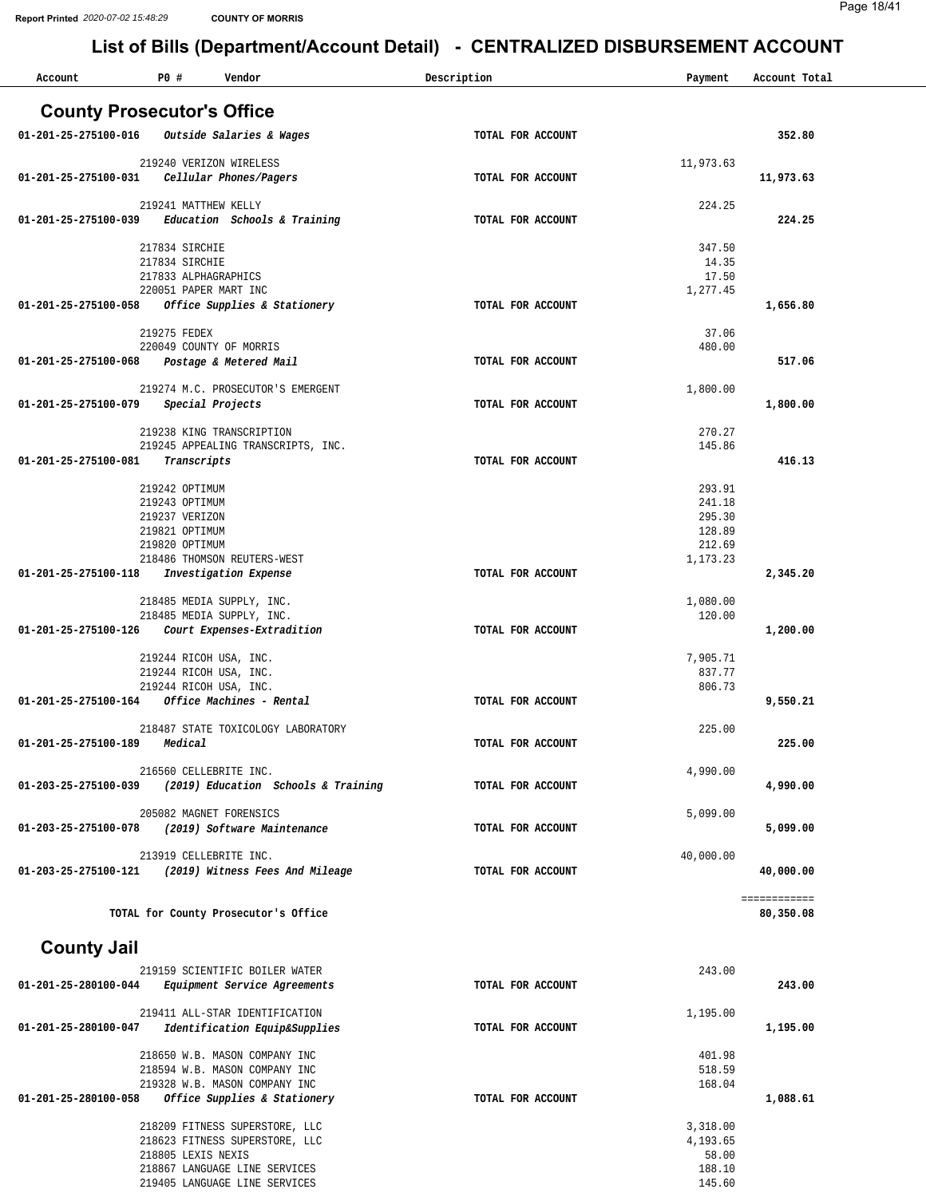# List of Bills (Department/Account Detail) - CENTRALIZED DISBURSEMENT ACCOUNT

| Account | PO # | Vendor | Description | Payment | Account Total |
|---|---|---|---|---|---|

## County Prosecutor's Office

| Account | PO # | Vendor | Description | Payment | Account Total |
|---|---|---|---|---|---|
| 01-201-25-275100-016 | | *Outside Salaries & Wages* | TOTAL FOR ACCOUNT | | 352.80 |
| | 219240 | VERIZON WIRELESS | | 11,973.63 | |
| 01-201-25-275100-031 | | *Cellular Phones/Pagers* | TOTAL FOR ACCOUNT | | 11,973.63 |
| | 219241 | MATTHEW KELLY | | 224.25 | |
| 01-201-25-275100-039 | | *Education Schools & Training* | TOTAL FOR ACCOUNT | | 224.25 |
| | 217834 | SIRCHIE | | 347.50 | |
| | 217834 | SIRCHIE | | 14.35 | |
| | 217833 | ALPHAGRAPHICS | | 17.50 | |
| | 220051 | PAPER MART INC | | 1,277.45 | |
| 01-201-25-275100-058 | | *Office Supplies & Stationery* | TOTAL FOR ACCOUNT | | 1,656.80 |
| | 219275 | FEDEX | | 37.06 | |
| | 220049 | COUNTY OF MORRIS | | 480.00 | |
| 01-201-25-275100-068 | | *Postage & Metered Mail* | TOTAL FOR ACCOUNT | | 517.06 |
| | 219274 | M.C. PROSECUTOR'S EMERGENT | | 1,800.00 | |
| 01-201-25-275100-079 | | *Special Projects* | TOTAL FOR ACCOUNT | | 1,800.00 |
| | 219238 | KING TRANSCRIPTION | | 270.27 | |
| | 219245 | APPEALING TRANSCRIPTS, INC. | | 145.86 | |
| 01-201-25-275100-081 | | *Transcripts* | TOTAL FOR ACCOUNT | | 416.13 |
| | 219242 | OPTIMUM | | 293.91 | |
| | 219243 | OPTIMUM | | 241.18 | |
| | 219237 | VERIZON | | 295.30 | |
| | 219821 | OPTIMUM | | 128.89 | |
| | 219820 | OPTIMUM | | 212.69 | |
| | 218486 | THOMSON REUTERS-WEST | | 1,173.23 | |
| 01-201-25-275100-118 | | *Investigation Expense* | TOTAL FOR ACCOUNT | | 2,345.20 |
| | 218485 | MEDIA SUPPLY, INC. | | 1,080.00 | |
| | 218485 | MEDIA SUPPLY, INC. | | 120.00 | |
| 01-201-25-275100-126 | | *Court Expenses-Extradition* | TOTAL FOR ACCOUNT | | 1,200.00 |
| | 219244 | RICOH USA, INC. | | 7,905.71 | |
| | 219244 | RICOH USA, INC. | | 837.77 | |
| | 219244 | RICOH USA, INC. | | 806.73 | |
| 01-201-25-275100-164 | | *Office Machines - Rental* | TOTAL FOR ACCOUNT | | 9,550.21 |
| | 218487 | STATE TOXICOLOGY LABORATORY | | 225.00 | |
| 01-201-25-275100-189 | | *Medical* | TOTAL FOR ACCOUNT | | 225.00 |
| | 216560 | CELLEBRITE INC. | | 4,990.00 | |
| 01-203-25-275100-039 | | *(2019) Education Schools & Training* | TOTAL FOR ACCOUNT | | 4,990.00 |
| | 205082 | MAGNET FORENSICS | | 5,099.00 | |
| 01-203-25-275100-078 | | *(2019) Software Maintenance* | TOTAL FOR ACCOUNT | | 5,099.00 |
| | 213919 | CELLEBRITE INC. | | 40,000.00 | |
| 01-203-25-275100-121 | | *(2019) Witness Fees And Mileage* | TOTAL FOR ACCOUNT | | 40,000.00 |
| | | **TOTAL for County Prosecutor's Office** | | | 80,350.08 |

## County Jail

| Account | PO # | Vendor | Description | Payment | Account Total |
|---|---|---|---|---|---|
| | 219159 | SCIENTIFIC BOILER WATER | | 243.00 | |
| 01-201-25-280100-044 | | *Equipment Service Agreements* | TOTAL FOR ACCOUNT | | 243.00 |
| | 219411 | ALL-STAR IDENTIFICATION | | 1,195.00 | |
| 01-201-25-280100-047 | | *Identification Equip&Supplies* | TOTAL FOR ACCOUNT | | 1,195.00 |
| | 218650 | W.B. MASON COMPANY INC | | 401.98 | |
| | 218594 | W.B. MASON COMPANY INC | | 518.59 | |
| | 219328 | W.B. MASON COMPANY INC | | 168.04 | |
| 01-201-25-280100-058 | | *Office Supplies & Stationery* | TOTAL FOR ACCOUNT | | 1,088.61 |
| | 218209 | FITNESS SUPERSTORE, LLC | | 3,318.00 | |
| | 218623 | FITNESS SUPERSTORE, LLC | | 4,193.65 | |
| | 218805 | LEXIS NEXIS | | 58.00 | |
| | 218867 | LANGUAGE LINE SERVICES | | 188.10 | |
| | 219405 | LANGUAGE LINE SERVICES | | 145.60 | |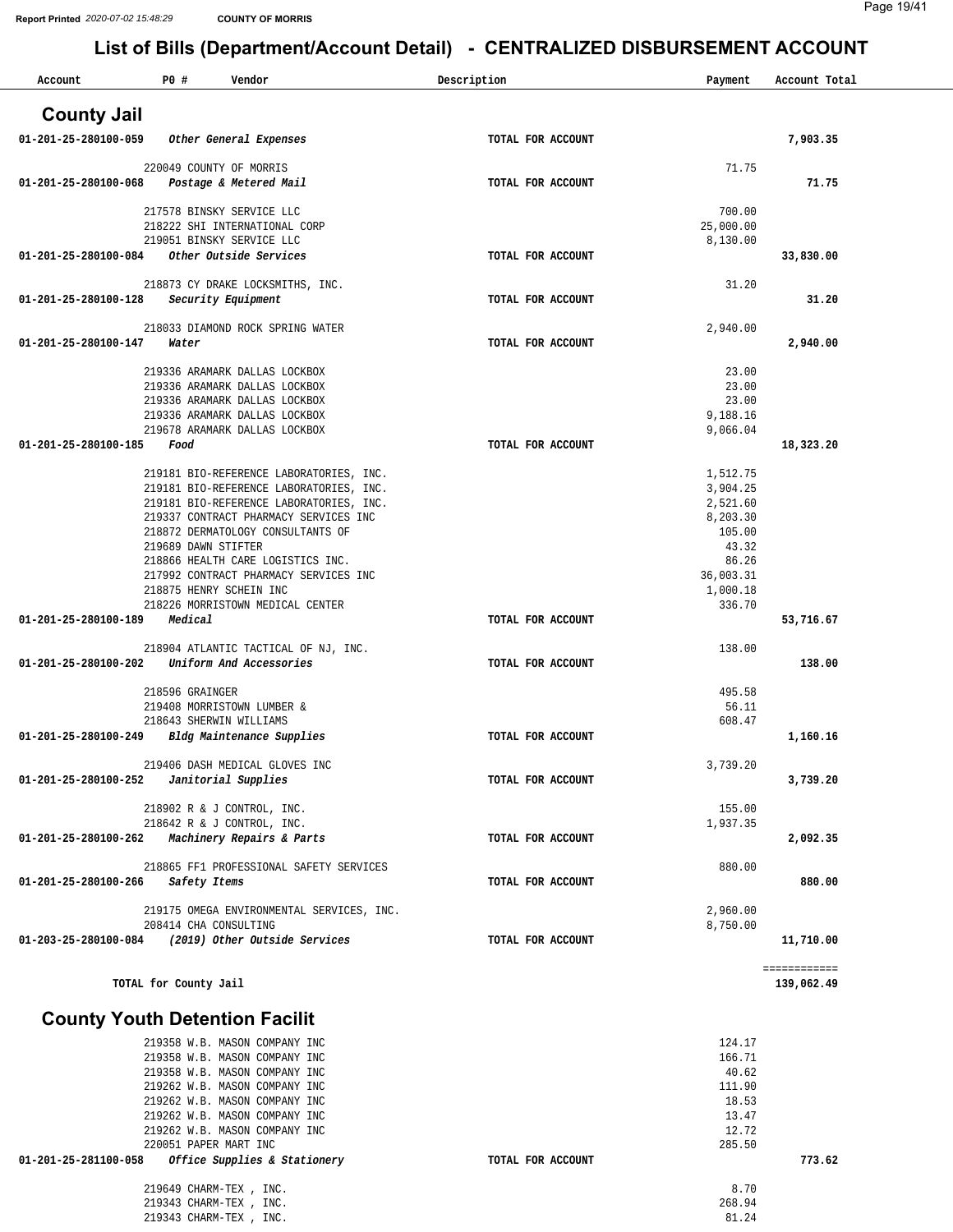# List of Bills (Department/Account Detail) - CENTRALIZED DISBURSEMENT ACCOUNT

## County Jail

| Account | PO # Vendor | Description | Payment | Account Total |
|---|---|---|---|---|
| 01-201-25-280100-059 *Other General Expenses* | | TOTAL FOR ACCOUNT | | 7,903.35 |
| | 220049 COUNTY OF MORRIS | | 71.75 | |
| 01-201-25-280100-068 *Postage & Metered Mail* | | TOTAL FOR ACCOUNT | | 71.75 |
| | 217578 BINSKY SERVICE LLC | | 700.00 | |
| | 218222 SHI INTERNATIONAL CORP | | 25,000.00 | |
| | 219051 BINSKY SERVICE LLC | | 8,130.00 | |
| 01-201-25-280100-084 *Other Outside Services* | | TOTAL FOR ACCOUNT | | 33,830.00 |
| | 218873 CY DRAKE LOCKSMITHS, INC. | | 31.20 | |
| 01-201-25-280100-128 *Security Equipment* | | TOTAL FOR ACCOUNT | | 31.20 |
| | 218033 DIAMOND ROCK SPRING WATER | | 2,940.00 | |
| 01-201-25-280100-147 *Water* | | TOTAL FOR ACCOUNT | | 2,940.00 |
| | 219336 ARAMARK DALLAS LOCKBOX | | 23.00 | |
| | 219336 ARAMARK DALLAS LOCKBOX | | 23.00 | |
| | 219336 ARAMARK DALLAS LOCKBOX | | 23.00 | |
| | 219336 ARAMARK DALLAS LOCKBOX | | 9,188.16 | |
| | 219678 ARAMARK DALLAS LOCKBOX | | 9,066.04 | |
| 01-201-25-280100-185 *Food* | | TOTAL FOR ACCOUNT | | 18,323.20 |
| | 219181 BIO-REFERENCE LABORATORIES, INC. | | 1,512.75 | |
| | 219181 BIO-REFERENCE LABORATORIES, INC. | | 3,904.25 | |
| | 219181 BIO-REFERENCE LABORATORIES, INC. | | 2,521.60 | |
| | 219337 CONTRACT PHARMACY SERVICES INC | | 8,203.30 | |
| | 218872 DERMATOLOGY CONSULTANTS OF | | 105.00 | |
| | 219689 DAWN STIFTER | | 43.32 | |
| | 218866 HEALTH CARE LOGISTICS INC. | | 86.26 | |
| | 217992 CONTRACT PHARMACY SERVICES INC | | 36,003.31 | |
| | 218875 HENRY SCHEIN INC | | 1,000.18 | |
| | 218226 MORRISTOWN MEDICAL CENTER | | 336.70 | |
| 01-201-25-280100-189 *Medical* | | TOTAL FOR ACCOUNT | | 53,716.67 |
| | 218904 ATLANTIC TACTICAL OF NJ, INC. | | 138.00 | |
| 01-201-25-280100-202 *Uniform And Accessories* | | TOTAL FOR ACCOUNT | | 138.00 |
| | 218596 GRAINGER | | 495.58 | |
| | 219408 MORRISTOWN LUMBER & | | 56.11 | |
| | 218643 SHERWIN WILLIAMS | | 608.47 | |
| 01-201-25-280100-249 *Bldg Maintenance Supplies* | | TOTAL FOR ACCOUNT | | 1,160.16 |
| | 219406 DASH MEDICAL GLOVES INC | | 3,739.20 | |
| 01-201-25-280100-252 *Janitorial Supplies* | | TOTAL FOR ACCOUNT | | 3,739.20 |
| | 218902 R & J CONTROL, INC. | | 155.00 | |
| | 218642 R & J CONTROL, INC. | | 1,937.35 | |
| 01-201-25-280100-262 *Machinery Repairs & Parts* | | TOTAL FOR ACCOUNT | | 2,092.35 |
| | 218865 FF1 PROFESSIONAL SAFETY SERVICES | | 880.00 | |
| 01-201-25-280100-266 *Safety Items* | | TOTAL FOR ACCOUNT | | 880.00 |
| | 219175 OMEGA ENVIRONMENTAL SERVICES, INC. | | 2,960.00 | |
| | 208414 CHA CONSULTING | | 8,750.00 | |
| 01-203-25-280100-084 *(2019) Other Outside Services* | | TOTAL FOR ACCOUNT | | 11,710.00 |
| | | | | ============ |
| TOTAL for County Jail | | | | 139,062.49 |

## County Youth Detention Facilit

| Account | PO # Vendor | Description | Payment | Account Total |
|---|---|---|---|---|
| | 219358 W.B. MASON COMPANY INC | | 124.17 | |
| | 219358 W.B. MASON COMPANY INC | | 166.71 | |
| | 219358 W.B. MASON COMPANY INC | | 40.62 | |
| | 219262 W.B. MASON COMPANY INC | | 111.90 | |
| | 219262 W.B. MASON COMPANY INC | | 18.53 | |
| | 219262 W.B. MASON COMPANY INC | | 13.47 | |
| | 219262 W.B. MASON COMPANY INC | | 12.72 | |
| | 220051 PAPER MART INC | | 285.50 | |
| 01-201-25-281100-058 *Office Supplies & Stationery* | | TOTAL FOR ACCOUNT | | 773.62 |
| | 219649 CHARM-TEX , INC. | | 8.70 | |
| | 219343 CHARM-TEX , INC. | | 268.94 | |
| | 219343 CHARM-TEX , INC. | | 81.24 | |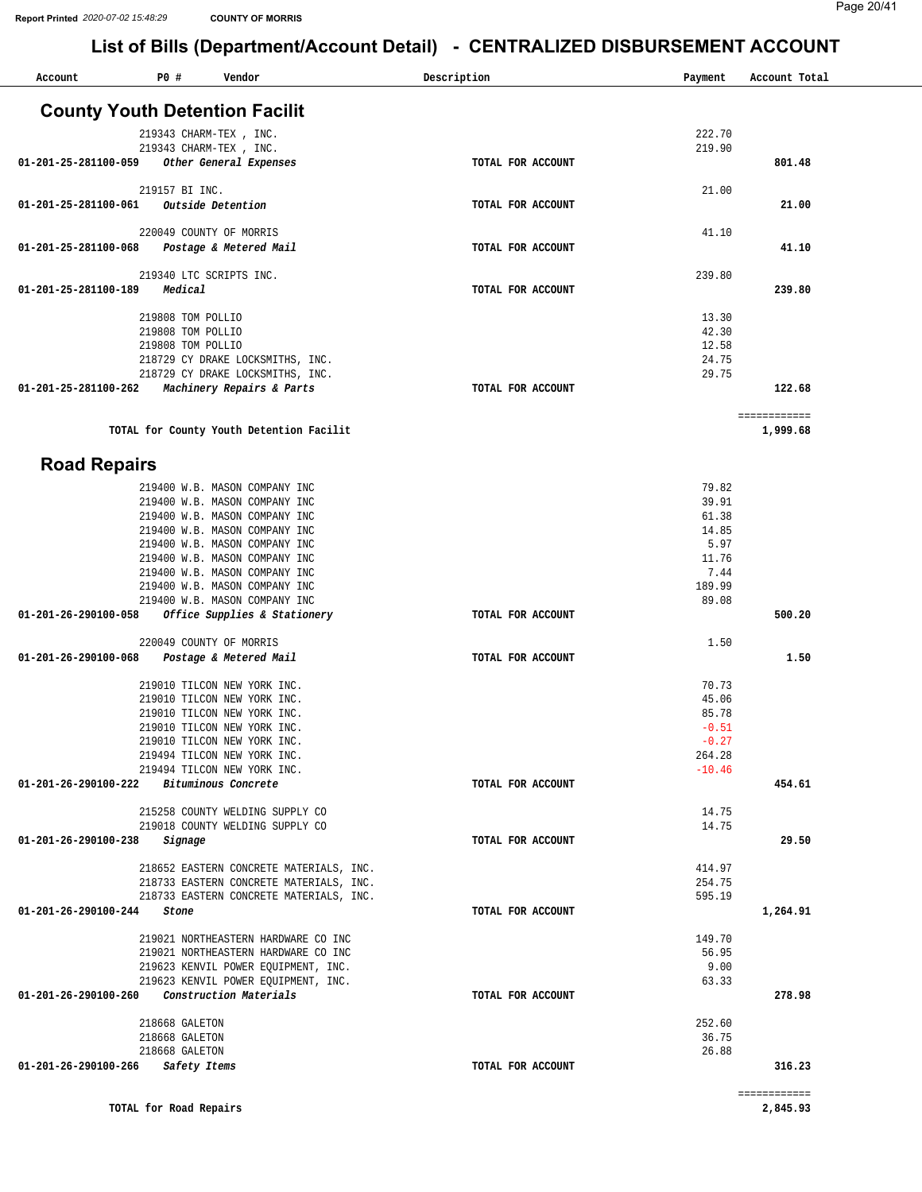Report Printed 2020-07-02 15:48:29 COUNTY OF MORRIS

# List of Bills (Department/Account Detail) - CENTRALIZED DISBURSEMENT ACCOUNT

| Account | PO # | Vendor | Description | Payment | Account Total |
|---|---|---|---|---|---|

## County Youth Detention Facilit

| Account | PO # | Vendor | Description | Payment | Account Total |
|---|---|---|---|---|---|
| | 219343 | CHARM-TEX , INC. | | 222.70 | |
| | 219343 | CHARM-TEX , INC. | | 219.90 | |
| 01-201-25-281100-059 | | *Other General Expenses* | TOTAL FOR ACCOUNT | | 801.48 |
| | 219157 | BI INC. | | 21.00 | |
| 01-201-25-281100-061 | | *Outside Detention* | TOTAL FOR ACCOUNT | | 21.00 |
| | 220049 | COUNTY OF MORRIS | | 41.10 | |
| 01-201-25-281100-068 | | *Postage & Metered Mail* | TOTAL FOR ACCOUNT | | 41.10 |
| | 219340 | LTC SCRIPTS INC. | | 239.80 | |
| 01-201-25-281100-189 | | *Medical* | TOTAL FOR ACCOUNT | | 239.80 |
| | 219808 | TOM POLLIO | | 13.30 | |
| | 219808 | TOM POLLIO | | 42.30 | |
| | 219808 | TOM POLLIO | | 12.58 | |
| | 218729 | CY DRAKE LOCKSMITHS, INC. | | 24.75 | |
| | 218729 | CY DRAKE LOCKSMITHS, INC. | | 29.75 | |
| 01-201-25-281100-262 | | *Machinery Repairs & Parts* | TOTAL FOR ACCOUNT | | 122.68 |

**TOTAL for County Youth Detention Facilit** — **1,999.68**

## Road Repairs

| Account | PO # | Vendor | Description | Payment | Account Total |
|---|---|---|---|---|---|
| | 219400 | W.B. MASON COMPANY INC | | 79.82 | |
| | 219400 | W.B. MASON COMPANY INC | | 39.91 | |
| | 219400 | W.B. MASON COMPANY INC | | 61.38 | |
| | 219400 | W.B. MASON COMPANY INC | | 14.85 | |
| | 219400 | W.B. MASON COMPANY INC | | 5.97 | |
| | 219400 | W.B. MASON COMPANY INC | | 11.76 | |
| | 219400 | W.B. MASON COMPANY INC | | 7.44 | |
| | 219400 | W.B. MASON COMPANY INC | | 189.99 | |
| | 219400 | W.B. MASON COMPANY INC | | 89.08 | |
| 01-201-26-290100-058 | | *Office Supplies & Stationery* | TOTAL FOR ACCOUNT | | 500.20 |
| | 220049 | COUNTY OF MORRIS | | 1.50 | |
| 01-201-26-290100-068 | | *Postage & Metered Mail* | TOTAL FOR ACCOUNT | | 1.50 |
| | 219010 | TILCON NEW YORK INC. | | 70.73 | |
| | 219010 | TILCON NEW YORK INC. | | 45.06 | |
| | 219010 | TILCON NEW YORK INC. | | 85.78 | |
| | 219010 | TILCON NEW YORK INC. | | -0.51 | |
| | 219010 | TILCON NEW YORK INC. | | -0.27 | |
| | 219494 | TILCON NEW YORK INC. | | 264.28 | |
| | 219494 | TILCON NEW YORK INC. | | -10.46 | |
| 01-201-26-290100-222 | | *Bituminous Concrete* | TOTAL FOR ACCOUNT | | 454.61 |
| | 215258 | COUNTY WELDING SUPPLY CO | | 14.75 | |
| | 219018 | COUNTY WELDING SUPPLY CO | | 14.75 | |
| 01-201-26-290100-238 | | *Signage* | TOTAL FOR ACCOUNT | | 29.50 |
| | 218652 | EASTERN CONCRETE MATERIALS, INC. | | 414.97 | |
| | 218733 | EASTERN CONCRETE MATERIALS, INC. | | 254.75 | |
| | 218733 | EASTERN CONCRETE MATERIALS, INC. | | 595.19 | |
| 01-201-26-290100-244 | | *Stone* | TOTAL FOR ACCOUNT | | 1,264.91 |
| | 219021 | NORTHEASTERN HARDWARE CO INC | | 149.70 | |
| | 219021 | NORTHEASTERN HARDWARE CO INC | | 56.95 | |
| | 219623 | KENVIL POWER EQUIPMENT, INC. | | 9.00 | |
| | 219623 | KENVIL POWER EQUIPMENT, INC. | | 63.33 | |
| 01-201-26-290100-260 | | *Construction Materials* | TOTAL FOR ACCOUNT | | 278.98 |
| | 218668 | GALETON | | 252.60 | |
| | 218668 | GALETON | | 36.75 | |
| | 218668 | GALETON | | 26.88 | |
| 01-201-26-290100-266 | | *Safety Items* | TOTAL FOR ACCOUNT | | 316.23 |

**TOTAL for Road Repairs** — **2,845.93**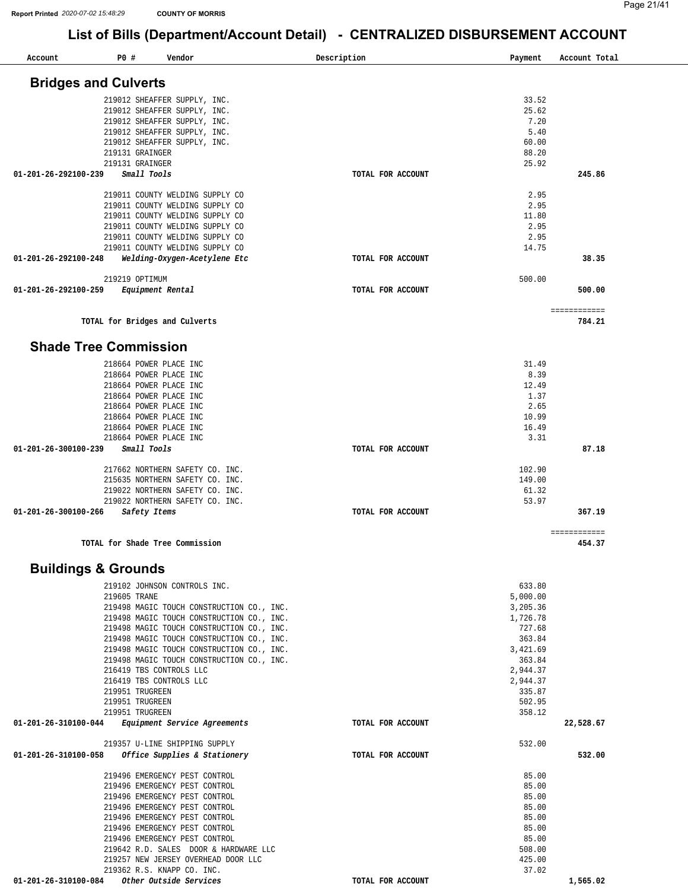# List of Bills (Department/Account Detail) - CENTRALIZED DISBURSEMENT ACCOUNT

| Account | PO # | Vendor | Description | Payment | Account Total |
|---|---|---|---|---|---|

## Bridges and Culverts

| Account | PO # | Vendor | Description | Payment | Account Total |
|---|---|---|---|---|---|
| | 219012 | SHEAFFER SUPPLY, INC. | | 33.52 | |
| | 219012 | SHEAFFER SUPPLY, INC. | | 25.62 | |
| | 219012 | SHEAFFER SUPPLY, INC. | | 7.20 | |
| | 219012 | SHEAFFER SUPPLY, INC. | | 5.40 | |
| | 219012 | SHEAFFER SUPPLY, INC. | | 60.00 | |
| | 219131 | GRAINGER | | 88.20 | |
| | 219131 | GRAINGER | | 25.92 | |
| 01-201-26-292100-239 | | *Small Tools* | TOTAL FOR ACCOUNT | | 245.86 |
| | 219011 | COUNTY WELDING SUPPLY CO | | 2.95 | |
| | 219011 | COUNTY WELDING SUPPLY CO | | 2.95 | |
| | 219011 | COUNTY WELDING SUPPLY CO | | 11.80 | |
| | 219011 | COUNTY WELDING SUPPLY CO | | 2.95 | |
| | 219011 | COUNTY WELDING SUPPLY CO | | 2.95 | |
| | 219011 | COUNTY WELDING SUPPLY CO | | 14.75 | |
| 01-201-26-292100-248 | | *Welding-Oxygen-Acetylene Etc* | TOTAL FOR ACCOUNT | | 38.35 |
| | 219219 | OPTIMUM | | 500.00 | |
| 01-201-26-292100-259 | | *Equipment Rental* | TOTAL FOR ACCOUNT | | 500.00 |
| | | | | | ============ |
| | | TOTAL for Bridges and Culverts | | | 784.21 |

## Shade Tree Commission

| Account | PO # | Vendor | Description | Payment | Account Total |
|---|---|---|---|---|---|
| | 218664 | POWER PLACE INC | | 31.49 | |
| | 218664 | POWER PLACE INC | | 8.39 | |
| | 218664 | POWER PLACE INC | | 12.49 | |
| | 218664 | POWER PLACE INC | | 1.37 | |
| | 218664 | POWER PLACE INC | | 2.65 | |
| | 218664 | POWER PLACE INC | | 10.99 | |
| | 218664 | POWER PLACE INC | | 16.49 | |
| | 218664 | POWER PLACE INC | | 3.31 | |
| 01-201-26-300100-239 | | *Small Tools* | TOTAL FOR ACCOUNT | | 87.18 |
| | 217662 | NORTHERN SAFETY CO. INC. | | 102.90 | |
| | 215635 | NORTHERN SAFETY CO. INC. | | 149.00 | |
| | 219022 | NORTHERN SAFETY CO. INC. | | 61.32 | |
| | 219022 | NORTHERN SAFETY CO. INC. | | 53.97 | |
| 01-201-26-300100-266 | | *Safety Items* | TOTAL FOR ACCOUNT | | 367.19 |
| | | | | | ============ |
| | | TOTAL for Shade Tree Commission | | | 454.37 |

## Buildings & Grounds

| Account | PO # | Vendor | Description | Payment | Account Total |
|---|---|---|---|---|---|
| | 219102 | JOHNSON CONTROLS INC. | | 633.80 | |
| | 219605 | TRANE | | 5,000.00 | |
| | 219498 | MAGIC TOUCH CONSTRUCTION CO., INC. | | 3,205.36 | |
| | 219498 | MAGIC TOUCH CONSTRUCTION CO., INC. | | 1,726.78 | |
| | 219498 | MAGIC TOUCH CONSTRUCTION CO., INC. | | 727.68 | |
| | 219498 | MAGIC TOUCH CONSTRUCTION CO., INC. | | 363.84 | |
| | 219498 | MAGIC TOUCH CONSTRUCTION CO., INC. | | 3,421.69 | |
| | 219498 | MAGIC TOUCH CONSTRUCTION CO., INC. | | 363.84 | |
| | 216419 | TBS CONTROLS LLC | | 2,944.37 | |
| | 216419 | TBS CONTROLS LLC | | 2,944.37 | |
| | 219951 | TRUGREEN | | 335.87 | |
| | 219951 | TRUGREEN | | 502.95 | |
| | 219951 | TRUGREEN | | 358.12 | |
| 01-201-26-310100-044 | | *Equipment Service Agreements* | TOTAL FOR ACCOUNT | | 22,528.67 |
| | 219357 | U-LINE SHIPPING SUPPLY | | 532.00 | |
| 01-201-26-310100-058 | | *Office Supplies & Stationery* | TOTAL FOR ACCOUNT | | 532.00 |
| | 219496 | EMERGENCY PEST CONTROL | | 85.00 | |
| | 219496 | EMERGENCY PEST CONTROL | | 85.00 | |
| | 219496 | EMERGENCY PEST CONTROL | | 85.00 | |
| | 219496 | EMERGENCY PEST CONTROL | | 85.00 | |
| | 219496 | EMERGENCY PEST CONTROL | | 85.00 | |
| | 219496 | EMERGENCY PEST CONTROL | | 85.00 | |
| | 219496 | EMERGENCY PEST CONTROL | | 85.00 | |
| | 219642 | R.D. SALES DOOR & HARDWARE LLC | | 508.00 | |
| | 219257 | NEW JERSEY OVERHEAD DOOR LLC | | 425.00 | |
| | 219362 | R.S. KNAPP CO. INC. | | 37.02 | |
| 01-201-26-310100-084 | | *Other Outside Services* | TOTAL FOR ACCOUNT | | 1,565.02 |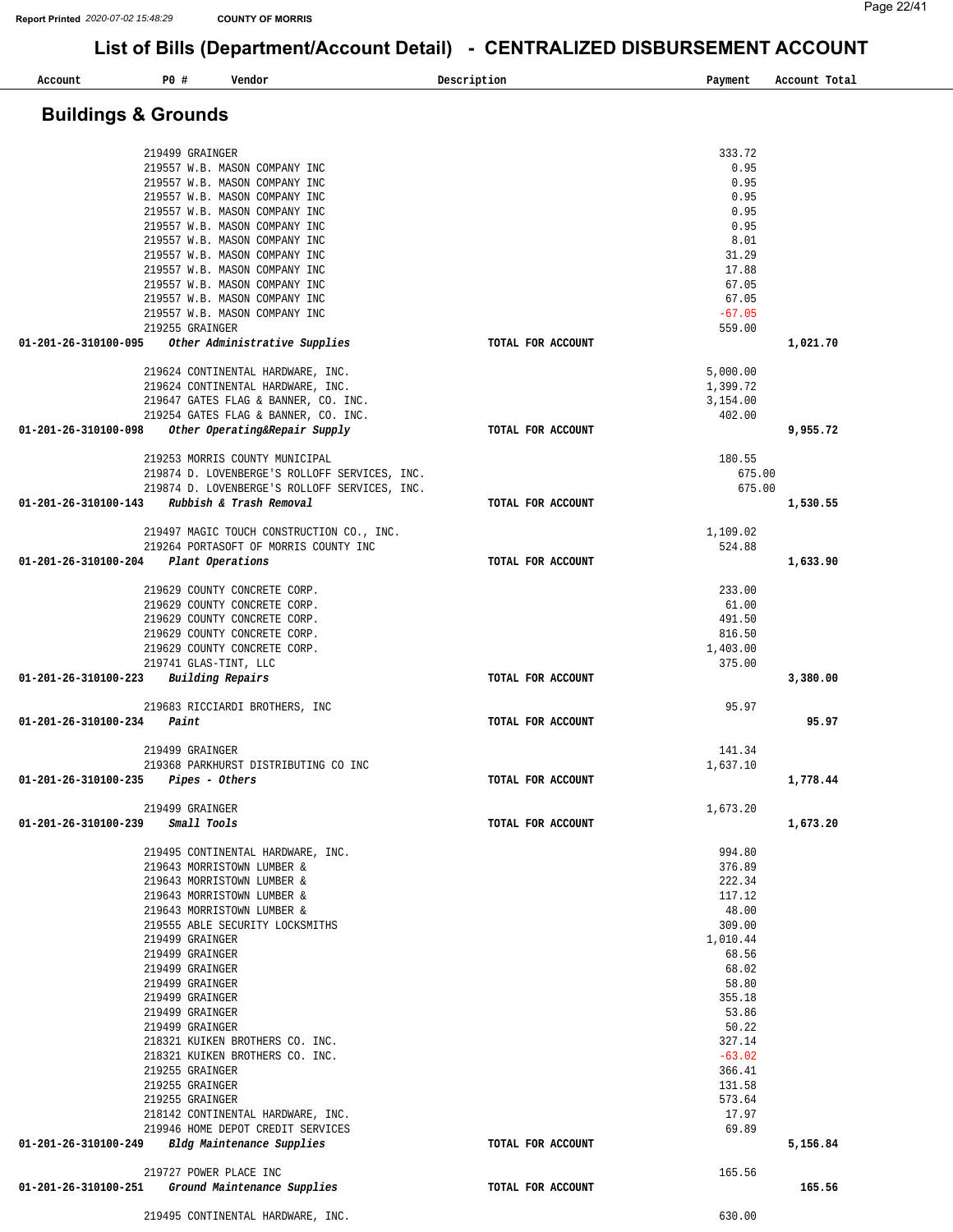# List of Bills (Department/Account Detail) - CENTRALIZED DISBURSEMENT ACCOUNT

Report Printed 2020-07-02 15:48:29 COUNTY OF MORRIS

## Buildings & Grounds

| Account | PO # | Vendor | Description | Payment | Account Total |
|---|---|---|---|---|---|
| | 219499 | GRAINGER | | 333.72 | |
| | 219557 | W.B. MASON COMPANY INC | | 0.95 | |
| | 219557 | W.B. MASON COMPANY INC | | 0.95 | |
| | 219557 | W.B. MASON COMPANY INC | | 0.95 | |
| | 219557 | W.B. MASON COMPANY INC | | 0.95 | |
| | 219557 | W.B. MASON COMPANY INC | | 0.95 | |
| | 219557 | W.B. MASON COMPANY INC | | 8.01 | |
| | 219557 | W.B. MASON COMPANY INC | | 31.29 | |
| | 219557 | W.B. MASON COMPANY INC | | 17.88 | |
| | 219557 | W.B. MASON COMPANY INC | | 67.05 | |
| | 219557 | W.B. MASON COMPANY INC | | 67.05 | |
| | 219557 | W.B. MASON COMPANY INC | | -67.05 | |
| | 219255 | GRAINGER | | 559.00 | |
| **01-201-26-310100-095** | | ***Other Administrative Supplies*** | **TOTAL FOR ACCOUNT** | | **1,021.70** |
| | 219624 | CONTINENTAL HARDWARE, INC. | | 5,000.00 | |
| | 219624 | CONTINENTAL HARDWARE, INC. | | 1,399.72 | |
| | 219647 | GATES FLAG & BANNER, CO. INC. | | 3,154.00 | |
| | 219254 | GATES FLAG & BANNER, CO. INC. | | 402.00 | |
| **01-201-26-310100-098** | | ***Other Operating&Repair Supply*** | **TOTAL FOR ACCOUNT** | | **9,955.72** |
| | 219253 | MORRIS COUNTY MUNICIPAL | | 180.55 | |
| | 219874 | D. LOVENBERGE'S ROLLOFF SERVICES, INC. | | 675.00 | |
| | 219874 | D. LOVENBERGE'S ROLLOFF SERVICES, INC. | | 675.00 | |
| **01-201-26-310100-143** | | ***Rubbish & Trash Removal*** | **TOTAL FOR ACCOUNT** | | **1,530.55** |
| | 219497 | MAGIC TOUCH CONSTRUCTION CO., INC. | | 1,109.02 | |
| | 219264 | PORTASOFT OF MORRIS COUNTY INC | | 524.88 | |
| **01-201-26-310100-204** | | ***Plant Operations*** | **TOTAL FOR ACCOUNT** | | **1,633.90** |
| | 219629 | COUNTY CONCRETE CORP. | | 233.00 | |
| | 219629 | COUNTY CONCRETE CORP. | | 61.00 | |
| | 219629 | COUNTY CONCRETE CORP. | | 491.50 | |
| | 219629 | COUNTY CONCRETE CORP. | | 816.50 | |
| | 219629 | COUNTY CONCRETE CORP. | | 1,403.00 | |
| | 219741 | GLAS-TINT, LLC | | 375.00 | |
| **01-201-26-310100-223** | | ***Building Repairs*** | **TOTAL FOR ACCOUNT** | | **3,380.00** |
| | 219683 | RICCIARDI BROTHERS, INC | | 95.97 | |
| **01-201-26-310100-234** | | ***Paint*** | **TOTAL FOR ACCOUNT** | | **95.97** |
| | 219499 | GRAINGER | | 141.34 | |
| | 219368 | PARKHURST DISTRIBUTING CO INC | | 1,637.10 | |
| **01-201-26-310100-235** | | ***Pipes - Others*** | **TOTAL FOR ACCOUNT** | | **1,778.44** |
| | 219499 | GRAINGER | | 1,673.20 | |
| **01-201-26-310100-239** | | ***Small Tools*** | **TOTAL FOR ACCOUNT** | | **1,673.20** |
| | 219495 | CONTINENTAL HARDWARE, INC. | | 994.80 | |
| | 219643 | MORRISTOWN LUMBER & | | 376.89 | |
| | 219643 | MORRISTOWN LUMBER & | | 222.34 | |
| | 219643 | MORRISTOWN LUMBER & | | 117.12 | |
| | 219643 | MORRISTOWN LUMBER & | | 48.00 | |
| | 219555 | ABLE SECURITY LOCKSMITHS | | 309.00 | |
| | 219499 | GRAINGER | | 1,010.44 | |
| | 219499 | GRAINGER | | 68.56 | |
| | 219499 | GRAINGER | | 68.02 | |
| | 219499 | GRAINGER | | 58.80 | |
| | 219499 | GRAINGER | | 355.18 | |
| | 219499 | GRAINGER | | 53.86 | |
| | 219499 | GRAINGER | | 50.22 | |
| | 218321 | KUIKEN BROTHERS CO. INC. | | 327.14 | |
| | 218321 | KUIKEN BROTHERS CO. INC. | | -63.02 | |
| | 219255 | GRAINGER | | 366.41 | |
| | 219255 | GRAINGER | | 131.58 | |
| | 219255 | GRAINGER | | 573.64 | |
| | 218142 | CONTINENTAL HARDWARE, INC. | | 17.97 | |
| | 219946 | HOME DEPOT CREDIT SERVICES | | 69.89 | |
| **01-201-26-310100-249** | | ***Bldg Maintenance Supplies*** | **TOTAL FOR ACCOUNT** | | **5,156.84** |
| | 219727 | POWER PLACE INC | | 165.56 | |
| **01-201-26-310100-251** | | ***Ground Maintenance Supplies*** | **TOTAL FOR ACCOUNT** | | **165.56** |
| | 219495 | CONTINENTAL HARDWARE, INC. | | 630.00 | |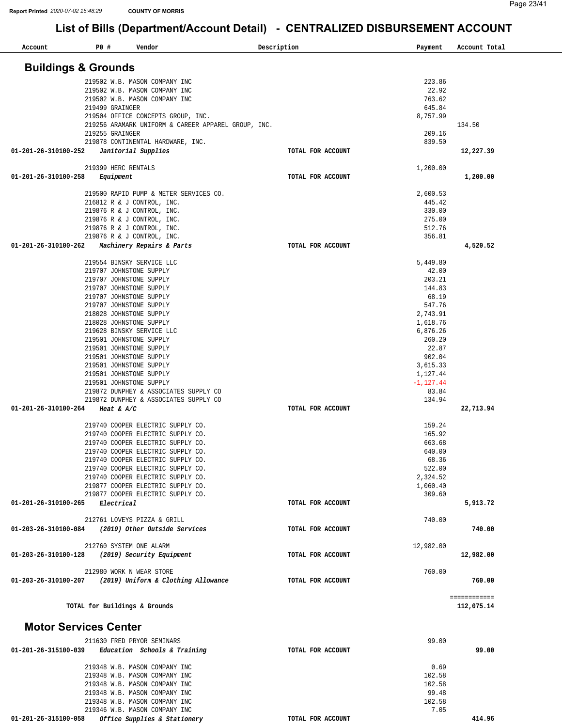Report Printed 2020-07-02 15:48:29 COUNTY OF MORRIS

# List of Bills (Department/Account Detail) - CENTRALIZED DISBURSEMENT ACCOUNT

| Account | PO # | Vendor | Description | Payment | Account Total |
|---|---|---|---|---|---|

## Buildings & Grounds

| Account | PO # | Vendor | Description | Payment | Account Total |
|---|---|---|---|---|---|
| | 219502 | W.B. MASON COMPANY INC | | 223.86 | |
| | 219502 | W.B. MASON COMPANY INC | | 22.92 | |
| | 219502 | W.B. MASON COMPANY INC | | 763.62 | |
| | 219499 | GRAINGER | | 645.84 | |
| | 219504 | OFFICE CONCEPTS GROUP, INC. | | 8,757.99 | |
| | 219256 | ARAMARK UNIFORM & CAREER APPAREL GROUP, INC. | | | 134.50 |
| | 219255 | GRAINGER | | 209.16 | |
| | 219878 | CONTINENTAL HARDWARE, INC. | | 839.50 | |
| **01-201-26-310100-252** | | ***Janitorial Supplies*** | **TOTAL FOR ACCOUNT** | | **12,227.39** |
| | 219399 | HERC RENTALS | | 1,200.00 | |
| **01-201-26-310100-258** | | ***Equipment*** | **TOTAL FOR ACCOUNT** | | **1,200.00** |
| | 219500 | RAPID PUMP & METER SERVICES CO. | | 2,600.53 | |
| | 216812 | R & J CONTROL, INC. | | 445.42 | |
| | 219876 | R & J CONTROL, INC. | | 330.00 | |
| | 219876 | R & J CONTROL, INC. | | 275.00 | |
| | 219876 | R & J CONTROL, INC. | | 512.76 | |
| | 219876 | R & J CONTROL, INC. | | 356.81 | |
| **01-201-26-310100-262** | | ***Machinery Repairs & Parts*** | **TOTAL FOR ACCOUNT** | | **4,520.52** |
| | 219554 | BINSKY SERVICE LLC | | 5,449.80 | |
| | 219707 | JOHNSTONE SUPPLY | | 42.00 | |
| | 219707 | JOHNSTONE SUPPLY | | 203.21 | |
| | 219707 | JOHNSTONE SUPPLY | | 144.83 | |
| | 219707 | JOHNSTONE SUPPLY | | 68.19 | |
| | 219707 | JOHNSTONE SUPPLY | | 547.76 | |
| | 218028 | JOHNSTONE SUPPLY | | 2,743.91 | |
| | 218028 | JOHNSTONE SUPPLY | | 1,618.76 | |
| | 219628 | BINSKY SERVICE LLC | | 6,876.26 | |
| | 219501 | JOHNSTONE SUPPLY | | 260.20 | |
| | 219501 | JOHNSTONE SUPPLY | | 22.87 | |
| | 219501 | JOHNSTONE SUPPLY | | 902.04 | |
| | 219501 | JOHNSTONE SUPPLY | | 3,615.33 | |
| | 219501 | JOHNSTONE SUPPLY | | 1,127.44 | |
| | 219501 | JOHNSTONE SUPPLY | | -1,127.44 | |
| | 219872 | DUNPHEY & ASSOCIATES SUPPLY CO | | 83.84 | |
| | 219872 | DUNPHEY & ASSOCIATES SUPPLY CO | | 134.94 | |
| **01-201-26-310100-264** | | ***Heat & A/C*** | **TOTAL FOR ACCOUNT** | | **22,713.94** |
| | 219740 | COOPER ELECTRIC SUPPLY CO. | | 159.24 | |
| | 219740 | COOPER ELECTRIC SUPPLY CO. | | 165.92 | |
| | 219740 | COOPER ELECTRIC SUPPLY CO. | | 663.68 | |
| | 219740 | COOPER ELECTRIC SUPPLY CO. | | 640.00 | |
| | 219740 | COOPER ELECTRIC SUPPLY CO. | | 68.36 | |
| | 219740 | COOPER ELECTRIC SUPPLY CO. | | 522.00 | |
| | 219740 | COOPER ELECTRIC SUPPLY CO. | | 2,324.52 | |
| | 219877 | COOPER ELECTRIC SUPPLY CO. | | 1,060.40 | |
| | 219877 | COOPER ELECTRIC SUPPLY CO. | | 309.60 | |
| **01-201-26-310100-265** | | ***Electrical*** | **TOTAL FOR ACCOUNT** | | **5,913.72** |
| | 212761 | LOVEYS PIZZA & GRILL | | 740.00 | |
| **01-203-26-310100-084** | | ***(2019) Other Outside Services*** | **TOTAL FOR ACCOUNT** | | **740.00** |
| | 212760 | SYSTEM ONE ALARM | | 12,982.00 | |
| **01-203-26-310100-128** | | ***(2019) Security Equipment*** | **TOTAL FOR ACCOUNT** | | **12,982.00** |
| | 212980 | WORK N WEAR STORE | | 760.00 | |
| **01-203-26-310100-207** | | ***(2019) Uniform & Clothing Allowance*** | **TOTAL FOR ACCOUNT** | | **760.00** |
| | | | | | ============ |
| **TOTAL for Buildings & Grounds** | | | | | **112,075.14** |

## Motor Services Center

| Account | PO # | Vendor | Description | Payment | Account Total |
|---|---|---|---|---|---|
| | 211630 | FRED PRYOR SEMINARS | | 99.00 | |
| **01-201-26-315100-039** | | ***Education Schools & Training*** | **TOTAL FOR ACCOUNT** | | **99.00** |
| | 219348 | W.B. MASON COMPANY INC | | 0.69 | |
| | 219348 | W.B. MASON COMPANY INC | | 102.58 | |
| | 219348 | W.B. MASON COMPANY INC | | 102.58 | |
| | 219348 | W.B. MASON COMPANY INC | | 99.48 | |
| | 219348 | W.B. MASON COMPANY INC | | 102.58 | |
| | 219346 | W.B. MASON COMPANY INC | | 7.05 | |
| **01-201-26-315100-058** | | ***Office Supplies & Stationery*** | **TOTAL FOR ACCOUNT** | | **414.96** |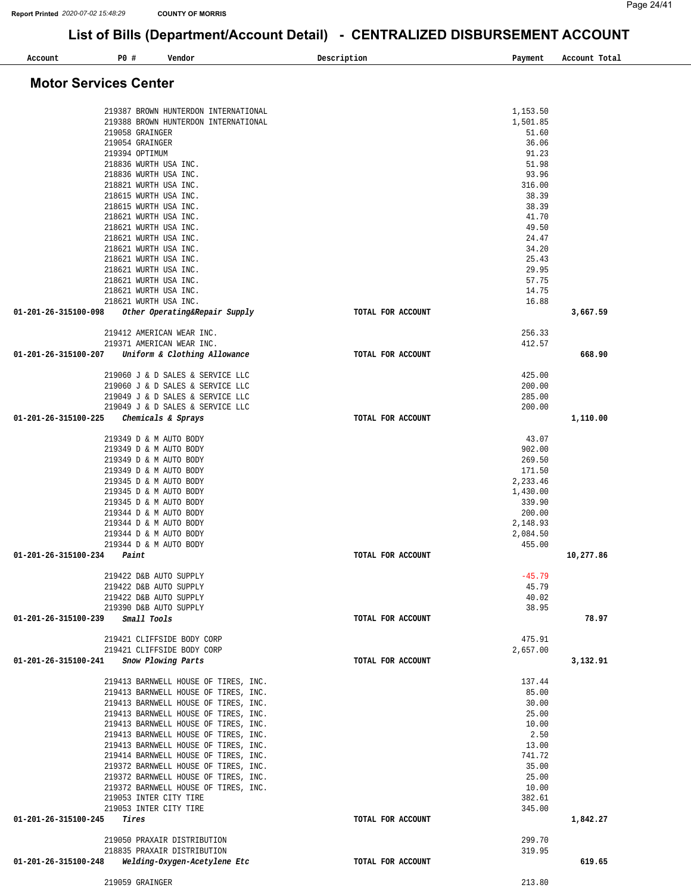# List of Bills (Department/Account Detail) - CENTRALIZED DISBURSEMENT ACCOUNT

## Motor Services Center

| Account | PO # | Vendor | Description | Payment | Account Total |
|---|---|---|---|---|---|
| | 219387 | BROWN HUNTERDON INTERNATIONAL | | 1,153.50 | |
| | 219388 | BROWN HUNTERDON INTERNATIONAL | | 1,501.85 | |
| | 219058 | GRAINGER | | 51.60 | |
| | 219054 | GRAINGER | | 36.06 | |
| | 219394 | OPTIMUM | | 91.23 | |
| | 218836 | WURTH USA INC. | | 51.98 | |
| | 218836 | WURTH USA INC. | | 93.96 | |
| | 218821 | WURTH USA INC. | | 316.00 | |
| | 218615 | WURTH USA INC. | | 38.39 | |
| | 218615 | WURTH USA INC. | | 38.39 | |
| | 218621 | WURTH USA INC. | | 41.70 | |
| | 218621 | WURTH USA INC. | | 49.50 | |
| | 218621 | WURTH USA INC. | | 24.47 | |
| | 218621 | WURTH USA INC. | | 34.20 | |
| | 218621 | WURTH USA INC. | | 25.43 | |
| | 218621 | WURTH USA INC. | | 29.95 | |
| | 218621 | WURTH USA INC. | | 57.75 | |
| | 218621 | WURTH USA INC. | | 14.75 | |
| | 218621 | WURTH USA INC. | | 16.88 | |
| **01-201-26-315100-098** | | ***Other Operating&Repair Supply*** | **TOTAL FOR ACCOUNT** | | **3,667.59** |
| | 219412 | AMERICAN WEAR INC. | | 256.33 | |
| | 219371 | AMERICAN WEAR INC. | | 412.57 | |
| **01-201-26-315100-207** | | ***Uniform & Clothing Allowance*** | **TOTAL FOR ACCOUNT** | | **668.90** |
| | 219060 | J & D SALES & SERVICE LLC | | 425.00 | |
| | 219060 | J & D SALES & SERVICE LLC | | 200.00 | |
| | 219049 | J & D SALES & SERVICE LLC | | 285.00 | |
| | 219049 | J & D SALES & SERVICE LLC | | 200.00 | |
| **01-201-26-315100-225** | | ***Chemicals & Sprays*** | **TOTAL FOR ACCOUNT** | | **1,110.00** |
| | 219349 | D & M AUTO BODY | | 43.07 | |
| | 219349 | D & M AUTO BODY | | 902.00 | |
| | 219349 | D & M AUTO BODY | | 269.50 | |
| | 219349 | D & M AUTO BODY | | 171.50 | |
| | 219345 | D & M AUTO BODY | | 2,233.46 | |
| | 219345 | D & M AUTO BODY | | 1,430.00 | |
| | 219345 | D & M AUTO BODY | | 339.90 | |
| | 219344 | D & M AUTO BODY | | 200.00 | |
| | 219344 | D & M AUTO BODY | | 2,148.93 | |
| | 219344 | D & M AUTO BODY | | 2,084.50 | |
| | 219344 | D & M AUTO BODY | | 455.00 | |
| **01-201-26-315100-234** | | ***Paint*** | **TOTAL FOR ACCOUNT** | | **10,277.86** |
| | 219422 | D&B AUTO SUPPLY | | -45.79 | |
| | 219422 | D&B AUTO SUPPLY | | 45.79 | |
| | 219422 | D&B AUTO SUPPLY | | 40.02 | |
| | 219390 | D&B AUTO SUPPLY | | 38.95 | |
| **01-201-26-315100-239** | | ***Small Tools*** | **TOTAL FOR ACCOUNT** | | **78.97** |
| | 219421 | CLIFFSIDE BODY CORP | | 475.91 | |
| | 219421 | CLIFFSIDE BODY CORP | | 2,657.00 | |
| **01-201-26-315100-241** | | ***Snow Plowing Parts*** | **TOTAL FOR ACCOUNT** | | **3,132.91** |
| | 219413 | BARNWELL HOUSE OF TIRES, INC. | | 137.44 | |
| | 219413 | BARNWELL HOUSE OF TIRES, INC. | | 85.00 | |
| | 219413 | BARNWELL HOUSE OF TIRES, INC. | | 30.00 | |
| | 219413 | BARNWELL HOUSE OF TIRES, INC. | | 25.00 | |
| | 219413 | BARNWELL HOUSE OF TIRES, INC. | | 10.00 | |
| | 219413 | BARNWELL HOUSE OF TIRES, INC. | | 2.50 | |
| | 219413 | BARNWELL HOUSE OF TIRES, INC. | | 13.00 | |
| | 219414 | BARNWELL HOUSE OF TIRES, INC. | | 741.72 | |
| | 219372 | BARNWELL HOUSE OF TIRES, INC. | | 35.00 | |
| | 219372 | BARNWELL HOUSE OF TIRES, INC. | | 25.00 | |
| | 219372 | BARNWELL HOUSE OF TIRES, INC. | | 10.00 | |
| | 219053 | INTER CITY TIRE | | 382.61 | |
| | 219053 | INTER CITY TIRE | | 345.00 | |
| **01-201-26-315100-245** | | ***Tires*** | **TOTAL FOR ACCOUNT** | | **1,842.27** |
| | 219050 | PRAXAIR DISTRIBUTION | | 299.70 | |
| | 218835 | PRAXAIR DISTRIBUTION | | 319.95 | |
| **01-201-26-315100-248** | | ***Welding-Oxygen-Acetylene Etc*** | **TOTAL FOR ACCOUNT** | | **619.65** |
| | 219059 | GRAINGER | | 213.80 | |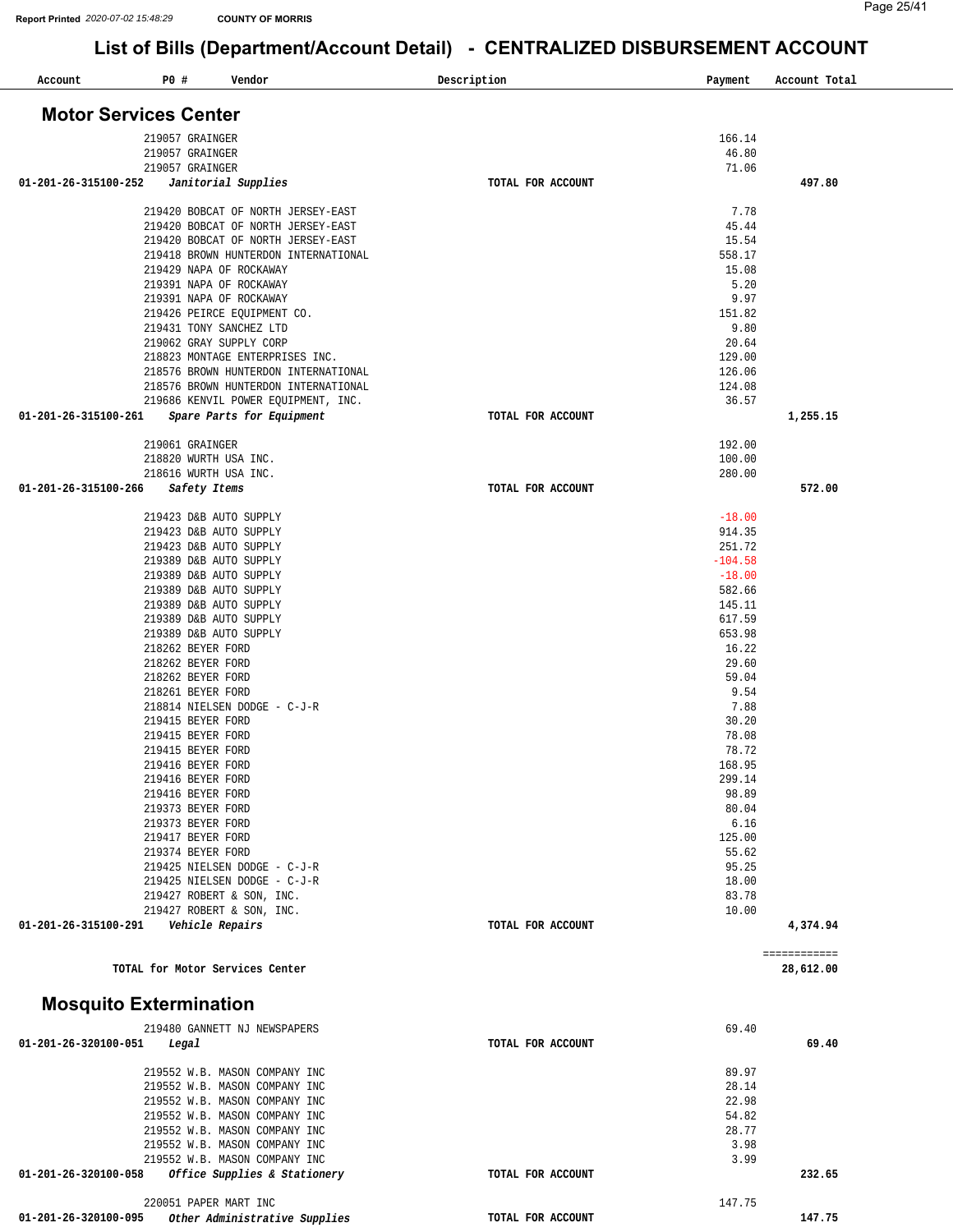# List of Bills (Department/Account Detail) - CENTRALIZED DISBURSEMENT ACCOUNT

| Account | PO # | Vendor | Description | Payment | Account Total |
|---|---|---|---|---|---|

## Motor Services Center

| Account | PO # | Vendor | Description | Payment | Account Total |
|---|---|---|---|---|---|
| | 219057 | GRAINGER | | 166.14 | |
| | 219057 | GRAINGER | | 46.80 | |
| | 219057 | GRAINGER | | 71.06 | |
| 01-201-26-315100-252 | | *Janitorial Supplies* | TOTAL FOR ACCOUNT | | 497.80 |
| | 219420 | BOBCAT OF NORTH JERSEY-EAST | | 7.78 | |
| | 219420 | BOBCAT OF NORTH JERSEY-EAST | | 45.44 | |
| | 219420 | BOBCAT OF NORTH JERSEY-EAST | | 15.54 | |
| | 219418 | BROWN HUNTERDON INTERNATIONAL | | 558.17 | |
| | 219429 | NAPA OF ROCKAWAY | | 15.08 | |
| | 219391 | NAPA OF ROCKAWAY | | 5.20 | |
| | 219391 | NAPA OF ROCKAWAY | | 9.97 | |
| | 219426 | PEIRCE EQUIPMENT CO. | | 151.82 | |
| | 219431 | TONY SANCHEZ LTD | | 9.80 | |
| | 219062 | GRAY SUPPLY CORP | | 20.64 | |
| | 218823 | MONTAGE ENTERPRISES INC. | | 129.00 | |
| | 218576 | BROWN HUNTERDON INTERNATIONAL | | 126.06 | |
| | 218576 | BROWN HUNTERDON INTERNATIONAL | | 124.08 | |
| | 219686 | KENVIL POWER EQUIPMENT, INC. | | 36.57 | |
| 01-201-26-315100-261 | | *Spare Parts for Equipment* | TOTAL FOR ACCOUNT | | 1,255.15 |
| | 219061 | GRAINGER | | 192.00 | |
| | 218820 | WURTH USA INC. | | 100.00 | |
| | 218616 | WURTH USA INC. | | 280.00 | |
| 01-201-26-315100-266 | | *Safety Items* | TOTAL FOR ACCOUNT | | 572.00 |
| | 219423 | D&B AUTO SUPPLY | | -18.00 | |
| | 219423 | D&B AUTO SUPPLY | | 914.35 | |
| | 219423 | D&B AUTO SUPPLY | | 251.72 | |
| | 219389 | D&B AUTO SUPPLY | | -104.58 | |
| | 219389 | D&B AUTO SUPPLY | | -18.00 | |
| | 219389 | D&B AUTO SUPPLY | | 582.66 | |
| | 219389 | D&B AUTO SUPPLY | | 145.11 | |
| | 219389 | D&B AUTO SUPPLY | | 617.59 | |
| | 219389 | D&B AUTO SUPPLY | | 653.98 | |
| | 218262 | BEYER FORD | | 16.22 | |
| | 218262 | BEYER FORD | | 29.60 | |
| | 218262 | BEYER FORD | | 59.04 | |
| | 218261 | BEYER FORD | | 9.54 | |
| | 218814 | NIELSEN DODGE - C-J-R | | 7.88 | |
| | 219415 | BEYER FORD | | 30.20 | |
| | 219415 | BEYER FORD | | 78.08 | |
| | 219415 | BEYER FORD | | 78.72 | |
| | 219416 | BEYER FORD | | 168.95 | |
| | 219416 | BEYER FORD | | 299.14 | |
| | 219416 | BEYER FORD | | 98.89 | |
| | 219373 | BEYER FORD | | 80.04 | |
| | 219373 | BEYER FORD | | 6.16 | |
| | 219417 | BEYER FORD | | 125.00 | |
| | 219374 | BEYER FORD | | 55.62 | |
| | 219425 | NIELSEN DODGE - C-J-R | | 95.25 | |
| | 219425 | NIELSEN DODGE - C-J-R | | 18.00 | |
| | 219427 | ROBERT & SON, INC. | | 83.78 | |
| | 219427 | ROBERT & SON, INC. | | 10.00 | |
| 01-201-26-315100-291 | | *Vehicle Repairs* | TOTAL FOR ACCOUNT | | 4,374.94 |
| | | TOTAL for Motor Services Center | | | 28,612.00 |

## Mosquito Extermination

| Account | PO # | Vendor | Description | Payment | Account Total |
|---|---|---|---|---|---|
| | 219480 | GANNETT NJ NEWSPAPERS | | 69.40 | |
| 01-201-26-320100-051 | | *Legal* | TOTAL FOR ACCOUNT | | 69.40 |
| | 219552 | W.B. MASON COMPANY INC | | 89.97 | |
| | 219552 | W.B. MASON COMPANY INC | | 28.14 | |
| | 219552 | W.B. MASON COMPANY INC | | 22.98 | |
| | 219552 | W.B. MASON COMPANY INC | | 54.82 | |
| | 219552 | W.B. MASON COMPANY INC | | 28.77 | |
| | 219552 | W.B. MASON COMPANY INC | | 3.98 | |
| | 219552 | W.B. MASON COMPANY INC | | 3.99 | |
| 01-201-26-320100-058 | | *Office Supplies & Stationery* | TOTAL FOR ACCOUNT | | 232.65 |
| | 220051 | PAPER MART INC | | 147.75 | |
| 01-201-26-320100-095 | | *Other Administrative Supplies* | TOTAL FOR ACCOUNT | | 147.75 |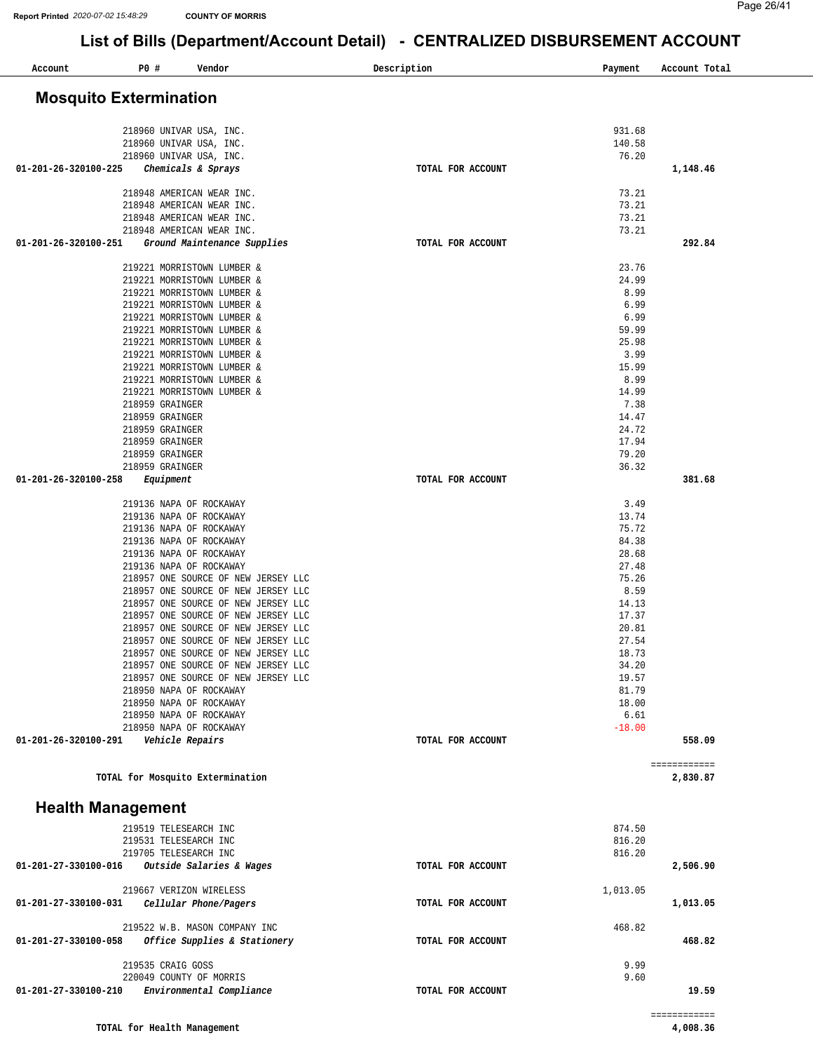# List of Bills (Department/Account Detail) - CENTRALIZED DISBURSEMENT ACCOUNT

| Account | PO # | Vendor | Description | Payment | Account Total |
|---|---|---|---|---|---|

## Mosquito Extermination

| Account | PO # | Vendor | Description | Payment | Account Total |
|---|---|---|---|---|---|
| | 218960 | UNIVAR USA, INC. | | 931.68 | |
| | 218960 | UNIVAR USA, INC. | | 140.58 | |
| | 218960 | UNIVAR USA, INC. | | 76.20 | |
| **01-201-26-320100-225** | | ***Chemicals & Sprays*** | **TOTAL FOR ACCOUNT** | | **1,148.46** |
| | 218948 | AMERICAN WEAR INC. | | 73.21 | |
| | 218948 | AMERICAN WEAR INC. | | 73.21 | |
| | 218948 | AMERICAN WEAR INC. | | 73.21 | |
| | 218948 | AMERICAN WEAR INC. | | 73.21 | |
| **01-201-26-320100-251** | | ***Ground Maintenance Supplies*** | **TOTAL FOR ACCOUNT** | | **292.84** |
| | 219221 | MORRISTOWN LUMBER & | | 23.76 | |
| | 219221 | MORRISTOWN LUMBER & | | 24.99 | |
| | 219221 | MORRISTOWN LUMBER & | | 8.99 | |
| | 219221 | MORRISTOWN LUMBER & | | 6.99 | |
| | 219221 | MORRISTOWN LUMBER & | | 6.99 | |
| | 219221 | MORRISTOWN LUMBER & | | 59.99 | |
| | 219221 | MORRISTOWN LUMBER & | | 25.98 | |
| | 219221 | MORRISTOWN LUMBER & | | 3.99 | |
| | 219221 | MORRISTOWN LUMBER & | | 15.99 | |
| | 219221 | MORRISTOWN LUMBER & | | 8.99 | |
| | 219221 | MORRISTOWN LUMBER & | | 14.99 | |
| | 218959 | GRAINGER | | 7.38 | |
| | 218959 | GRAINGER | | 14.47 | |
| | 218959 | GRAINGER | | 24.72 | |
| | 218959 | GRAINGER | | 17.94 | |
| | 218959 | GRAINGER | | 79.20 | |
| | 218959 | GRAINGER | | 36.32 | |
| **01-201-26-320100-258** | | ***Equipment*** | **TOTAL FOR ACCOUNT** | | **381.68** |
| | 219136 | NAPA OF ROCKAWAY | | 3.49 | |
| | 219136 | NAPA OF ROCKAWAY | | 13.74 | |
| | 219136 | NAPA OF ROCKAWAY | | 75.72 | |
| | 219136 | NAPA OF ROCKAWAY | | 84.38 | |
| | 219136 | NAPA OF ROCKAWAY | | 28.68 | |
| | 219136 | NAPA OF ROCKAWAY | | 27.48 | |
| | 218957 | ONE SOURCE OF NEW JERSEY LLC | | 75.26 | |
| | 218957 | ONE SOURCE OF NEW JERSEY LLC | | 8.59 | |
| | 218957 | ONE SOURCE OF NEW JERSEY LLC | | 14.13 | |
| | 218957 | ONE SOURCE OF NEW JERSEY LLC | | 17.37 | |
| | 218957 | ONE SOURCE OF NEW JERSEY LLC | | 20.81 | |
| | 218957 | ONE SOURCE OF NEW JERSEY LLC | | 27.54 | |
| | 218957 | ONE SOURCE OF NEW JERSEY LLC | | 18.73 | |
| | 218957 | ONE SOURCE OF NEW JERSEY LLC | | 34.20 | |
| | 218957 | ONE SOURCE OF NEW JERSEY LLC | | 19.57 | |
| | 218950 | NAPA OF ROCKAWAY | | 81.79 | |
| | 218950 | NAPA OF ROCKAWAY | | 18.00 | |
| | 218950 | NAPA OF ROCKAWAY | | 6.61 | |
| | 218950 | NAPA OF ROCKAWAY | | -18.00 | |
| **01-201-26-320100-291** | | ***Vehicle Repairs*** | **TOTAL FOR ACCOUNT** | | **558.09** |
| | | | | | ============ |
| **TOTAL for Mosquito Extermination** | | | | | **2,830.87** |

## Health Management

| Account | PO # | Vendor | Description | Payment | Account Total |
|---|---|---|---|---|---|
| | 219519 | TELESEARCH INC | | 874.50 | |
| | 219531 | TELESEARCH INC | | 816.20 | |
| | 219705 | TELESEARCH INC | | 816.20 | |
| **01-201-27-330100-016** | | ***Outside Salaries & Wages*** | **TOTAL FOR ACCOUNT** | | **2,506.90** |
| | 219667 | VERIZON WIRELESS | | 1,013.05 | |
| **01-201-27-330100-031** | | ***Cellular Phone/Pagers*** | **TOTAL FOR ACCOUNT** | | **1,013.05** |
| | 219522 | W.B. MASON COMPANY INC | | 468.82 | |
| **01-201-27-330100-058** | | ***Office Supplies & Stationery*** | **TOTAL FOR ACCOUNT** | | **468.82** |
| | 219535 | CRAIG GOSS | | 9.99 | |
| | 220049 | COUNTY OF MORRIS | | 9.60 | |
| **01-201-27-330100-210** | | ***Environmental Compliance*** | **TOTAL FOR ACCOUNT** | | **19.59** |
| | | | | | ============ |
| **TOTAL for Health Management** | | | | | **4,008.36** |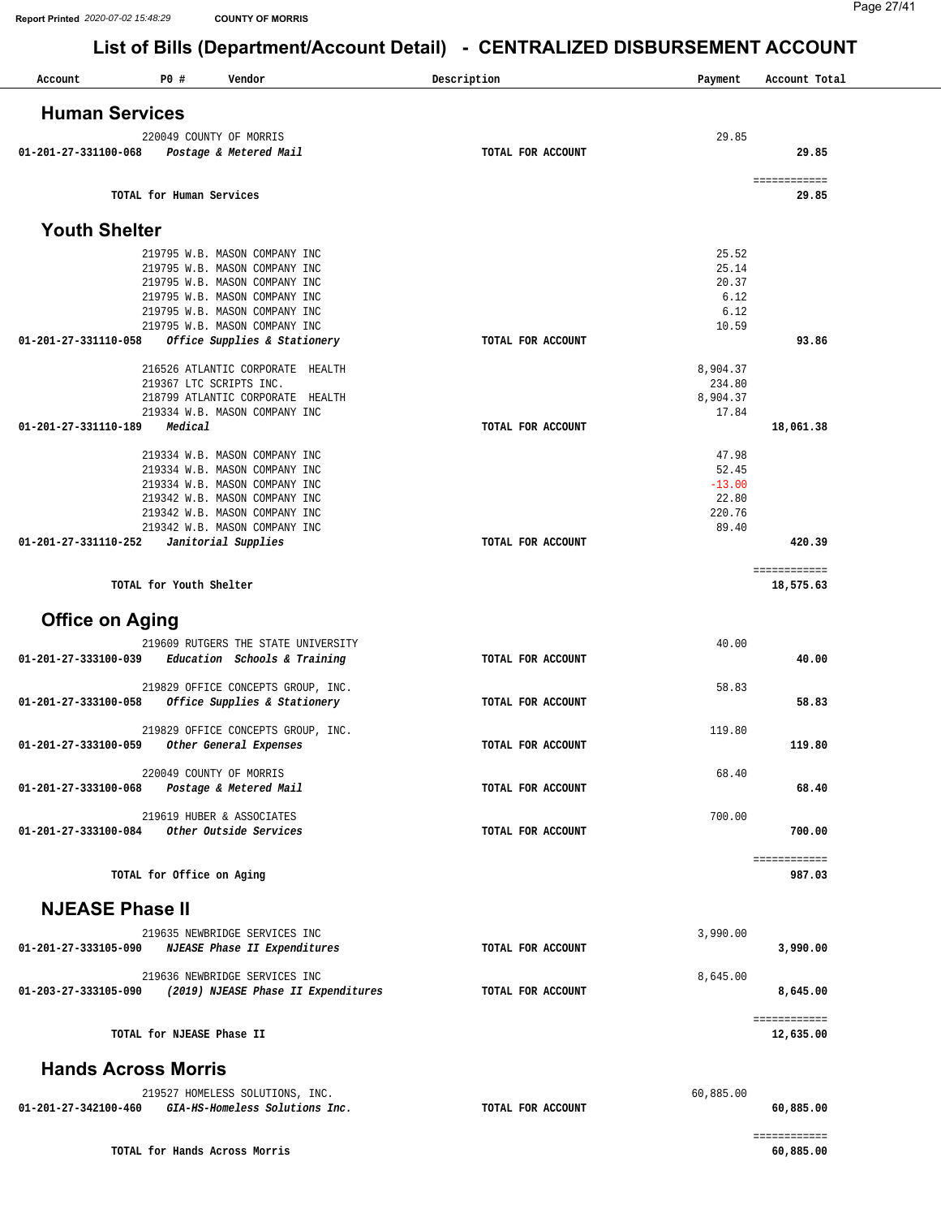# List of Bills (Department/Account Detail) - CENTRALIZED DISBURSEMENT ACCOUNT

Report Printed 2020-07-02 15:48:29 COUNTY OF MORRIS

| Account | PO # | Vendor | Description | Payment | Account Total |
|---|---|---|---|---|---|

## Human Services

| Account | PO # | Vendor | Description | Payment | Account Total |
|---|---|---|---|---|---|
| | 220049 | COUNTY OF MORRIS | | 29.85 | |
| **01-201-27-331100-068** | | ***Postage & Metered Mail*** | **TOTAL FOR ACCOUNT** | | **29.85** |
| | | **TOTAL for Human Services** | | | **29.85** |

## Youth Shelter

| Account | PO # | Vendor | Description | Payment | Account Total |
|---|---|---|---|---|---|
| | 219795 | W.B. MASON COMPANY INC | | 25.52 | |
| | 219795 | W.B. MASON COMPANY INC | | 25.14 | |
| | 219795 | W.B. MASON COMPANY INC | | 20.37 | |
| | 219795 | W.B. MASON COMPANY INC | | 6.12 | |
| | 219795 | W.B. MASON COMPANY INC | | 6.12 | |
| | 219795 | W.B. MASON COMPANY INC | | 10.59 | |
| **01-201-27-331110-058** | | ***Office Supplies & Stationery*** | **TOTAL FOR ACCOUNT** | | **93.86** |
| | 216526 | ATLANTIC CORPORATE HEALTH | | 8,904.37 | |
| | 219367 | LTC SCRIPTS INC. | | 234.80 | |
| | 218799 | ATLANTIC CORPORATE HEALTH | | 8,904.37 | |
| | 219334 | W.B. MASON COMPANY INC | | 17.84 | |
| **01-201-27-331110-189** | | ***Medical*** | **TOTAL FOR ACCOUNT** | | **18,061.38** |
| | 219334 | W.B. MASON COMPANY INC | | 47.98 | |
| | 219334 | W.B. MASON COMPANY INC | | 52.45 | |
| | 219334 | W.B. MASON COMPANY INC | | -13.00 | |
| | 219342 | W.B. MASON COMPANY INC | | 22.80 | |
| | 219342 | W.B. MASON COMPANY INC | | 220.76 | |
| | 219342 | W.B. MASON COMPANY INC | | 89.40 | |
| **01-201-27-331110-252** | | ***Janitorial Supplies*** | **TOTAL FOR ACCOUNT** | | **420.39** |
| | | **TOTAL for Youth Shelter** | | | **18,575.63** |

## Office on Aging

| Account | PO # | Vendor | Description | Payment | Account Total |
|---|---|---|---|---|---|
| | 219609 | RUTGERS THE STATE UNIVERSITY | | 40.00 | |
| **01-201-27-333100-039** | | ***Education Schools & Training*** | **TOTAL FOR ACCOUNT** | | **40.00** |
| | 219829 | OFFICE CONCEPTS GROUP, INC. | | 58.83 | |
| **01-201-27-333100-058** | | ***Office Supplies & Stationery*** | **TOTAL FOR ACCOUNT** | | **58.83** |
| | 219829 | OFFICE CONCEPTS GROUP, INC. | | 119.80 | |
| **01-201-27-333100-059** | | ***Other General Expenses*** | **TOTAL FOR ACCOUNT** | | **119.80** |
| | 220049 | COUNTY OF MORRIS | | 68.40 | |
| **01-201-27-333100-068** | | ***Postage & Metered Mail*** | **TOTAL FOR ACCOUNT** | | **68.40** |
| | 219619 | HUBER & ASSOCIATES | | 700.00 | |
| **01-201-27-333100-084** | | ***Other Outside Services*** | **TOTAL FOR ACCOUNT** | | **700.00** |
| | | **TOTAL for Office on Aging** | | | **987.03** |

## NJEASE Phase II

| Account | PO # | Vendor | Description | Payment | Account Total |
|---|---|---|---|---|---|
| | 219635 | NEWBRIDGE SERVICES INC | | 3,990.00 | |
| **01-201-27-333105-090** | | ***NJEASE Phase II Expenditures*** | **TOTAL FOR ACCOUNT** | | **3,990.00** |
| | 219636 | NEWBRIDGE SERVICES INC | | 8,645.00 | |
| **01-203-27-333105-090** | | ***(2019) NJEASE Phase II Expenditures*** | **TOTAL FOR ACCOUNT** | | **8,645.00** |
| | | **TOTAL for NJEASE Phase II** | | | **12,635.00** |

## Hands Across Morris

| Account | PO # | Vendor | Description | Payment | Account Total |
|---|---|---|---|---|---|
| | 219527 | HOMELESS SOLUTIONS, INC. | | 60,885.00 | |
| **01-201-27-342100-460** | | ***GIA-HS-Homeless Solutions Inc.*** | **TOTAL FOR ACCOUNT** | | **60,885.00** |
| | | **TOTAL for Hands Across Morris** | | | **60,885.00** |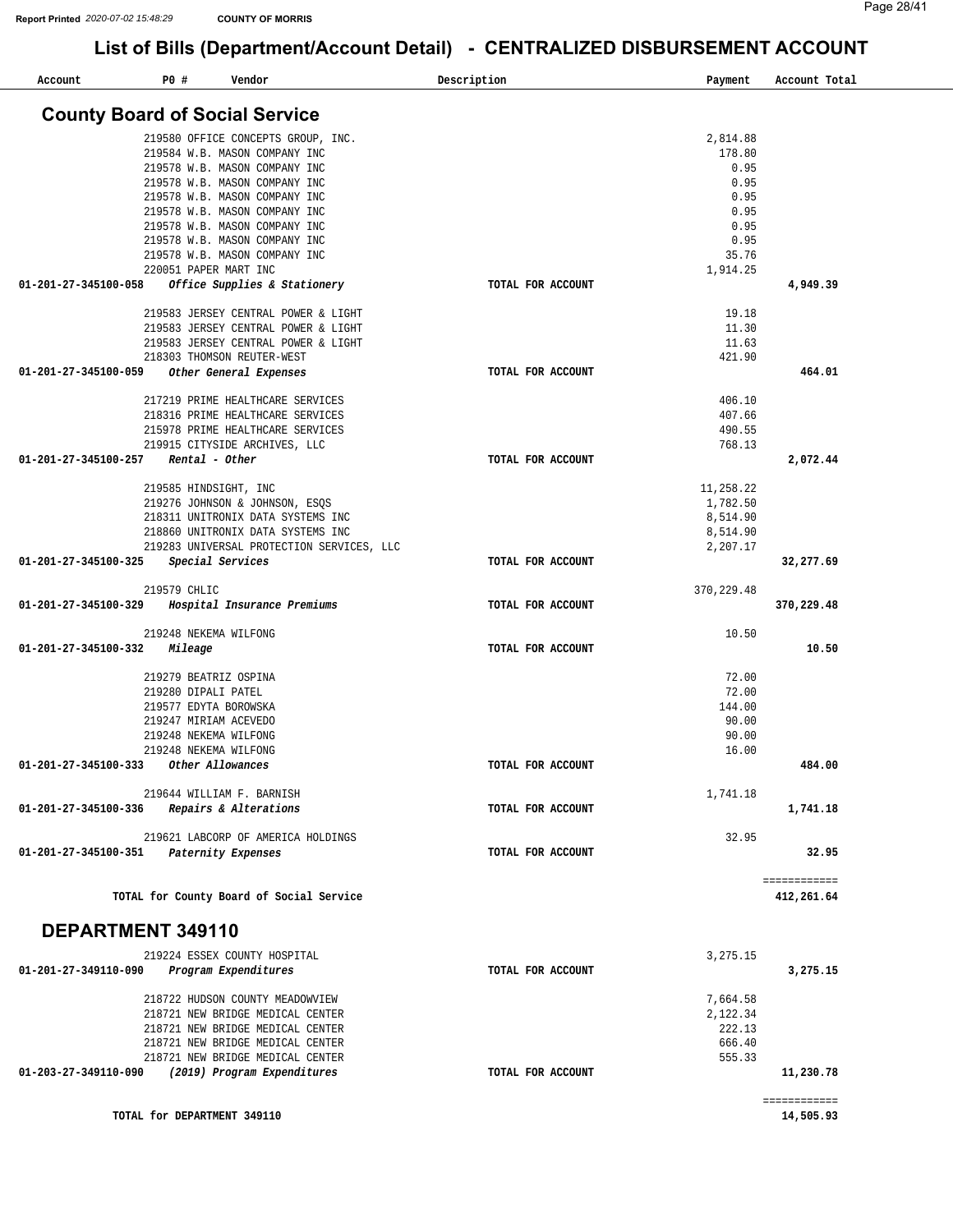# List of Bills (Department/Account Detail) - CENTRALIZED DISBURSEMENT ACCOUNT

| Account | PO # | Vendor | Description | Payment | Account Total |
|---|---|---|---|---|---|

## County Board of Social Service

| Account | PO # | Vendor | Description | Payment | Account Total |
|---|---|---|---|---|---|
| | 219580 | OFFICE CONCEPTS GROUP, INC. | | 2,814.88 | |
| | 219584 | W.B. MASON COMPANY INC | | 178.80 | |
| | 219578 | W.B. MASON COMPANY INC | | 0.95 | |
| | 219578 | W.B. MASON COMPANY INC | | 0.95 | |
| | 219578 | W.B. MASON COMPANY INC | | 0.95 | |
| | 219578 | W.B. MASON COMPANY INC | | 0.95 | |
| | 219578 | W.B. MASON COMPANY INC | | 0.95 | |
| | 219578 | W.B. MASON COMPANY INC | | 0.95 | |
| | 219578 | W.B. MASON COMPANY INC | | 35.76 | |
| | 220051 | PAPER MART INC | | 1,914.25 | |
| **01-201-27-345100-058** | | ***Office Supplies & Stationery*** | **TOTAL FOR ACCOUNT** | | **4,949.39** |
| | 219583 | JERSEY CENTRAL POWER & LIGHT | | 19.18 | |
| | 219583 | JERSEY CENTRAL POWER & LIGHT | | 11.30 | |
| | 219583 | JERSEY CENTRAL POWER & LIGHT | | 11.63 | |
| | 218303 | THOMSON REUTER-WEST | | 421.90 | |
| **01-201-27-345100-059** | | ***Other General Expenses*** | **TOTAL FOR ACCOUNT** | | **464.01** |
| | 217219 | PRIME HEALTHCARE SERVICES | | 406.10 | |
| | 218316 | PRIME HEALTHCARE SERVICES | | 407.66 | |
| | 215978 | PRIME HEALTHCARE SERVICES | | 490.55 | |
| | 219915 | CITYSIDE ARCHIVES, LLC | | 768.13 | |
| **01-201-27-345100-257** | | ***Rental - Other*** | **TOTAL FOR ACCOUNT** | | **2,072.44** |
| | 219585 | HINDSIGHT, INC | | 11,258.22 | |
| | 219276 | JOHNSON & JOHNSON, ESQS | | 1,782.50 | |
| | 218311 | UNITRONIX DATA SYSTEMS INC | | 8,514.90 | |
| | 218860 | UNITRONIX DATA SYSTEMS INC | | 8,514.90 | |
| | 219283 | UNIVERSAL PROTECTION SERVICES, LLC | | 2,207.17 | |
| **01-201-27-345100-325** | | ***Special Services*** | **TOTAL FOR ACCOUNT** | | **32,277.69** |
| | 219579 | CHLIC | | 370,229.48 | |
| **01-201-27-345100-329** | | ***Hospital Insurance Premiums*** | **TOTAL FOR ACCOUNT** | | **370,229.48** |
| | 219248 | NEKEMA WILFONG | | 10.50 | |
| **01-201-27-345100-332** | | ***Mileage*** | **TOTAL FOR ACCOUNT** | | **10.50** |
| | 219279 | BEATRIZ OSPINA | | 72.00 | |
| | 219280 | DIPALI PATEL | | 72.00 | |
| | 219577 | EDYTA BOROWSKA | | 144.00 | |
| | 219247 | MIRIAM ACEVEDO | | 90.00 | |
| | 219248 | NEKEMA WILFONG | | 90.00 | |
| | 219248 | NEKEMA WILFONG | | 16.00 | |
| **01-201-27-345100-333** | | ***Other Allowances*** | **TOTAL FOR ACCOUNT** | | **484.00** |
| | 219644 | WILLIAM F. BARNISH | | 1,741.18 | |
| **01-201-27-345100-336** | | ***Repairs & Alterations*** | **TOTAL FOR ACCOUNT** | | **1,741.18** |
| | 219621 | LABCORP OF AMERICA HOLDINGS | | 32.95 | |
| **01-201-27-345100-351** | | ***Paternity Expenses*** | **TOTAL FOR ACCOUNT** | | **32.95** |
| | | | | | ============ |
| | **TOTAL for County Board of Social Service** | | | | **412,261.64** |

## DEPARTMENT 349110

| Account | PO # | Vendor | Description | Payment | Account Total |
|---|---|---|---|---|---|
| | 219224 | ESSEX COUNTY HOSPITAL | | 3,275.15 | |
| **01-201-27-349110-090** | | ***Program Expenditures*** | **TOTAL FOR ACCOUNT** | | **3,275.15** |
| | 218722 | HUDSON COUNTY MEADOWVIEW | | 7,664.58 | |
| | 218721 | NEW BRIDGE MEDICAL CENTER | | 2,122.34 | |
| | 218721 | NEW BRIDGE MEDICAL CENTER | | 222.13 | |
| | 218721 | NEW BRIDGE MEDICAL CENTER | | 666.40 | |
| | 218721 | NEW BRIDGE MEDICAL CENTER | | 555.33 | |
| **01-203-27-349110-090** | | ***(2019) Program Expenditures*** | **TOTAL FOR ACCOUNT** | | **11,230.78** |
| | | | | | ============ |
| | **TOTAL for DEPARTMENT 349110** | | | | **14,505.93** |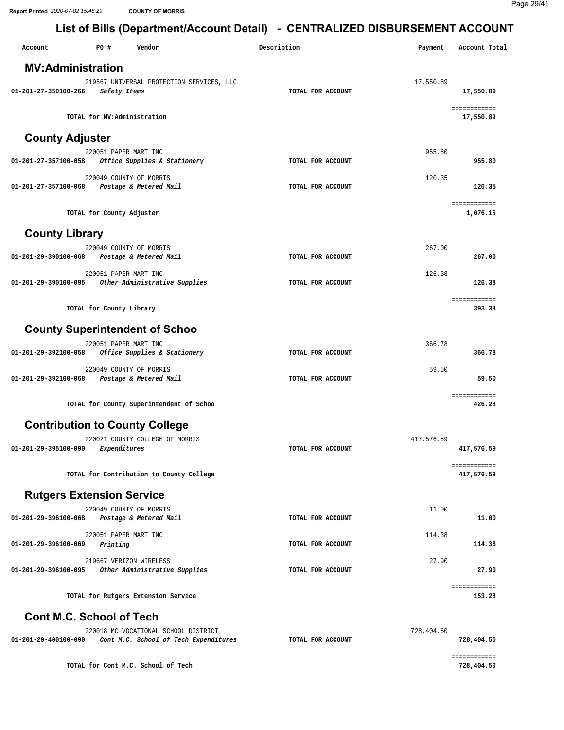# List of Bills (Department/Account Detail) - CENTRALIZED DISBURSEMENT ACCOUNT

| Account | PO # | Vendor | Description | Payment | Account Total |
|---|---|---|---|---|---|

## MV:Administration

| Account | PO # | Vendor | Description | Payment | Account Total |
|---|---|---|---|---|---|
| | 219567 | UNIVERSAL PROTECTION SERVICES, LLC | | 17,550.89 | |
| 01-201-27-350100-266 | | *Safety Items* | TOTAL FOR ACCOUNT | | 17,550.89 |
| | | **TOTAL for MV:Administration** | | | **17,550.89** |

## County Adjuster

| Account | PO # | Vendor | Description | Payment | Account Total |
|---|---|---|---|---|---|
| | 220051 | PAPER MART INC | | 955.80 | |
| 01-201-27-357100-058 | | *Office Supplies & Stationery* | TOTAL FOR ACCOUNT | | 955.80 |
| | 220049 | COUNTY OF MORRIS | | 120.35 | |
| 01-201-27-357100-068 | | *Postage & Metered Mail* | TOTAL FOR ACCOUNT | | 120.35 |
| | | **TOTAL for County Adjuster** | | | **1,076.15** |

## County Library

| Account | PO # | Vendor | Description | Payment | Account Total |
|---|---|---|---|---|---|
| | 220049 | COUNTY OF MORRIS | | 267.00 | |
| 01-201-29-390100-068 | | *Postage & Metered Mail* | TOTAL FOR ACCOUNT | | 267.00 |
| | 220051 | PAPER MART INC | | 126.38 | |
| 01-201-29-390100-095 | | *Other Administrative Supplies* | TOTAL FOR ACCOUNT | | 126.38 |
| | | **TOTAL for County Library** | | | **393.38** |

## County Superintendent of Schoo

| Account | PO # | Vendor | Description | Payment | Account Total |
|---|---|---|---|---|---|
| | 220051 | PAPER MART INC | | 366.78 | |
| 01-201-29-392100-058 | | *Office Supplies & Stationery* | TOTAL FOR ACCOUNT | | 366.78 |
| | 220049 | COUNTY OF MORRIS | | 59.50 | |
| 01-201-29-392100-068 | | *Postage & Metered Mail* | TOTAL FOR ACCOUNT | | 59.50 |
| | | **TOTAL for County Superintendent of Schoo** | | | **426.28** |

## Contribution to County College

| Account | PO # | Vendor | Description | Payment | Account Total |
|---|---|---|---|---|---|
| | 220021 | COUNTY COLLEGE OF MORRIS | | 417,576.59 | |
| 01-201-29-395100-090 | | *Expenditures* | TOTAL FOR ACCOUNT | | 417,576.59 |
| | | **TOTAL for Contribution to County College** | | | **417,576.59** |

## Rutgers Extension Service

| Account | PO # | Vendor | Description | Payment | Account Total |
|---|---|---|---|---|---|
| | 220049 | COUNTY OF MORRIS | | 11.00 | |
| 01-201-29-396100-068 | | *Postage & Metered Mail* | TOTAL FOR ACCOUNT | | 11.00 |
| | 220051 | PAPER MART INC | | 114.38 | |
| 01-201-29-396100-069 | | *Printing* | TOTAL FOR ACCOUNT | | 114.38 |
| | 219667 | VERIZON WIRELESS | | 27.90 | |
| 01-201-29-396100-095 | | *Other Administrative Supplies* | TOTAL FOR ACCOUNT | | 27.90 |
| | | **TOTAL for Rutgers Extension Service** | | | **153.28** |

## Cont M.C. School of Tech

| Account | PO # | Vendor | Description | Payment | Account Total |
|---|---|---|---|---|---|
| | 220018 | MC VOCATIONAL SCHOOL DISTRICT | | 728,404.50 | |
| 01-201-29-400100-090 | | *Cont M.C. School of Tech Expenditures* | TOTAL FOR ACCOUNT | | 728,404.50 |
| | | **TOTAL for Cont M.C. School of Tech** | | | **728,404.50** |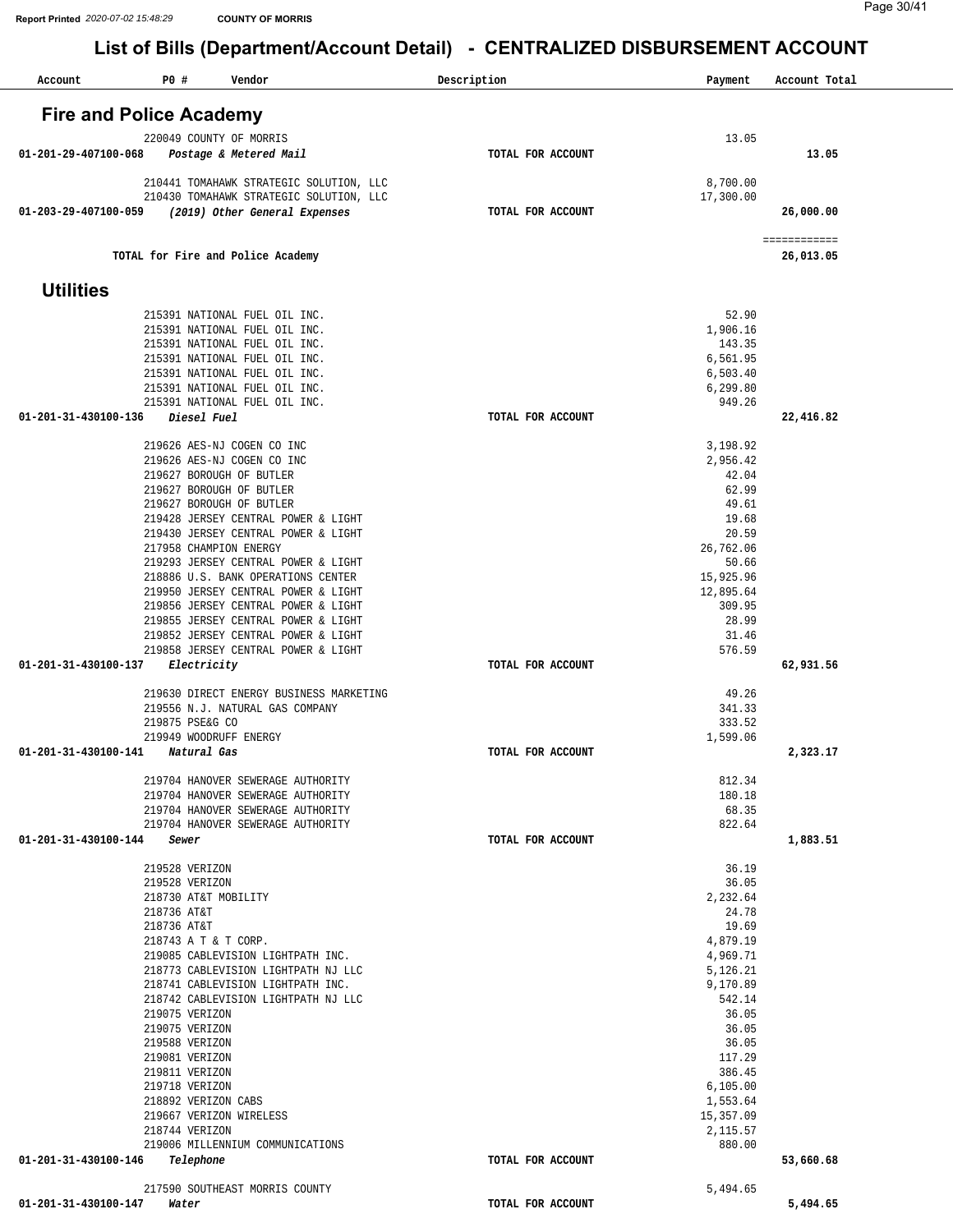Report Printed 2020-07-02 15:48:29 COUNTY OF MORRIS

# List of Bills (Department/Account Detail) - CENTRALIZED DISBURSEMENT ACCOUNT

| Account | PO # | Vendor | Description | Payment | Account Total |
|---|---|---|---|---|---|

## Fire and Police Academy

| Account | PO # | Vendor | Description | Payment | Account Total |
|---|---|---|---|---|---|
| | 220049 | COUNTY OF MORRIS | | 13.05 | |
| 01-201-29-407100-068 | | *Postage & Metered Mail* | TOTAL FOR ACCOUNT | | 13.05 |
| | 210441 | TOMAHAWK STRATEGIC SOLUTION, LLC | | 8,700.00 | |
| | 210430 | TOMAHAWK STRATEGIC SOLUTION, LLC | | 17,300.00 | |
| 01-203-29-407100-059 | | *(2019) Other General Expenses* | TOTAL FOR ACCOUNT | | 26,000.00 |
| | | TOTAL for Fire and Police Academy | | | 26,013.05 |

## Utilities

| Account | PO # | Vendor | Description | Payment | Account Total |
|---|---|---|---|---|---|
| | 215391 | NATIONAL FUEL OIL INC. | | 52.90 | |
| | 215391 | NATIONAL FUEL OIL INC. | | 1,906.16 | |
| | 215391 | NATIONAL FUEL OIL INC. | | 143.35 | |
| | 215391 | NATIONAL FUEL OIL INC. | | 6,561.95 | |
| | 215391 | NATIONAL FUEL OIL INC. | | 6,503.40 | |
| | 215391 | NATIONAL FUEL OIL INC. | | 6,299.80 | |
| | 215391 | NATIONAL FUEL OIL INC. | | 949.26 | |
| 01-201-31-430100-136 | | *Diesel Fuel* | TOTAL FOR ACCOUNT | | 22,416.82 |
| | 219626 | AES-NJ COGEN CO INC | | 3,198.92 | |
| | 219626 | AES-NJ COGEN CO INC | | 2,956.42 | |
| | 219627 | BOROUGH OF BUTLER | | 42.04 | |
| | 219627 | BOROUGH OF BUTLER | | 62.99 | |
| | 219627 | BOROUGH OF BUTLER | | 49.61 | |
| | 219428 | JERSEY CENTRAL POWER & LIGHT | | 19.68 | |
| | 219430 | JERSEY CENTRAL POWER & LIGHT | | 20.59 | |
| | 217958 | CHAMPION ENERGY | | 26,762.06 | |
| | 219293 | JERSEY CENTRAL POWER & LIGHT | | 50.66 | |
| | 218886 | U.S. BANK OPERATIONS CENTER | | 15,925.96 | |
| | 219950 | JERSEY CENTRAL POWER & LIGHT | | 12,895.64 | |
| | 219856 | JERSEY CENTRAL POWER & LIGHT | | 309.95 | |
| | 219855 | JERSEY CENTRAL POWER & LIGHT | | 28.99 | |
| | 219852 | JERSEY CENTRAL POWER & LIGHT | | 31.46 | |
| | 219858 | JERSEY CENTRAL POWER & LIGHT | | 576.59 | |
| 01-201-31-430100-137 | | *Electricity* | TOTAL FOR ACCOUNT | | 62,931.56 |
| | 219630 | DIRECT ENERGY BUSINESS MARKETING | | 49.26 | |
| | 219556 | N.J. NATURAL GAS COMPANY | | 341.33 | |
| | 219875 | PSE&G CO | | 333.52 | |
| | 219949 | WOODRUFF ENERGY | | 1,599.06 | |
| 01-201-31-430100-141 | | *Natural Gas* | TOTAL FOR ACCOUNT | | 2,323.17 |
| | 219704 | HANOVER SEWERAGE AUTHORITY | | 812.34 | |
| | 219704 | HANOVER SEWERAGE AUTHORITY | | 180.18 | |
| | 219704 | HANOVER SEWERAGE AUTHORITY | | 68.35 | |
| | 219704 | HANOVER SEWERAGE AUTHORITY | | 822.64 | |
| 01-201-31-430100-144 | | *Sewer* | TOTAL FOR ACCOUNT | | 1,883.51 |
| | 219528 | VERIZON | | 36.19 | |
| | 219528 | VERIZON | | 36.05 | |
| | 218730 | AT&T MOBILITY | | 2,232.64 | |
| | 218736 | AT&T | | 24.78 | |
| | 218736 | AT&T | | 19.69 | |
| | 218743 | A T & T CORP. | | 4,879.19 | |
| | 219085 | CABLEVISION LIGHTPATH INC. | | 4,969.71 | |
| | 218773 | CABLEVISION LIGHTPATH NJ LLC | | 5,126.21 | |
| | 218741 | CABLEVISION LIGHTPATH INC. | | 9,170.89 | |
| | 218742 | CABLEVISION LIGHTPATH NJ LLC | | 542.14 | |
| | 219075 | VERIZON | | 36.05 | |
| | 219075 | VERIZON | | 36.05 | |
| | 219588 | VERIZON | | 36.05 | |
| | 219081 | VERIZON | | 117.29 | |
| | 219811 | VERIZON | | 386.45 | |
| | 219718 | VERIZON | | 6,105.00 | |
| | 218892 | VERIZON CABS | | 1,553.64 | |
| | 219667 | VERIZON WIRELESS | | 15,357.09 | |
| | 218744 | VERIZON | | 2,115.57 | |
| | 219006 | MILLENNIUM COMMUNICATIONS | | 880.00 | |
| 01-201-31-430100-146 | | *Telephone* | TOTAL FOR ACCOUNT | | 53,660.68 |
| | 217590 | SOUTHEAST MORRIS COUNTY | | 5,494.65 | |
| 01-201-31-430100-147 | | *Water* | TOTAL FOR ACCOUNT | | 5,494.65 |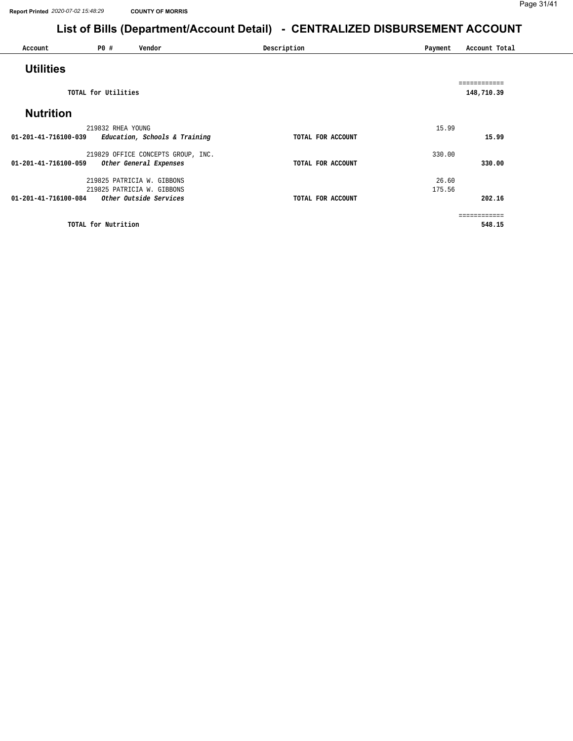# List of Bills (Department/Account Detail) - CENTRALIZED DISBURSEMENT ACCOUNT

| Account | PO # | Vendor | Description | Payment | Account Total |
|---|---|---|---|---|---|

## Utilities

| | | | | | |
|---|---|---|---|---|---|
| | | | | | ============ |
| **TOTAL for Utilities** | | | | | **148,710.39** |

## Nutrition

| Account | PO # | Vendor | Description | Payment | Account Total |
|---|---|---|---|---|---|
| | 219832 | RHEA YOUNG | | 15.99 | |
| **01-201-41-716100-039** | | ***Education, Schools & Training*** | **TOTAL FOR ACCOUNT** | | **15.99** |
| | 219829 | OFFICE CONCEPTS GROUP, INC. | | 330.00 | |
| **01-201-41-716100-059** | | ***Other General Expenses*** | **TOTAL FOR ACCOUNT** | | **330.00** |
| | 219825 | PATRICIA W. GIBBONS | | 26.60 | |
| | 219825 | PATRICIA W. GIBBONS | | 175.56 | |
| **01-201-41-716100-084** | | ***Other Outside Services*** | **TOTAL FOR ACCOUNT** | | **202.16** |
| | | | | | ============ |
| **TOTAL for Nutrition** | | | | | **548.15** |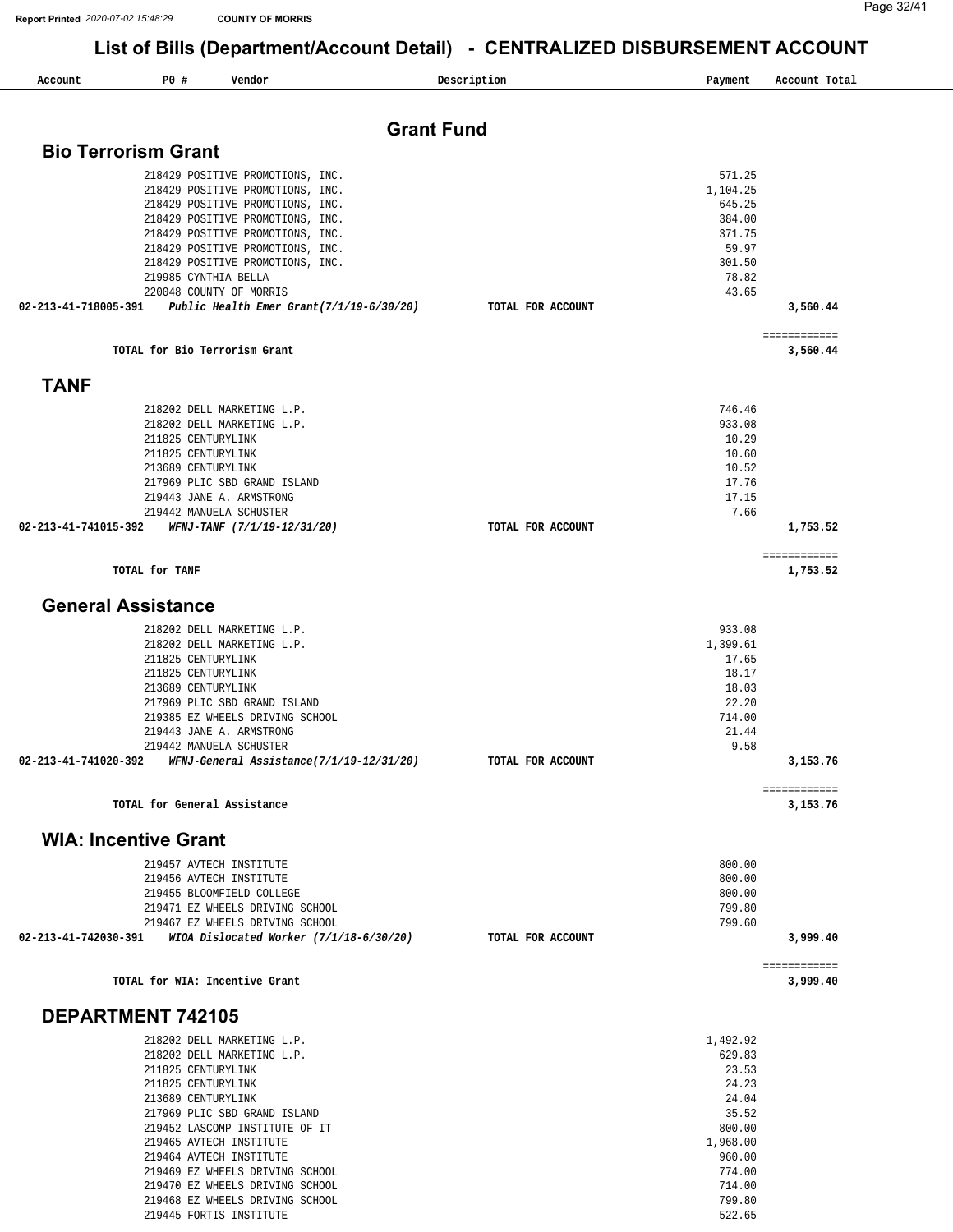# List of Bills (Department/Account Detail) - CENTRALIZED DISBURSEMENT ACCOUNT

Report Printed 2020-07-02 15:48:29 COUNTY OF MORRIS

## Grant Fund

### Bio Terrorism Grant

| Account | PO # | Vendor | Description | Payment | Account Total |
|---|---|---|---|---|---|
| | 218429 | POSITIVE PROMOTIONS, INC. | | 571.25 | |
| | 218429 | POSITIVE PROMOTIONS, INC. | | 1,104.25 | |
| | 218429 | POSITIVE PROMOTIONS, INC. | | 645.25 | |
| | 218429 | POSITIVE PROMOTIONS, INC. | | 384.00 | |
| | 218429 | POSITIVE PROMOTIONS, INC. | | 371.75 | |
| | 218429 | POSITIVE PROMOTIONS, INC. | | 59.97 | |
| | 218429 | POSITIVE PROMOTIONS, INC. | | 301.50 | |
| | 219985 | CYNTHIA BELLA | | 78.82 | |
| | 220048 | COUNTY OF MORRIS | | 43.65 | |
| 02-213-41-718005-391 | | *Public Health Emer Grant(7/1/19-6/30/20)* | TOTAL FOR ACCOUNT | | 3,560.44 |
| | | TOTAL for Bio Terrorism Grant | | | 3,560.44 |

### TANF

| Account | PO # | Vendor | Description | Payment | Account Total |
|---|---|---|---|---|---|
| | 218202 | DELL MARKETING L.P. | | 746.46 | |
| | 218202 | DELL MARKETING L.P. | | 933.08 | |
| | 211825 | CENTURYLINK | | 10.29 | |
| | 211825 | CENTURYLINK | | 10.60 | |
| | 213689 | CENTURYLINK | | 10.52 | |
| | 217969 | PLIC SBD GRAND ISLAND | | 17.76 | |
| | 219443 | JANE A. ARMSTRONG | | 17.15 | |
| | 219442 | MANUELA SCHUSTER | | 7.66 | |
| 02-213-41-741015-392 | | *WFNJ-TANF (7/1/19-12/31/20)* | TOTAL FOR ACCOUNT | | 1,753.52 |
| | | TOTAL for TANF | | | 1,753.52 |

### General Assistance

| Account | PO # | Vendor | Description | Payment | Account Total |
|---|---|---|---|---|---|
| | 218202 | DELL MARKETING L.P. | | 933.08 | |
| | 218202 | DELL MARKETING L.P. | | 1,399.61 | |
| | 211825 | CENTURYLINK | | 17.65 | |
| | 211825 | CENTURYLINK | | 18.17 | |
| | 213689 | CENTURYLINK | | 18.03 | |
| | 217969 | PLIC SBD GRAND ISLAND | | 22.20 | |
| | 219385 | EZ WHEELS DRIVING SCHOOL | | 714.00 | |
| | 219443 | JANE A. ARMSTRONG | | 21.44 | |
| | 219442 | MANUELA SCHUSTER | | 9.58 | |
| 02-213-41-741020-392 | | *WFNJ-General Assistance(7/1/19-12/31/20)* | TOTAL FOR ACCOUNT | | 3,153.76 |
| | | TOTAL for General Assistance | | | 3,153.76 |

### WIA: Incentive Grant

| Account | PO # | Vendor | Description | Payment | Account Total |
|---|---|---|---|---|---|
| | 219457 | AVTECH INSTITUTE | | 800.00 | |
| | 219456 | AVTECH INSTITUTE | | 800.00 | |
| | 219455 | BLOOMFIELD COLLEGE | | 800.00 | |
| | 219471 | EZ WHEELS DRIVING SCHOOL | | 799.80 | |
| | 219467 | EZ WHEELS DRIVING SCHOOL | | 799.60 | |
| 02-213-41-742030-391 | | *WIOA Dislocated Worker (7/1/18-6/30/20)* | TOTAL FOR ACCOUNT | | 3,999.40 |
| | | TOTAL for WIA: Incentive Grant | | | 3,999.40 |

### DEPARTMENT 742105

| Account | PO # | Vendor | Description | Payment | Account Total |
|---|---|---|---|---|---|
| | 218202 | DELL MARKETING L.P. | | 1,492.92 | |
| | 218202 | DELL MARKETING L.P. | | 629.83 | |
| | 211825 | CENTURYLINK | | 23.53 | |
| | 211825 | CENTURYLINK | | 24.23 | |
| | 213689 | CENTURYLINK | | 24.04 | |
| | 217969 | PLIC SBD GRAND ISLAND | | 35.52 | |
| | 219452 | LASCOMP INSTITUTE OF IT | | 800.00 | |
| | 219465 | AVTECH INSTITUTE | | 1,968.00 | |
| | 219464 | AVTECH INSTITUTE | | 960.00 | |
| | 219469 | EZ WHEELS DRIVING SCHOOL | | 774.00 | |
| | 219470 | EZ WHEELS DRIVING SCHOOL | | 714.00 | |
| | 219468 | EZ WHEELS DRIVING SCHOOL | | 799.80 | |
| | 219445 | FORTIS INSTITUTE | | 522.65 | |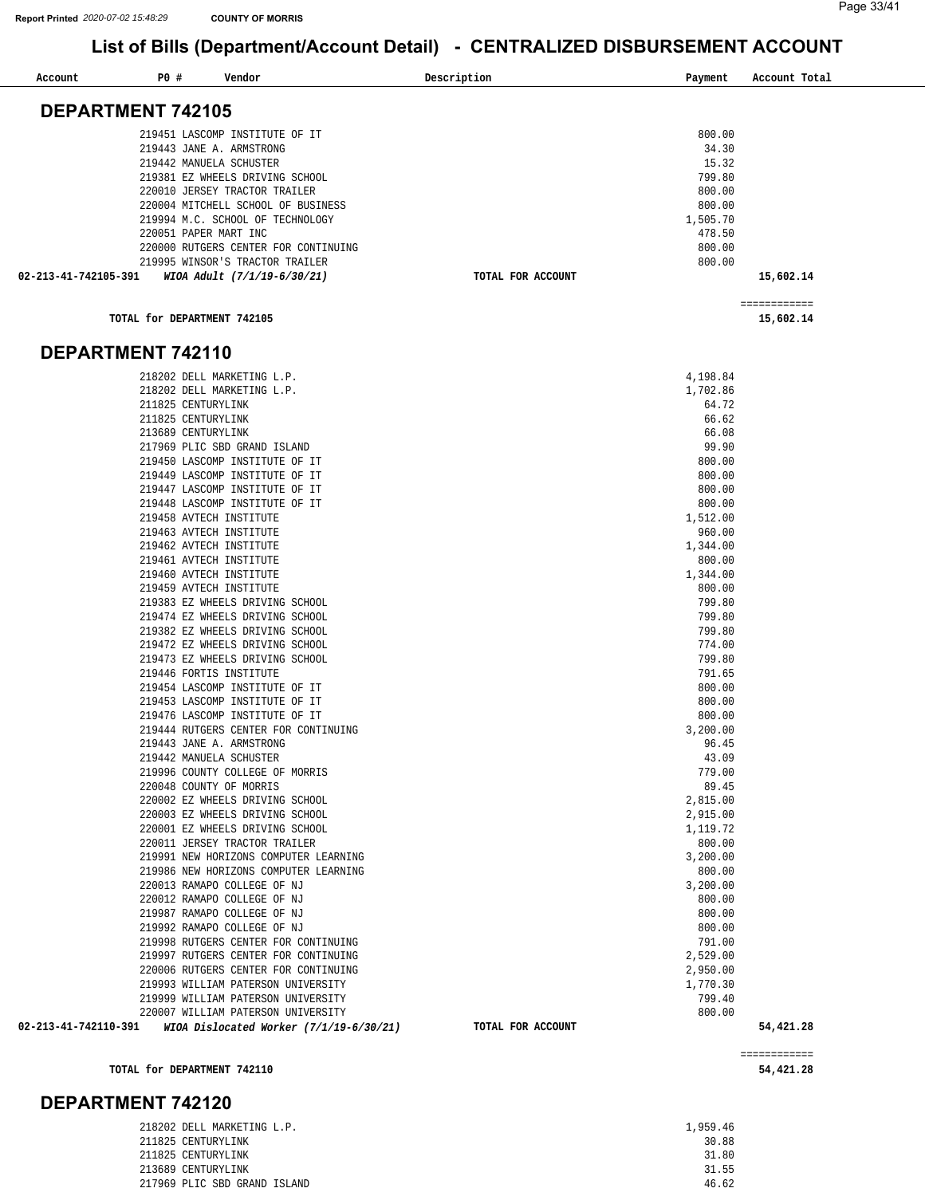# List of Bills (Department/Account Detail) - CENTRALIZED DISBURSEMENT ACCOUNT

| Account | PO # | Vendor | Description | Payment | Account Total |
|---|---|---|---|---|---|

## DEPARTMENT 742105

| Account | PO # | Vendor | Description | Payment | Account Total |
|---|---|---|---|---|---|
| | 219451 | LASCOMP INSTITUTE OF IT | | 800.00 | |
| | 219443 | JANE A. ARMSTRONG | | 34.30 | |
| | 219442 | MANUELA SCHUSTER | | 15.32 | |
| | 219381 | EZ WHEELS DRIVING SCHOOL | | 799.80 | |
| | 220010 | JERSEY TRACTOR TRAILER | | 800.00 | |
| | 220004 | MITCHELL SCHOOL OF BUSINESS | | 800.00 | |
| | 219994 | M.C. SCHOOL OF TECHNOLOGY | | 1,505.70 | |
| | 220051 | PAPER MART INC | | 478.50 | |
| | 220000 | RUTGERS CENTER FOR CONTINUING | | 800.00 | |
| | 219995 | WINSOR'S TRACTOR TRAILER | | 800.00 | |
| **02-213-41-742105-391** | | ***WIOA Adult (7/1/19-6/30/21)*** | **TOTAL FOR ACCOUNT** | | **15,602.14** |

**TOTAL for DEPARTMENT 742105** — **15,602.14**

## DEPARTMENT 742110

| Account | PO # | Vendor | Description | Payment | Account Total |
|---|---|---|---|---|---|
| | 218202 | DELL MARKETING L.P. | | 4,198.84 | |
| | 218202 | DELL MARKETING L.P. | | 1,702.86 | |
| | 211825 | CENTURYLINK | | 64.72 | |
| | 211825 | CENTURYLINK | | 66.62 | |
| | 213689 | CENTURYLINK | | 66.08 | |
| | 217969 | PLIC SBD GRAND ISLAND | | 99.90 | |
| | 219450 | LASCOMP INSTITUTE OF IT | | 800.00 | |
| | 219449 | LASCOMP INSTITUTE OF IT | | 800.00 | |
| | 219447 | LASCOMP INSTITUTE OF IT | | 800.00 | |
| | 219448 | LASCOMP INSTITUTE OF IT | | 800.00 | |
| | 219458 | AVTECH INSTITUTE | | 1,512.00 | |
| | 219463 | AVTECH INSTITUTE | | 960.00 | |
| | 219462 | AVTECH INSTITUTE | | 1,344.00 | |
| | 219461 | AVTECH INSTITUTE | | 800.00 | |
| | 219460 | AVTECH INSTITUTE | | 1,344.00 | |
| | 219459 | AVTECH INSTITUTE | | 800.00 | |
| | 219383 | EZ WHEELS DRIVING SCHOOL | | 799.80 | |
| | 219474 | EZ WHEELS DRIVING SCHOOL | | 799.80 | |
| | 219382 | EZ WHEELS DRIVING SCHOOL | | 799.80 | |
| | 219472 | EZ WHEELS DRIVING SCHOOL | | 774.00 | |
| | 219473 | EZ WHEELS DRIVING SCHOOL | | 799.80 | |
| | 219446 | FORTIS INSTITUTE | | 791.65 | |
| | 219454 | LASCOMP INSTITUTE OF IT | | 800.00 | |
| | 219453 | LASCOMP INSTITUTE OF IT | | 800.00 | |
| | 219476 | LASCOMP INSTITUTE OF IT | | 800.00 | |
| | 219444 | RUTGERS CENTER FOR CONTINUING | | 3,200.00 | |
| | 219443 | JANE A. ARMSTRONG | | 96.45 | |
| | 219442 | MANUELA SCHUSTER | | 43.09 | |
| | 219996 | COUNTY COLLEGE OF MORRIS | | 779.00 | |
| | 220048 | COUNTY OF MORRIS | | 89.45 | |
| | 220002 | EZ WHEELS DRIVING SCHOOL | | 2,815.00 | |
| | 220003 | EZ WHEELS DRIVING SCHOOL | | 2,915.00 | |
| | 220001 | EZ WHEELS DRIVING SCHOOL | | 1,119.72 | |
| | 220011 | JERSEY TRACTOR TRAILER | | 800.00 | |
| | 219991 | NEW HORIZONS COMPUTER LEARNING | | 3,200.00 | |
| | 219986 | NEW HORIZONS COMPUTER LEARNING | | 800.00 | |
| | 220013 | RAMAPO COLLEGE OF NJ | | 3,200.00 | |
| | 220012 | RAMAPO COLLEGE OF NJ | | 800.00 | |
| | 219987 | RAMAPO COLLEGE OF NJ | | 800.00 | |
| | 219992 | RAMAPO COLLEGE OF NJ | | 800.00 | |
| | 219998 | RUTGERS CENTER FOR CONTINUING | | 791.00 | |
| | 219997 | RUTGERS CENTER FOR CONTINUING | | 2,529.00 | |
| | 220006 | RUTGERS CENTER FOR CONTINUING | | 2,950.00 | |
| | 219993 | WILLIAM PATERSON UNIVERSITY | | 1,770.30 | |
| | 219999 | WILLIAM PATERSON UNIVERSITY | | 799.40 | |
| | 220007 | WILLIAM PATERSON UNIVERSITY | | 800.00 | |
| **02-213-41-742110-391** | | ***WIOA Dislocated Worker (7/1/19-6/30/21)*** | **TOTAL FOR ACCOUNT** | | **54,421.28** |

**TOTAL for DEPARTMENT 742110** — **54,421.28**

## DEPARTMENT 742120

| Account | PO # | Vendor | Description | Payment | Account Total |
|---|---|---|---|---|---|
| | 218202 | DELL MARKETING L.P. | | 1,959.46 | |
| | 211825 | CENTURYLINK | | 30.88 | |
| | 211825 | CENTURYLINK | | 31.80 | |
| | 213689 | CENTURYLINK | | 31.55 | |
| | 217969 | PLIC SBD GRAND ISLAND | | 46.62 | |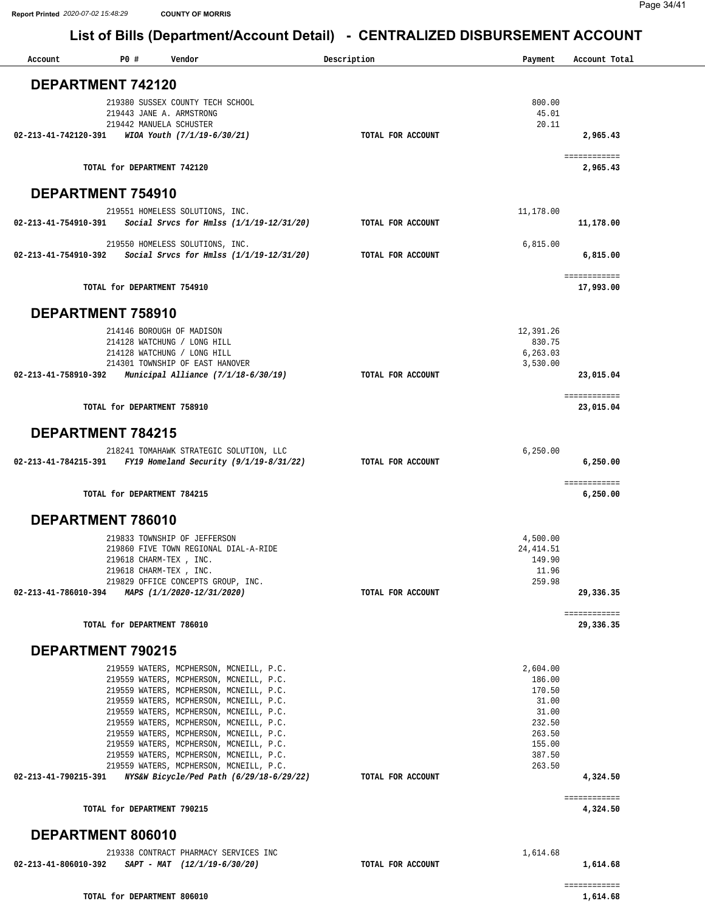Report Printed 2020-07-02 15:48:29 **COUNTY OF MORRIS**

# List of Bills (Department/Account Detail) - CENTRALIZED DISBURSEMENT ACCOUNT

| Account | PO # | Vendor | Description | Payment | Account Total |
|---|---|---|---|---|---|

## DEPARTMENT 742120

| Account | PO # | Vendor | Description | Payment | Account Total |
|---|---|---|---|---|---|
| | 219380 | SUSSEX COUNTY TECH SCHOOL | | 800.00 | |
| | 219443 | JANE A. ARMSTRONG | | 45.01 | |
| | 219442 | MANUELA SCHUSTER | | 20.11 | |
| **02-213-41-742120-391** | | ***WIOA Youth (7/1/19-6/30/21)*** | **TOTAL FOR ACCOUNT** | | **2,965.43** |
| | | **TOTAL for DEPARTMENT 742120** | | | **2,965.43** |

## DEPARTMENT 754910

| Account | PO # | Vendor | Description | Payment | Account Total |
|---|---|---|---|---|---|
| | 219551 | HOMELESS SOLUTIONS, INC. | | 11,178.00 | |
| **02-213-41-754910-391** | | ***Social Srvcs for Hmlss (1/1/19-12/31/20)*** | **TOTAL FOR ACCOUNT** | | **11,178.00** |
| | 219550 | HOMELESS SOLUTIONS, INC. | | 6,815.00 | |
| **02-213-41-754910-392** | | ***Social Srvcs for Hmlss (1/1/19-12/31/20)*** | **TOTAL FOR ACCOUNT** | | **6,815.00** |
| | | **TOTAL for DEPARTMENT 754910** | | | **17,993.00** |

## DEPARTMENT 758910

| Account | PO # | Vendor | Description | Payment | Account Total |
|---|---|---|---|---|---|
| | 214146 | BOROUGH OF MADISON | | 12,391.26 | |
| | 214128 | WATCHUNG / LONG HILL | | 830.75 | |
| | 214128 | WATCHUNG / LONG HILL | | 6,263.03 | |
| | 214301 | TOWNSHIP OF EAST HANOVER | | 3,530.00 | |
| **02-213-41-758910-392** | | ***Municipal Alliance (7/1/18-6/30/19)*** | **TOTAL FOR ACCOUNT** | | **23,015.04** |
| | | **TOTAL for DEPARTMENT 758910** | | | **23,015.04** |

## DEPARTMENT 784215

| Account | PO # | Vendor | Description | Payment | Account Total |
|---|---|---|---|---|---|
| | 218241 | TOMAHAWK STRATEGIC SOLUTION, LLC | | 6,250.00 | |
| **02-213-41-784215-391** | | ***FY19 Homeland Security (9/1/19-8/31/22)*** | **TOTAL FOR ACCOUNT** | | **6,250.00** |
| | | **TOTAL for DEPARTMENT 784215** | | | **6,250.00** |

## DEPARTMENT 786010

| Account | PO # | Vendor | Description | Payment | Account Total |
|---|---|---|---|---|---|
| | 219833 | TOWNSHIP OF JEFFERSON | | 4,500.00 | |
| | 219860 | FIVE TOWN REGIONAL DIAL-A-RIDE | | 24,414.51 | |
| | 219618 | CHARM-TEX , INC. | | 149.90 | |
| | 219618 | CHARM-TEX , INC. | | 11.96 | |
| | 219829 | OFFICE CONCEPTS GROUP, INC. | | 259.98 | |
| **02-213-41-786010-394** | | ***MAPS (1/1/2020-12/31/2020)*** | **TOTAL FOR ACCOUNT** | | **29,336.35** |
| | | **TOTAL for DEPARTMENT 786010** | | | **29,336.35** |

## DEPARTMENT 790215

| Account | PO # | Vendor | Description | Payment | Account Total |
|---|---|---|---|---|---|
| | 219559 | WATERS, MCPHERSON, MCNEILL, P.C. | | 2,604.00 | |
| | 219559 | WATERS, MCPHERSON, MCNEILL, P.C. | | 186.00 | |
| | 219559 | WATERS, MCPHERSON, MCNEILL, P.C. | | 170.50 | |
| | 219559 | WATERS, MCPHERSON, MCNEILL, P.C. | | 31.00 | |
| | 219559 | WATERS, MCPHERSON, MCNEILL, P.C. | | 31.00 | |
| | 219559 | WATERS, MCPHERSON, MCNEILL, P.C. | | 232.50 | |
| | 219559 | WATERS, MCPHERSON, MCNEILL, P.C. | | 263.50 | |
| | 219559 | WATERS, MCPHERSON, MCNEILL, P.C. | | 155.00 | |
| | 219559 | WATERS, MCPHERSON, MCNEILL, P.C. | | 387.50 | |
| | 219559 | WATERS, MCPHERSON, MCNEILL, P.C. | | 263.50 | |
| **02-213-41-790215-391** | | ***NYS&W Bicycle/Ped Path (6/29/18-6/29/22)*** | **TOTAL FOR ACCOUNT** | | **4,324.50** |
| | | **TOTAL for DEPARTMENT 790215** | | | **4,324.50** |

## DEPARTMENT 806010

| Account | PO # | Vendor | Description | Payment | Account Total |
|---|---|---|---|---|---|
| | 219338 | CONTRACT PHARMACY SERVICES INC | | 1,614.68 | |
| **02-213-41-806010-392** | | ***SAPT - MAT (12/1/19-6/30/20)*** | **TOTAL FOR ACCOUNT** | | **1,614.68** |
| | | **TOTAL for DEPARTMENT 806010** | | | **1,614.68** |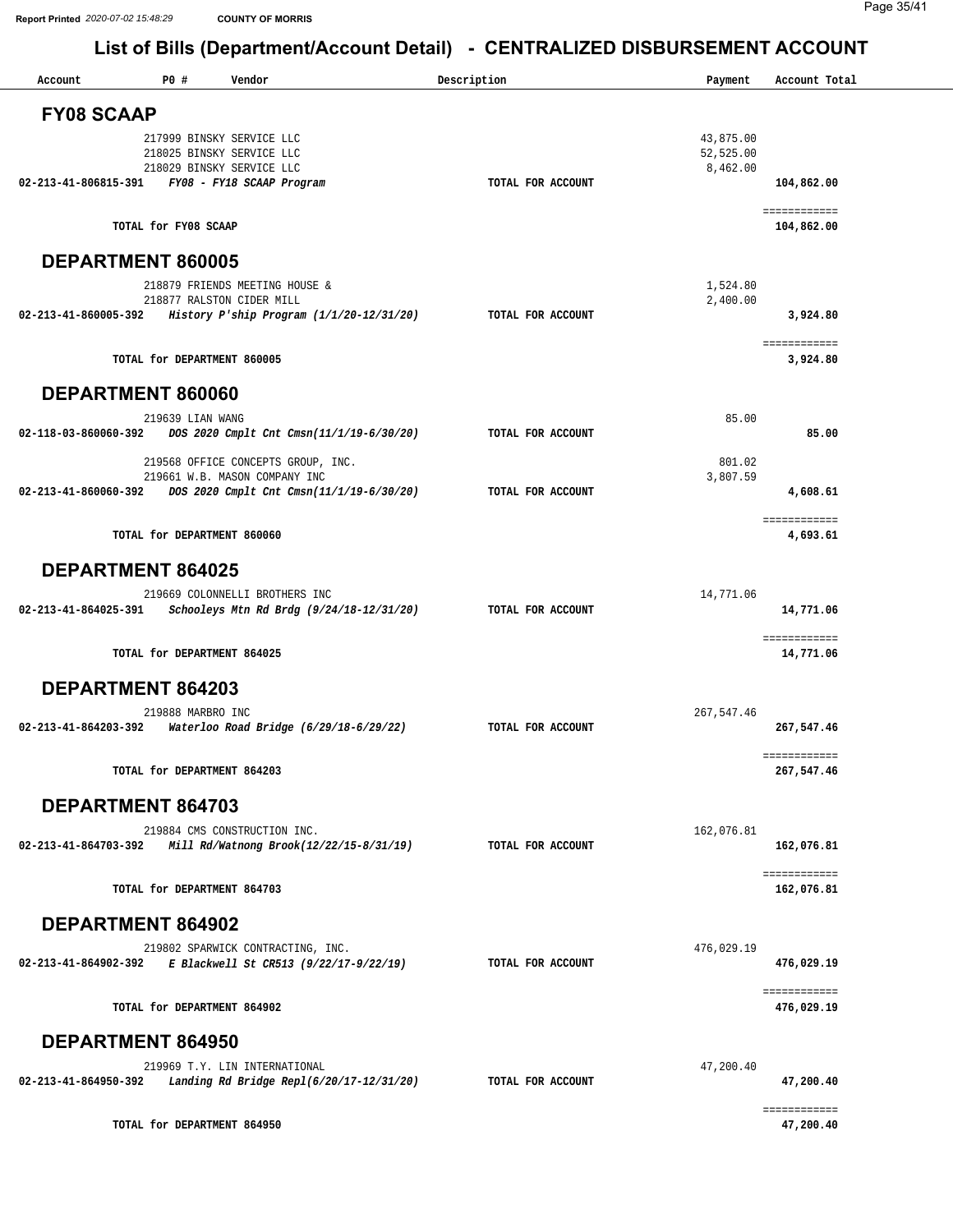Report Printed 2020-07-02 15:48:29 COUNTY OF MORRIS

# List of Bills (Department/Account Detail) - CENTRALIZED DISBURSEMENT ACCOUNT

| Account | PO # | Vendor | Description | Payment | Account Total |
|---|---|---|---|---|---|

## FY08 SCAAP

| Account | PO # | Vendor | Description | Payment | Account Total |
|---|---|---|---|---|---|
| | 217999 | BINSKY SERVICE LLC | | 43,875.00 | |
| | 218025 | BINSKY SERVICE LLC | | 52,525.00 | |
| | 218029 | BINSKY SERVICE LLC | | 8,462.00 | |
| **02-213-41-806815-391** | | ***FY08 - FY18 SCAAP Program*** | **TOTAL FOR ACCOUNT** | | **104,862.00** |
| | **TOTAL for FY08 SCAAP** | | | | **104,862.00** |

## DEPARTMENT 860005

| Account | PO # | Vendor | Description | Payment | Account Total |
|---|---|---|---|---|---|
| | 218879 | FRIENDS MEETING HOUSE & | | 1,524.80 | |
| | 218877 | RALSTON CIDER MILL | | 2,400.00 | |
| **02-213-41-860005-392** | | ***History P'ship Program (1/1/20-12/31/20)*** | **TOTAL FOR ACCOUNT** | | **3,924.80** |
| | **TOTAL for DEPARTMENT 860005** | | | | **3,924.80** |

## DEPARTMENT 860060

| Account | PO # | Vendor | Description | Payment | Account Total |
|---|---|---|---|---|---|
| | 219639 | LIAN WANG | | 85.00 | |
| **02-118-03-860060-392** | | ***DOS 2020 Cmplt Cnt Cmsn(11/1/19-6/30/20)*** | **TOTAL FOR ACCOUNT** | | **85.00** |
| | 219568 | OFFICE CONCEPTS GROUP, INC. | | 801.02 | |
| | 219661 | W.B. MASON COMPANY INC | | 3,807.59 | |
| **02-213-41-860060-392** | | ***DOS 2020 Cmplt Cnt Cmsn(11/1/19-6/30/20)*** | **TOTAL FOR ACCOUNT** | | **4,608.61** |
| | **TOTAL for DEPARTMENT 860060** | | | | **4,693.61** |

## DEPARTMENT 864025

| Account | PO # | Vendor | Description | Payment | Account Total |
|---|---|---|---|---|---|
| | 219669 | COLONNELLI BROTHERS INC | | 14,771.06 | |
| **02-213-41-864025-391** | | ***Schooleys Mtn Rd Brdg (9/24/18-12/31/20)*** | **TOTAL FOR ACCOUNT** | | **14,771.06** |
| | **TOTAL for DEPARTMENT 864025** | | | | **14,771.06** |

## DEPARTMENT 864203

| Account | PO # | Vendor | Description | Payment | Account Total |
|---|---|---|---|---|---|
| | 219888 | MARBRO INC | | 267,547.46 | |
| **02-213-41-864203-392** | | ***Waterloo Road Bridge (6/29/18-6/29/22)*** | **TOTAL FOR ACCOUNT** | | **267,547.46** |
| | **TOTAL for DEPARTMENT 864203** | | | | **267,547.46** |

## DEPARTMENT 864703

| Account | PO # | Vendor | Description | Payment | Account Total |
|---|---|---|---|---|---|
| | 219884 | CMS CONSTRUCTION INC. | | 162,076.81 | |
| **02-213-41-864703-392** | | ***Mill Rd/Watnong Brook(12/22/15-8/31/19)*** | **TOTAL FOR ACCOUNT** | | **162,076.81** |
| | **TOTAL for DEPARTMENT 864703** | | | | **162,076.81** |

## DEPARTMENT 864902

| Account | PO # | Vendor | Description | Payment | Account Total |
|---|---|---|---|---|---|
| | 219802 | SPARWICK CONTRACTING, INC. | | 476,029.19 | |
| **02-213-41-864902-392** | | ***E Blackwell St CR513 (9/22/17-9/22/19)*** | **TOTAL FOR ACCOUNT** | | **476,029.19** |
| | **TOTAL for DEPARTMENT 864902** | | | | **476,029.19** |

## DEPARTMENT 864950

| Account | PO # | Vendor | Description | Payment | Account Total |
|---|---|---|---|---|---|
| | 219969 | T.Y. LIN INTERNATIONAL | | 47,200.40 | |
| **02-213-41-864950-392** | | ***Landing Rd Bridge Repl(6/20/17-12/31/20)*** | **TOTAL FOR ACCOUNT** | | **47,200.40** |
| | **TOTAL for DEPARTMENT 864950** | | | | **47,200.40** |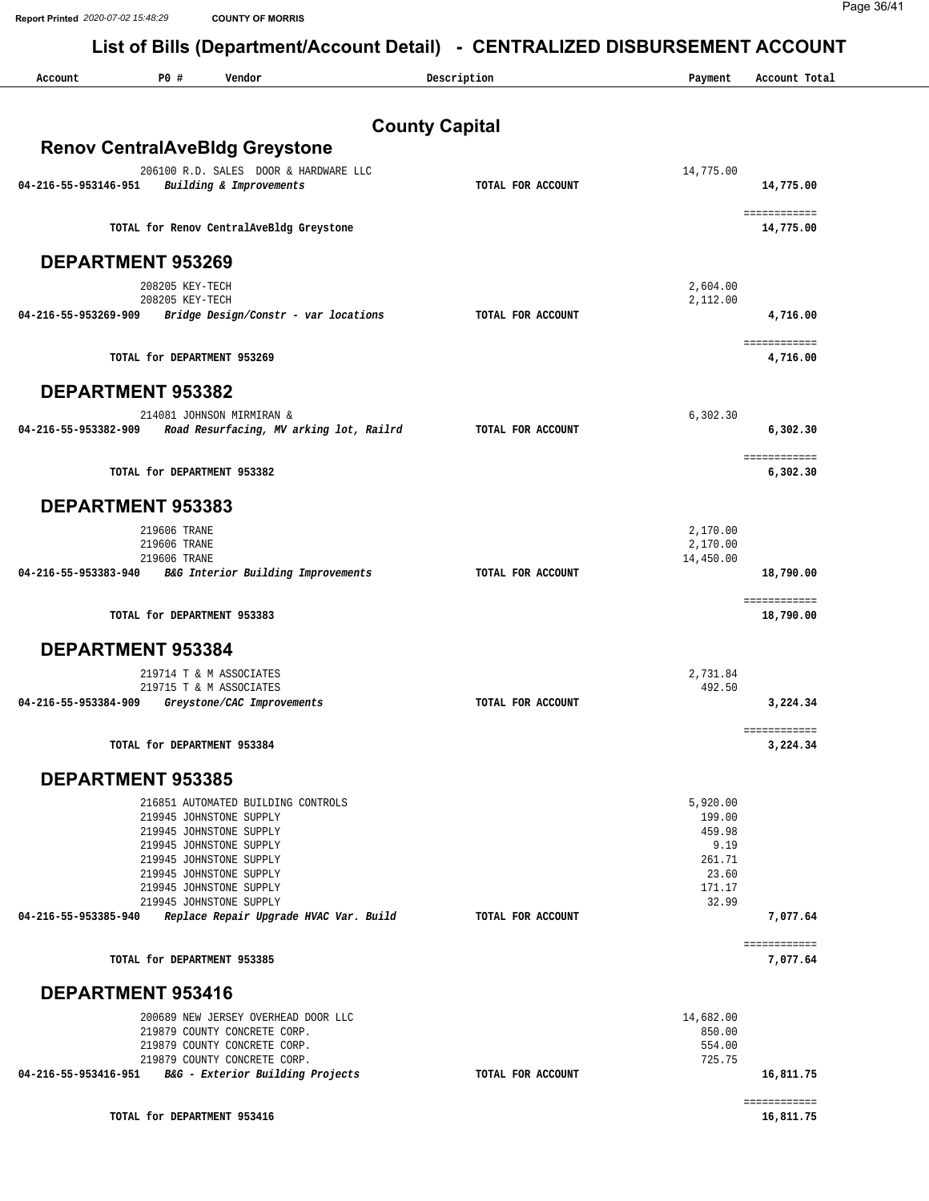Report Printed 2020-07-02 15:48:29 COUNTY OF MORRIS

# List of Bills (Department/Account Detail) - CENTRALIZED DISBURSEMENT ACCOUNT

## County Capital

### Renov CentralAveBldg Greystone

| Account | PO # | Vendor | Description | Payment | Account Total |
|---|---|---|---|---|---|
| | 206100 | R.D. SALES DOOR & HARDWARE LLC | | 14,775.00 | |
| **04-216-55-953146-951** | | ***Building & Improvements*** | **TOTAL FOR ACCOUNT** | | **14,775.00** |
| | | **TOTAL for Renov CentralAveBldg Greystone** | | | **14,775.00** |

### DEPARTMENT 953269

| Account | PO # | Vendor | Description | Payment | Account Total |
|---|---|---|---|---|---|
| | 208205 | KEY-TECH | | 2,604.00 | |
| | 208205 | KEY-TECH | | 2,112.00 | |
| **04-216-55-953269-909** | | ***Bridge Design/Constr - var locations*** | **TOTAL FOR ACCOUNT** | | **4,716.00** |
| | | **TOTAL for DEPARTMENT 953269** | | | **4,716.00** |

### DEPARTMENT 953382

| Account | PO # | Vendor | Description | Payment | Account Total |
|---|---|---|---|---|---|
| | 214081 | JOHNSON MIRMIRAN & | | 6,302.30 | |
| **04-216-55-953382-909** | | ***Road Resurfacing, MV arking lot, Railrd*** | **TOTAL FOR ACCOUNT** | | **6,302.30** |
| | | **TOTAL for DEPARTMENT 953382** | | | **6,302.30** |

### DEPARTMENT 953383

| Account | PO # | Vendor | Description | Payment | Account Total |
|---|---|---|---|---|---|
| | 219606 | TRANE | | 2,170.00 | |
| | 219606 | TRANE | | 2,170.00 | |
| | 219606 | TRANE | | 14,450.00 | |
| **04-216-55-953383-940** | | ***B&G Interior Building Improvements*** | **TOTAL FOR ACCOUNT** | | **18,790.00** |
| | | **TOTAL for DEPARTMENT 953383** | | | **18,790.00** |

### DEPARTMENT 953384

| Account | PO # | Vendor | Description | Payment | Account Total |
|---|---|---|---|---|---|
| | 219714 | T & M ASSOCIATES | | 2,731.84 | |
| | 219715 | T & M ASSOCIATES | | 492.50 | |
| **04-216-55-953384-909** | | ***Greystone/CAC Improvements*** | **TOTAL FOR ACCOUNT** | | **3,224.34** |
| | | **TOTAL for DEPARTMENT 953384** | | | **3,224.34** |

### DEPARTMENT 953385

| Account | PO # | Vendor | Description | Payment | Account Total |
|---|---|---|---|---|---|
| | 216851 | AUTOMATED BUILDING CONTROLS | | 5,920.00 | |
| | 219945 | JOHNSTONE SUPPLY | | 199.00 | |
| | 219945 | JOHNSTONE SUPPLY | | 459.98 | |
| | 219945 | JOHNSTONE SUPPLY | | 9.19 | |
| | 219945 | JOHNSTONE SUPPLY | | 261.71 | |
| | 219945 | JOHNSTONE SUPPLY | | 23.60 | |
| | 219945 | JOHNSTONE SUPPLY | | 171.17 | |
| | 219945 | JOHNSTONE SUPPLY | | 32.99 | |
| **04-216-55-953385-940** | | ***Replace Repair Upgrade HVAC Var. Build*** | **TOTAL FOR ACCOUNT** | | **7,077.64** |
| | | **TOTAL for DEPARTMENT 953385** | | | **7,077.64** |

### DEPARTMENT 953416

| Account | PO # | Vendor | Description | Payment | Account Total |
|---|---|---|---|---|---|
| | 200689 | NEW JERSEY OVERHEAD DOOR LLC | | 14,682.00 | |
| | 219879 | COUNTY CONCRETE CORP. | | 850.00 | |
| | 219879 | COUNTY CONCRETE CORP. | | 554.00 | |
| | 219879 | COUNTY CONCRETE CORP. | | 725.75 | |
| **04-216-55-953416-951** | | ***B&G - Exterior Building Projects*** | **TOTAL FOR ACCOUNT** | | **16,811.75** |
| | | **TOTAL for DEPARTMENT 953416** | | | **16,811.75** |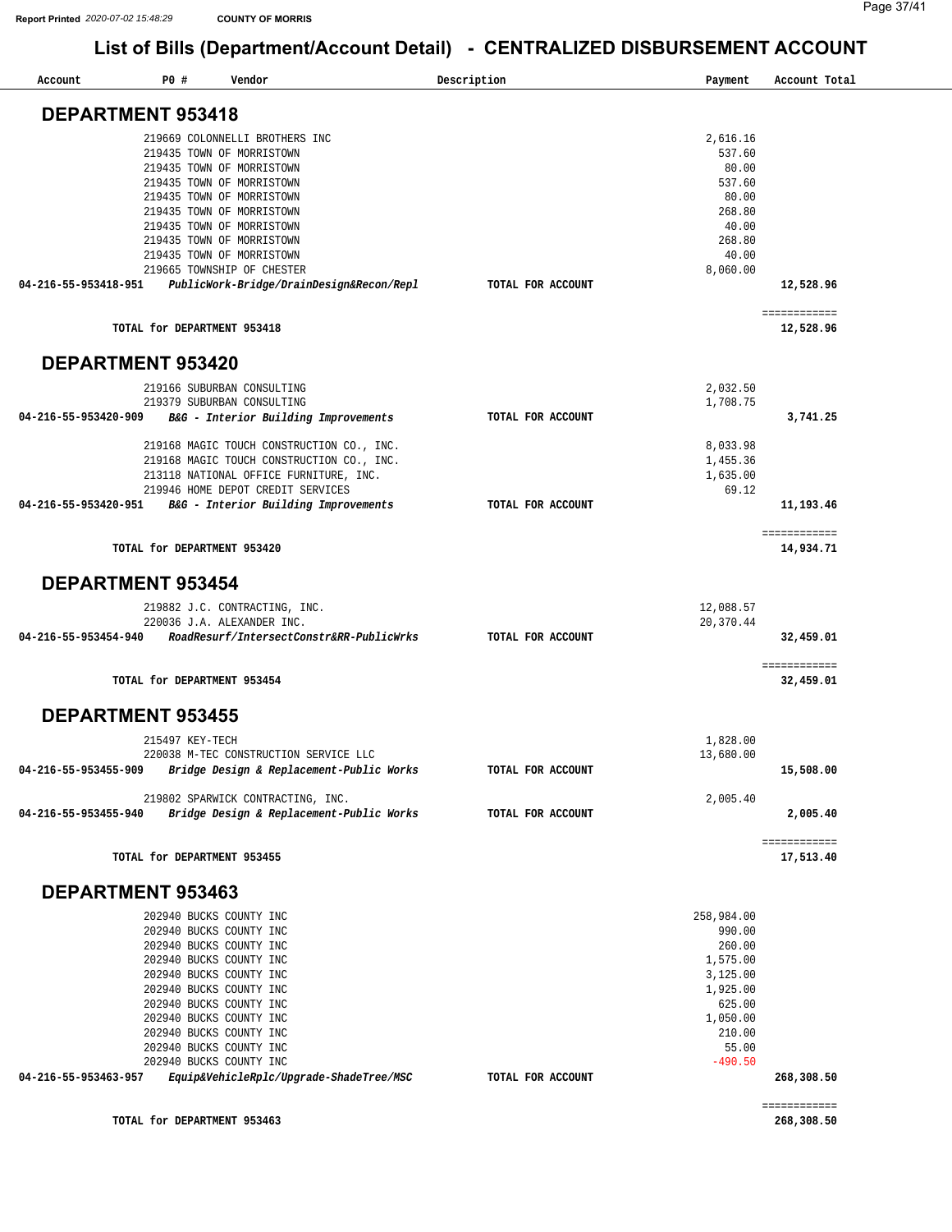# List of Bills (Department/Account Detail) - CENTRALIZED DISBURSEMENT ACCOUNT

| Account | PO # Vendor | Description | Payment | Account Total |
|---|---|---|---|---|

## DEPARTMENT 953418

| Account | PO # Vendor | Description | Payment | Account Total |
|---|---|---|---|---|
| | 219669 COLONNELLI BROTHERS INC | | 2,616.16 | |
| | 219435 TOWN OF MORRISTOWN | | 537.60 | |
| | 219435 TOWN OF MORRISTOWN | | 80.00 | |
| | 219435 TOWN OF MORRISTOWN | | 537.60 | |
| | 219435 TOWN OF MORRISTOWN | | 80.00 | |
| | 219435 TOWN OF MORRISTOWN | | 268.80 | |
| | 219435 TOWN OF MORRISTOWN | | 40.00 | |
| | 219435 TOWN OF MORRISTOWN | | 268.80 | |
| | 219435 TOWN OF MORRISTOWN | | 40.00 | |
| | 219665 TOWNSHIP OF CHESTER | | 8,060.00 | |
| **04-216-55-953418-951** | ***PublicWork-Bridge/DrainDesign&Recon/Repl*** | **TOTAL FOR ACCOUNT** | | **12,528.96** |

**TOTAL for DEPARTMENT 953418** — **12,528.96**

## DEPARTMENT 953420

| Account | PO # Vendor | Description | Payment | Account Total |
|---|---|---|---|---|
| | 219166 SUBURBAN CONSULTING | | 2,032.50 | |
| | 219379 SUBURBAN CONSULTING | | 1,708.75 | |
| **04-216-55-953420-909** | ***B&G - Interior Building Improvements*** | **TOTAL FOR ACCOUNT** | | **3,741.25** |
| | 219168 MAGIC TOUCH CONSTRUCTION CO., INC. | | 8,033.98 | |
| | 219168 MAGIC TOUCH CONSTRUCTION CO., INC. | | 1,455.36 | |
| | 213118 NATIONAL OFFICE FURNITURE, INC. | | 1,635.00 | |
| | 219946 HOME DEPOT CREDIT SERVICES | | 69.12 | |
| **04-216-55-953420-951** | ***B&G - Interior Building Improvements*** | **TOTAL FOR ACCOUNT** | | **11,193.46** |

**TOTAL for DEPARTMENT 953420** — **14,934.71**

## DEPARTMENT 953454

| Account | PO # Vendor | Description | Payment | Account Total |
|---|---|---|---|---|
| | 219882 J.C. CONTRACTING, INC. | | 12,088.57 | |
| | 220036 J.A. ALEXANDER INC. | | 20,370.44 | |
| **04-216-55-953454-940** | ***RoadResurf/IntersectConstr&RR-PublicWrks*** | **TOTAL FOR ACCOUNT** | | **32,459.01** |

**TOTAL for DEPARTMENT 953454** — **32,459.01**

## DEPARTMENT 953455

| Account | PO # Vendor | Description | Payment | Account Total |
|---|---|---|---|---|
| | 215497 KEY-TECH | | 1,828.00 | |
| | 220038 M-TEC CONSTRUCTION SERVICE LLC | | 13,680.00 | |
| **04-216-55-953455-909** | ***Bridge Design & Replacement-Public Works*** | **TOTAL FOR ACCOUNT** | | **15,508.00** |
| | 219802 SPARWICK CONTRACTING, INC. | | 2,005.40 | |
| **04-216-55-953455-940** | ***Bridge Design & Replacement-Public Works*** | **TOTAL FOR ACCOUNT** | | **2,005.40** |

**TOTAL for DEPARTMENT 953455** — **17,513.40**

## DEPARTMENT 953463

| Account | PO # Vendor | Description | Payment | Account Total |
|---|---|---|---|---|
| | 202940 BUCKS COUNTY INC | | 258,984.00 | |
| | 202940 BUCKS COUNTY INC | | 990.00 | |
| | 202940 BUCKS COUNTY INC | | 260.00 | |
| | 202940 BUCKS COUNTY INC | | 1,575.00 | |
| | 202940 BUCKS COUNTY INC | | 3,125.00 | |
| | 202940 BUCKS COUNTY INC | | 1,925.00 | |
| | 202940 BUCKS COUNTY INC | | 625.00 | |
| | 202940 BUCKS COUNTY INC | | 1,050.00 | |
| | 202940 BUCKS COUNTY INC | | 210.00 | |
| | 202940 BUCKS COUNTY INC | | 55.00 | |
| | 202940 BUCKS COUNTY INC | | -490.50 | |
| **04-216-55-953463-957** | ***Equip&VehicleRplc/Upgrade-ShadeTree/MSC*** | **TOTAL FOR ACCOUNT** | | **268,308.50** |

**TOTAL for DEPARTMENT 953463** — **268,308.50**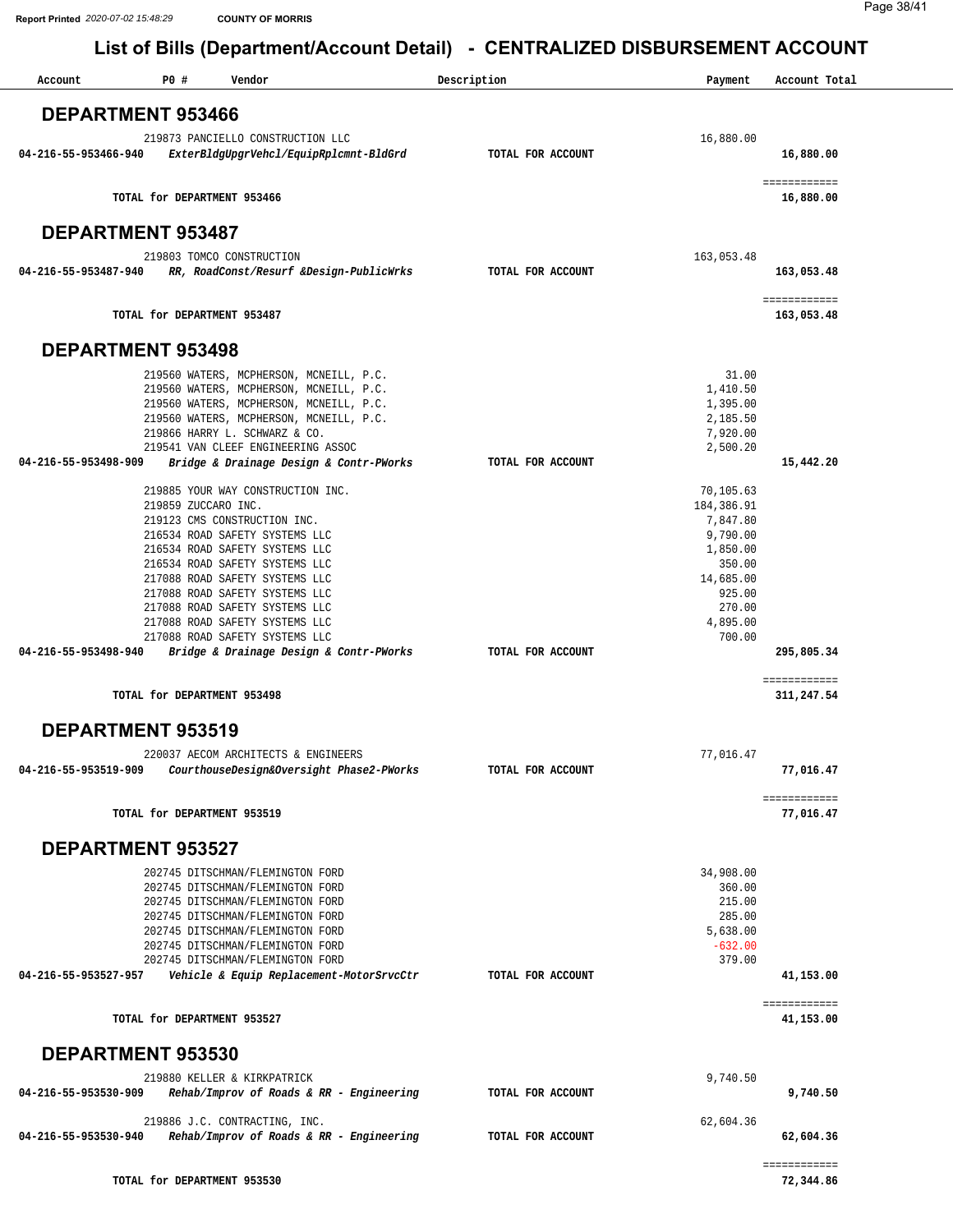# List of Bills (Department/Account Detail) - CENTRALIZED DISBURSEMENT ACCOUNT

| Account | PO # | Vendor | Description | Payment | Account Total |
|---|---|---|---|---|---|

## DEPARTMENT 953466

| Account | PO # | Vendor | Description | Payment | Account Total |
|---|---|---|---|---|---|
| | 219873 | PANCIELLO CONSTRUCTION LLC | | 16,880.00 | |
| **04-216-55-953466-940** | | ***ExterBldgUpgrVehcl/EquipRplcmnt-BldGrd*** | **TOTAL FOR ACCOUNT** | | **16,880.00** |
| | | **TOTAL for DEPARTMENT 953466** | | | **16,880.00** |

## DEPARTMENT 953487

| Account | PO # | Vendor | Description | Payment | Account Total |
|---|---|---|---|---|---|
| | 219803 | TOMCO CONSTRUCTION | | 163,053.48 | |
| **04-216-55-953487-940** | | ***RR, RoadConst/Resurf &Design-PublicWrks*** | **TOTAL FOR ACCOUNT** | | **163,053.48** |
| | | **TOTAL for DEPARTMENT 953487** | | | **163,053.48** |

## DEPARTMENT 953498

| Account | PO # | Vendor | Description | Payment | Account Total |
|---|---|---|---|---|---|
| | 219560 | WATERS, MCPHERSON, MCNEILL, P.C. | | 31.00 | |
| | 219560 | WATERS, MCPHERSON, MCNEILL, P.C. | | 1,410.50 | |
| | 219560 | WATERS, MCPHERSON, MCNEILL, P.C. | | 1,395.00 | |
| | 219560 | WATERS, MCPHERSON, MCNEILL, P.C. | | 2,185.50 | |
| | 219866 | HARRY L. SCHWARZ & CO. | | 7,920.00 | |
| | 219541 | VAN CLEEF ENGINEERING ASSOC | | 2,500.20 | |
| **04-216-55-953498-909** | | ***Bridge & Drainage Design & Contr-PWorks*** | **TOTAL FOR ACCOUNT** | | **15,442.20** |
| | 219885 | YOUR WAY CONSTRUCTION INC. | | 70,105.63 | |
| | 219859 | ZUCCARO INC. | | 184,386.91 | |
| | 219123 | CMS CONSTRUCTION INC. | | 7,847.80 | |
| | 216534 | ROAD SAFETY SYSTEMS LLC | | 9,790.00 | |
| | 216534 | ROAD SAFETY SYSTEMS LLC | | 1,850.00 | |
| | 216534 | ROAD SAFETY SYSTEMS LLC | | 350.00 | |
| | 217088 | ROAD SAFETY SYSTEMS LLC | | 14,685.00 | |
| | 217088 | ROAD SAFETY SYSTEMS LLC | | 925.00 | |
| | 217088 | ROAD SAFETY SYSTEMS LLC | | 270.00 | |
| | 217088 | ROAD SAFETY SYSTEMS LLC | | 4,895.00 | |
| | 217088 | ROAD SAFETY SYSTEMS LLC | | 700.00 | |
| **04-216-55-953498-940** | | ***Bridge & Drainage Design & Contr-PWorks*** | **TOTAL FOR ACCOUNT** | | **295,805.34** |
| | | **TOTAL for DEPARTMENT 953498** | | | **311,247.54** |

## DEPARTMENT 953519

| Account | PO # | Vendor | Description | Payment | Account Total |
|---|---|---|---|---|---|
| | 220037 | AECOM ARCHITECTS & ENGINEERS | | 77,016.47 | |
| **04-216-55-953519-909** | | ***CourthouseDesign&Oversight Phase2-PWorks*** | **TOTAL FOR ACCOUNT** | | **77,016.47** |
| | | **TOTAL for DEPARTMENT 953519** | | | **77,016.47** |

## DEPARTMENT 953527

| Account | PO # | Vendor | Description | Payment | Account Total |
|---|---|---|---|---|---|
| | 202745 | DITSCHMAN/FLEMINGTON FORD | | 34,908.00 | |
| | 202745 | DITSCHMAN/FLEMINGTON FORD | | 360.00 | |
| | 202745 | DITSCHMAN/FLEMINGTON FORD | | 215.00 | |
| | 202745 | DITSCHMAN/FLEMINGTON FORD | | 285.00 | |
| | 202745 | DITSCHMAN/FLEMINGTON FORD | | 5,638.00 | |
| | 202745 | DITSCHMAN/FLEMINGTON FORD | | -632.00 | |
| | 202745 | DITSCHMAN/FLEMINGTON FORD | | 379.00 | |
| **04-216-55-953527-957** | | ***Vehicle & Equip Replacement-MotorSrvcCtr*** | **TOTAL FOR ACCOUNT** | | **41,153.00** |
| | | **TOTAL for DEPARTMENT 953527** | | | **41,153.00** |

## DEPARTMENT 953530

| Account | PO # | Vendor | Description | Payment | Account Total |
|---|---|---|---|---|---|
| | 219880 | KELLER & KIRKPATRICK | | 9,740.50 | |
| **04-216-55-953530-909** | | ***Rehab/Improv of Roads & RR - Engineering*** | **TOTAL FOR ACCOUNT** | | **9,740.50** |
| | 219886 | J.C. CONTRACTING, INC. | | 62,604.36 | |
| **04-216-55-953530-940** | | ***Rehab/Improv of Roads & RR - Engineering*** | **TOTAL FOR ACCOUNT** | | **62,604.36** |
| | | **TOTAL for DEPARTMENT 953530** | | | **72,344.86** |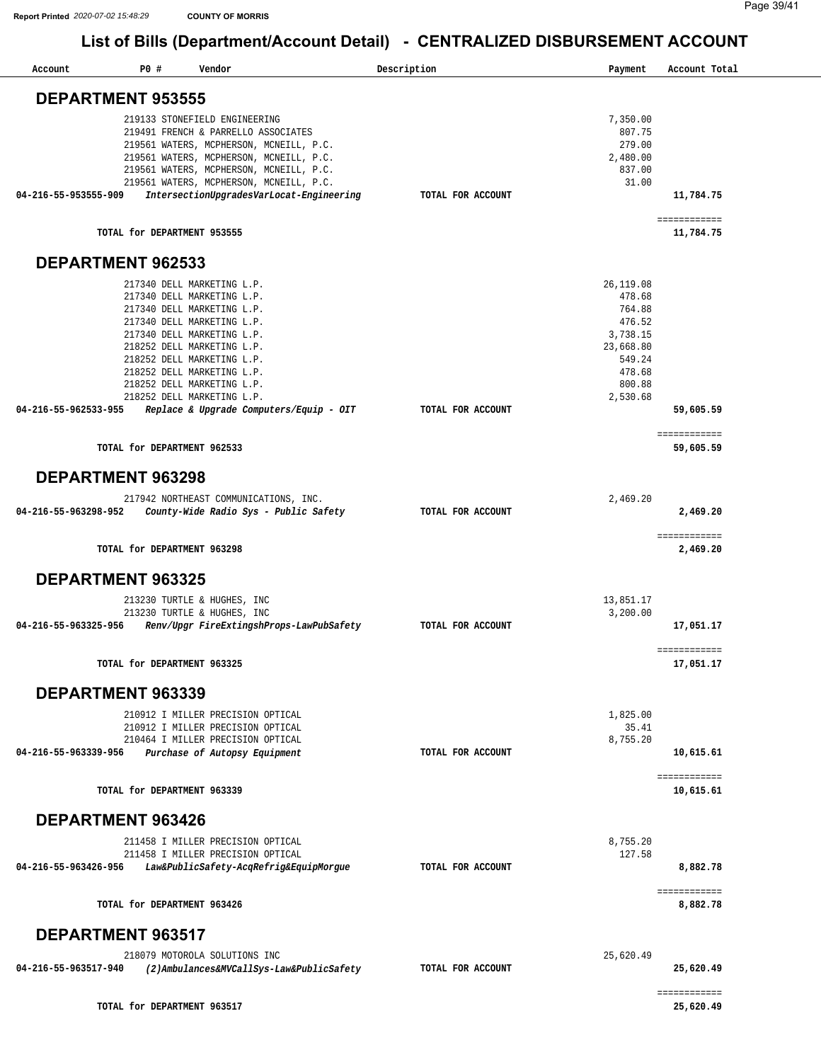Report Printed 2020-07-02 15:48:29 **COUNTY OF MORRIS**

# List of Bills (Department/Account Detail) - CENTRALIZED DISBURSEMENT ACCOUNT

| Account | PO # | Vendor | Description | Payment | Account Total |
|---|---|---|---|---|---|

## DEPARTMENT 953555

| Account | PO # | Vendor | Description | Payment | Account Total |
|---|---|---|---|---|---|
| | 219133 | STONEFIELD ENGINEERING | | 7,350.00 | |
| | 219491 | FRENCH & PARRELLO ASSOCIATES | | 807.75 | |
| | 219561 | WATERS, MCPHERSON, MCNEILL, P.C. | | 279.00 | |
| | 219561 | WATERS, MCPHERSON, MCNEILL, P.C. | | 2,480.00 | |
| | 219561 | WATERS, MCPHERSON, MCNEILL, P.C. | | 837.00 | |
| | 219561 | WATERS, MCPHERSON, MCNEILL, P.C. | | 31.00 | |
| **04-216-55-953555-909** | | *IntersectionUpgradesVarLocat-Engineering* | TOTAL FOR ACCOUNT | | **11,784.75** |
| | | TOTAL for DEPARTMENT 953555 | | | **11,784.75** |

## DEPARTMENT 962533

| Account | PO # | Vendor | Description | Payment | Account Total |
|---|---|---|---|---|---|
| | 217340 | DELL MARKETING L.P. | | 26,119.08 | |
| | 217340 | DELL MARKETING L.P. | | 478.68 | |
| | 217340 | DELL MARKETING L.P. | | 764.88 | |
| | 217340 | DELL MARKETING L.P. | | 476.52 | |
| | 217340 | DELL MARKETING L.P. | | 3,738.15 | |
| | 218252 | DELL MARKETING L.P. | | 23,668.80 | |
| | 218252 | DELL MARKETING L.P. | | 549.24 | |
| | 218252 | DELL MARKETING L.P. | | 478.68 | |
| | 218252 | DELL MARKETING L.P. | | 800.88 | |
| | 218252 | DELL MARKETING L.P. | | 2,530.68 | |
| **04-216-55-962533-955** | | *Replace & Upgrade Computers/Equip - OIT* | TOTAL FOR ACCOUNT | | **59,605.59** |
| | | TOTAL for DEPARTMENT 962533 | | | **59,605.59** |

## DEPARTMENT 963298

| Account | PO # | Vendor | Description | Payment | Account Total |
|---|---|---|---|---|---|
| | 217942 | NORTHEAST COMMUNICATIONS, INC. | | 2,469.20 | |
| **04-216-55-963298-952** | | *County-Wide Radio Sys - Public Safety* | TOTAL FOR ACCOUNT | | **2,469.20** |
| | | TOTAL for DEPARTMENT 963298 | | | **2,469.20** |

## DEPARTMENT 963325

| Account | PO # | Vendor | Description | Payment | Account Total |
|---|---|---|---|---|---|
| | 213230 | TURTLE & HUGHES, INC | | 13,851.17 | |
| | 213230 | TURTLE & HUGHES, INC | | 3,200.00 | |
| **04-216-55-963325-956** | | *Renv/Upgr FireExtingshProps-LawPubSafety* | TOTAL FOR ACCOUNT | | **17,051.17** |
| | | TOTAL for DEPARTMENT 963325 | | | **17,051.17** |

## DEPARTMENT 963339

| Account | PO # | Vendor | Description | Payment | Account Total |
|---|---|---|---|---|---|
| | 210912 | I MILLER PRECISION OPTICAL | | 1,825.00 | |
| | 210912 | I MILLER PRECISION OPTICAL | | 35.41 | |
| | 210464 | I MILLER PRECISION OPTICAL | | 8,755.20 | |
| **04-216-55-963339-956** | | *Purchase of Autopsy Equipment* | TOTAL FOR ACCOUNT | | **10,615.61** |
| | | TOTAL for DEPARTMENT 963339 | | | **10,615.61** |

## DEPARTMENT 963426

| Account | PO # | Vendor | Description | Payment | Account Total |
|---|---|---|---|---|---|
| | 211458 | I MILLER PRECISION OPTICAL | | 8,755.20 | |
| | 211458 | I MILLER PRECISION OPTICAL | | 127.58 | |
| **04-216-55-963426-956** | | *Law&PublicSafety-AcqRefrig&EquipMorgue* | TOTAL FOR ACCOUNT | | **8,882.78** |
| | | TOTAL for DEPARTMENT 963426 | | | **8,882.78** |

## DEPARTMENT 963517

| Account | PO # | Vendor | Description | Payment | Account Total |
|---|---|---|---|---|---|
| | 218079 | MOTOROLA SOLUTIONS INC | | 25,620.49 | |
| **04-216-55-963517-940** | | *(2)Ambulances&MVCallSys-Law&PublicSafety* | TOTAL FOR ACCOUNT | | **25,620.49** |
| | | TOTAL for DEPARTMENT 963517 | | | **25,620.49** |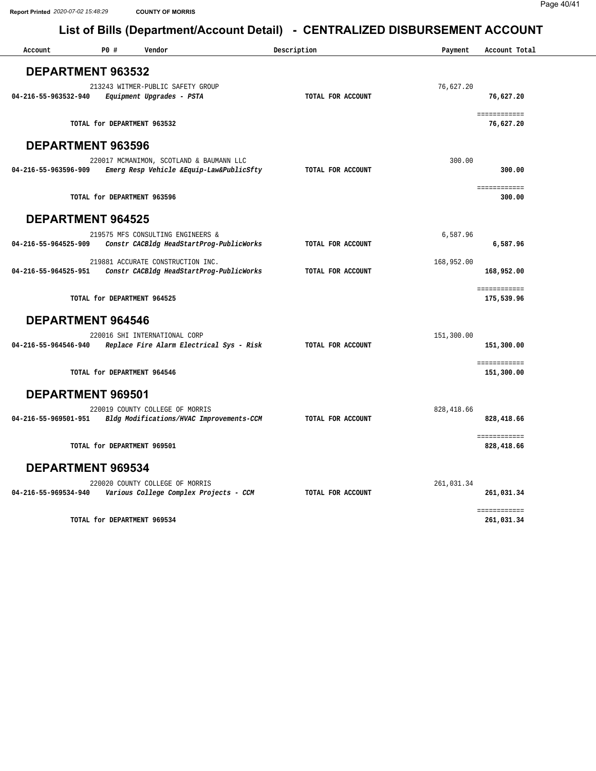Report Printed *2020-07-02 15:48:29* **COUNTY OF MORRIS**

# List of Bills (Department/Account Detail) - CENTRALIZED DISBURSEMENT ACCOUNT

| Account | PO # | Vendor | Description | Payment | Account Total |
|---|---|---|---|---|---|

## DEPARTMENT 963532

| Account | PO # | Vendor | Description | Payment | Account Total |
|---|---|---|---|---|---|
| | 213243 | WITMER-PUBLIC SAFETY GROUP | | 76,627.20 | |
| **04-216-55-963532-940** | | ***Equipment Upgrades - PSTA*** | **TOTAL FOR ACCOUNT** | | **76,627.20** |
| | | **TOTAL for DEPARTMENT 963532** | | | **76,627.20** |

## DEPARTMENT 963596

| Account | PO # | Vendor | Description | Payment | Account Total |
|---|---|---|---|---|---|
| | 220017 | MCMANIMON, SCOTLAND & BAUMANN LLC | | 300.00 | |
| **04-216-55-963596-909** | | ***Emerg Resp Vehicle &Equip-Law&PublicSfty*** | **TOTAL FOR ACCOUNT** | | **300.00** |
| | | **TOTAL for DEPARTMENT 963596** | | | **300.00** |

## DEPARTMENT 964525

| Account | PO # | Vendor | Description | Payment | Account Total |
|---|---|---|---|---|---|
| | 219575 | MFS CONSULTING ENGINEERS & | | 6,587.96 | |
| **04-216-55-964525-909** | | ***Constr CACBldg HeadStartProg-PublicWorks*** | **TOTAL FOR ACCOUNT** | | **6,587.96** |
| | 219881 | ACCURATE CONSTRUCTION INC. | | 168,952.00 | |
| **04-216-55-964525-951** | | ***Constr CACBldg HeadStartProg-PublicWorks*** | **TOTAL FOR ACCOUNT** | | **168,952.00** |
| | | **TOTAL for DEPARTMENT 964525** | | | **175,539.96** |

## DEPARTMENT 964546

| Account | PO # | Vendor | Description | Payment | Account Total |
|---|---|---|---|---|---|
| | 220016 | SHI INTERNATIONAL CORP | | 151,300.00 | |
| **04-216-55-964546-940** | | ***Replace Fire Alarm Electrical Sys - Risk*** | **TOTAL FOR ACCOUNT** | | **151,300.00** |
| | | **TOTAL for DEPARTMENT 964546** | | | **151,300.00** |

## DEPARTMENT 969501

| Account | PO # | Vendor | Description | Payment | Account Total |
|---|---|---|---|---|---|
| | 220019 | COUNTY COLLEGE OF MORRIS | | 828,418.66 | |
| **04-216-55-969501-951** | | ***Bldg Modifications/HVAC Improvements-CCM*** | **TOTAL FOR ACCOUNT** | | **828,418.66** |
| | | **TOTAL for DEPARTMENT 969501** | | | **828,418.66** |

## DEPARTMENT 969534

| Account | PO # | Vendor | Description | Payment | Account Total |
|---|---|---|---|---|---|
| | 220020 | COUNTY COLLEGE OF MORRIS | | 261,031.34 | |
| **04-216-55-969534-940** | | ***Various College Complex Projects - CCM*** | **TOTAL FOR ACCOUNT** | | **261,031.34** |
| | | **TOTAL for DEPARTMENT 969534** | | | **261,031.34** |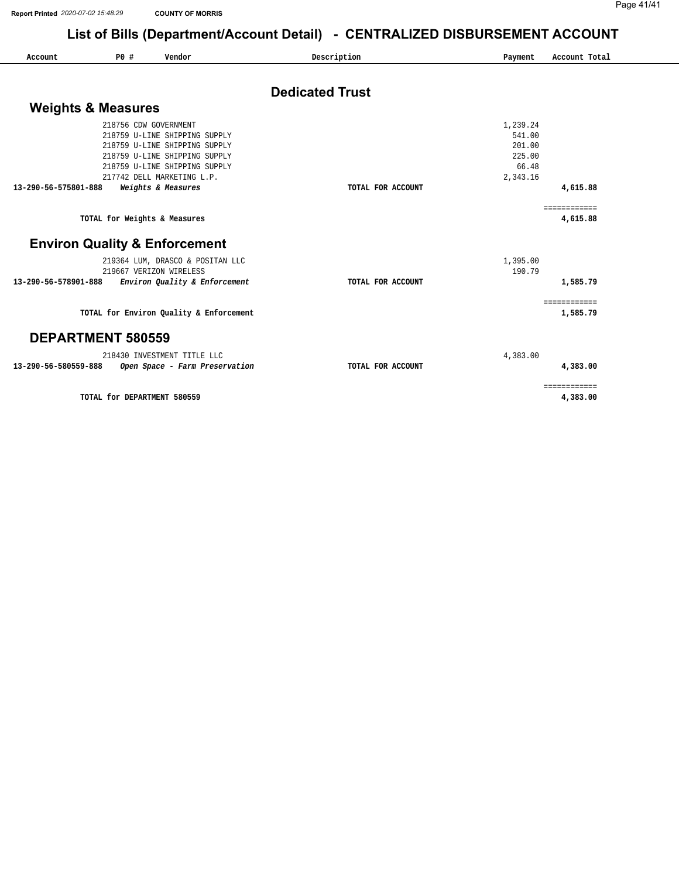# List of Bills (Department/Account Detail) - CENTRALIZED DISBURSEMENT ACCOUNT

## Dedicated Trust

### Weights & Measures

| Account | PO # | Vendor | Description | Payment | Account Total |
|---|---|---|---|---|---|
| | 218756 | CDW GOVERNMENT | | 1,239.24 | |
| | 218759 | U-LINE SHIPPING SUPPLY | | 541.00 | |
| | 218759 | U-LINE SHIPPING SUPPLY | | 201.00 | |
| | 218759 | U-LINE SHIPPING SUPPLY | | 225.00 | |
| | 218759 | U-LINE SHIPPING SUPPLY | | 66.48 | |
| | 217742 | DELL MARKETING L.P. | | 2,343.16 | |
| **13-290-56-575801-888** | | ***Weights & Measures*** | **TOTAL FOR ACCOUNT** | | **4,615.88** |
| | | **TOTAL for Weights & Measures** | | | **4,615.88** |

### Environ Quality & Enforcement

| Account | PO # | Vendor | Description | Payment | Account Total |
|---|---|---|---|---|---|
| | 219364 | LUM, DRASCO & POSITAN LLC | | 1,395.00 | |
| | 219667 | VERIZON WIRELESS | | 190.79 | |
| **13-290-56-578901-888** | | ***Environ Quality & Enforcement*** | **TOTAL FOR ACCOUNT** | | **1,585.79** |
| | | **TOTAL for Environ Quality & Enforcement** | | | **1,585.79** |

### DEPARTMENT 580559

| Account | PO # | Vendor | Description | Payment | Account Total |
|---|---|---|---|---|---|
| | 218430 | INVESTMENT TITLE LLC | | 4,383.00 | |
| **13-290-56-580559-888** | | ***Open Space - Farm Preservation*** | **TOTAL FOR ACCOUNT** | | **4,383.00** |
| | | **TOTAL for DEPARTMENT 580559** | | | **4,383.00** |